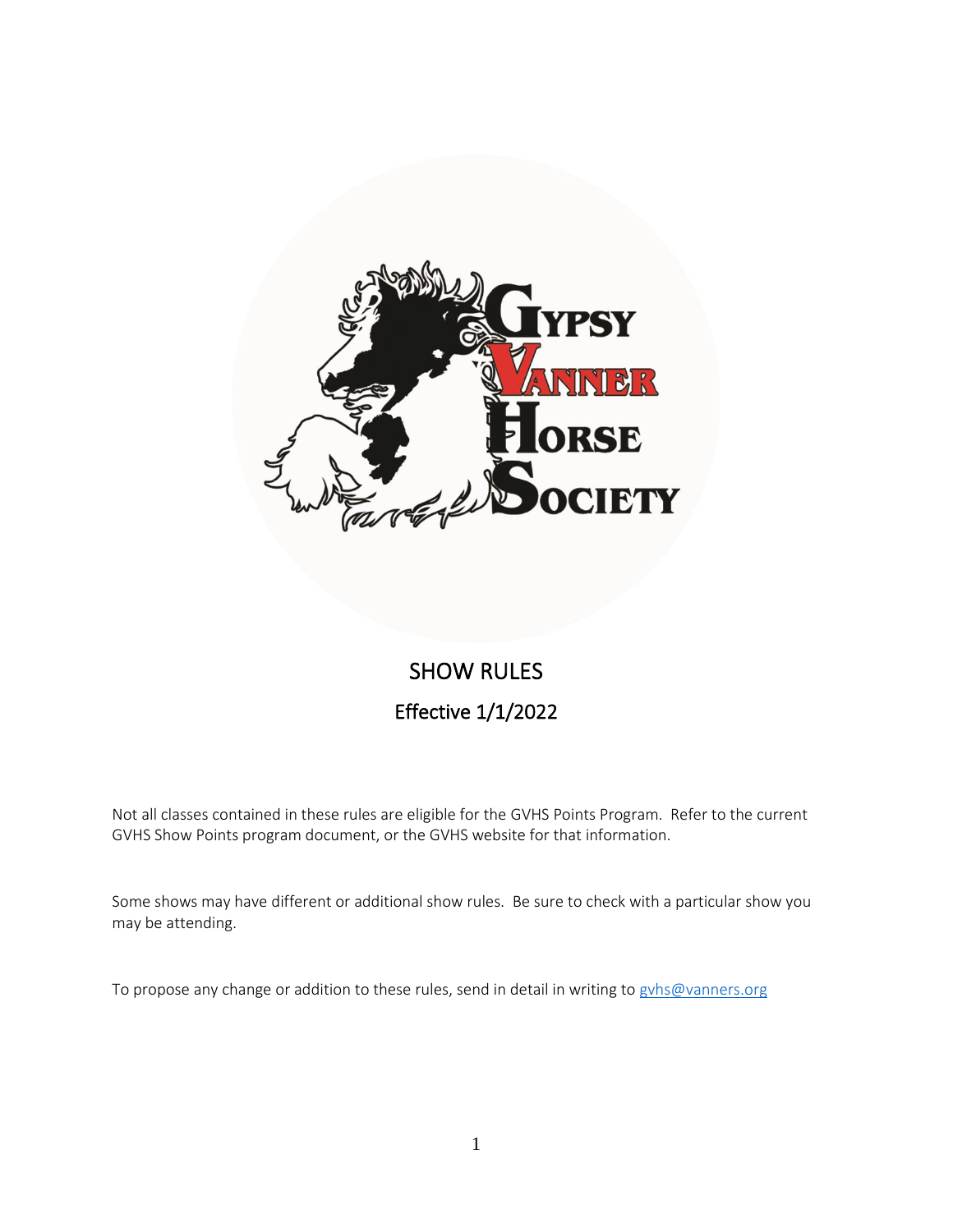# Gypsy Vanner Horse Society

## SHOW RULES

### Effective 1/1/2022

Not all classes contained in these rules are eligible for the GVHS Points Program. Refer to the current GVHS Show Points program document, or the GVHS website for that information.

Some shows may have different or additional show rules. Be sure to check with a particular show you may be attending.

To propose any change or addition to these rules, send in detail in writing to gvhs@vanners.org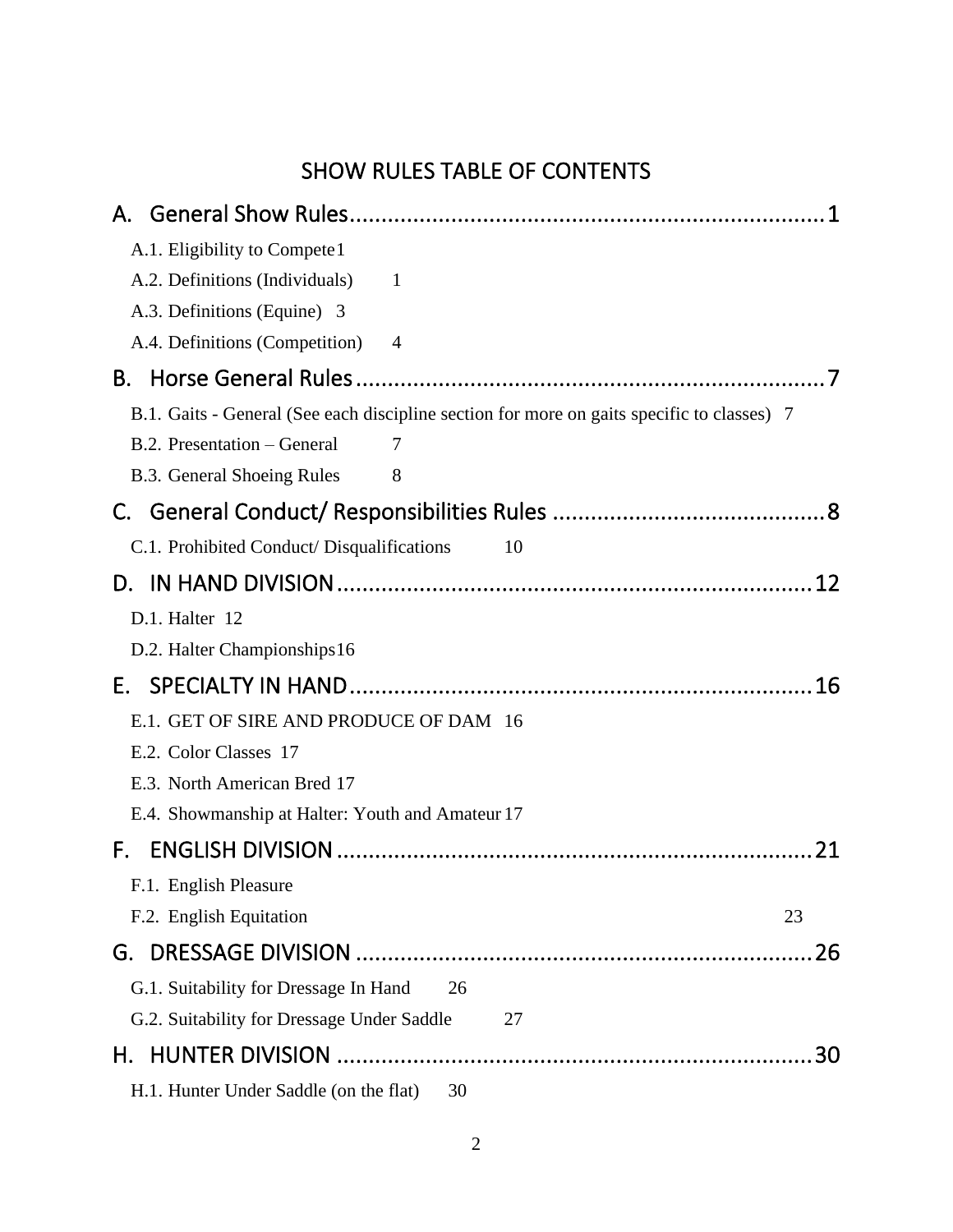# SHOW RULES TABLE OF CONTENTS

A. General Show Rules........................................................................1

- A.1. Eligibility to Compete 1
- A.2. Definitions (Individuals) 1
- A.3. Definitions (Equine) 3
- A.4. Definitions (Competition) 4

B. Horse General Rules........................................................................7

- B.1. Gaits - General (See each discipline section for more on gaits specific to classes) 7
- B.2. Presentation – General 7
- B.3. General Shoeing Rules 8

C. General Conduct/ Responsibilities Rules ........................................8

- C.1. Prohibited Conduct/ Disqualifications 10

D. IN HAND DIVISION........................................................................12

- D.1. Halter 12
- D.2. Halter Championships 16

E. SPECIALTY IN HAND.....................................................................16

- E.1. GET OF SIRE AND PRODUCE OF DAM 16
- E.2. Color Classes 17
- E.3. North American Bred 17
- E.4. Showmanship at Halter: Youth and Amateur 17

F. ENGLISH DIVISION........................................................................21

- F.1. English Pleasure
- F.2. English Equitation 23

G. DRESSAGE DIVISION....................................................................26

- G.1. Suitability for Dressage In Hand 26
- G.2. Suitability for Dressage Under Saddle 27

H. HUNTER DIVISION........................................................................30

- H.1. Hunter Under Saddle (on the flat) 30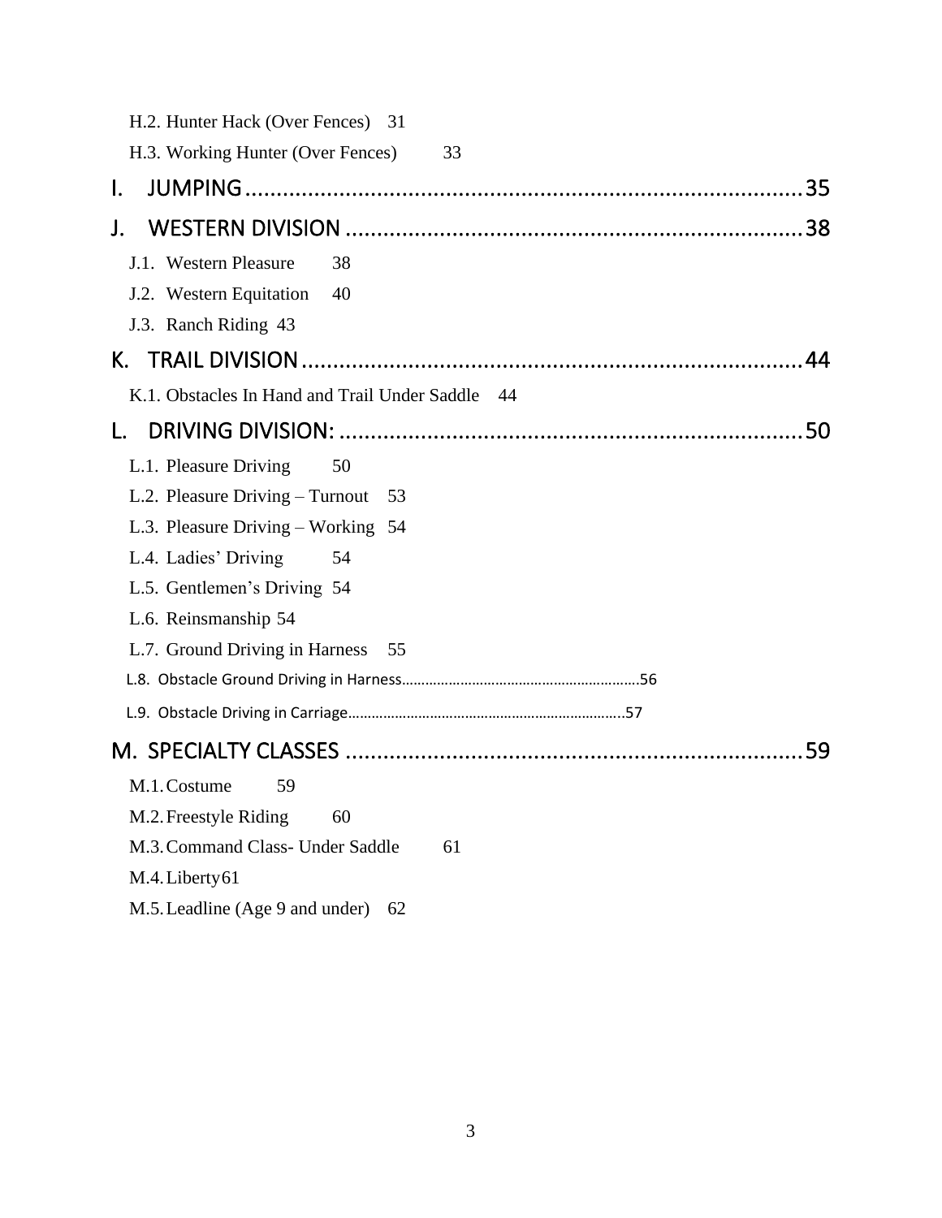H.2. Hunter Hack (Over Fences) 31

H.3. Working Hunter (Over Fences) 33

I. JUMPING ........................................................................................ 35

J. WESTERN DIVISION ........................................................................ 38

J.1. Western Pleasure 38

J.2. Western Equitation 40

J.3. Ranch Riding 43

K. TRAIL DIVISION ................................................................................ 44

K.1. Obstacles In Hand and Trail Under Saddle 44

L. DRIVING DIVISION: .......................................................................... 50

L.1. Pleasure Driving 50

L.2. Pleasure Driving – Turnout 53

L.3. Pleasure Driving – Working 54

L.4. Ladies' Driving 54

L.5. Gentlemen's Driving 54

L.6. Reinsmanship 54

L.7. Ground Driving in Harness 55

L.8. Obstacle Ground Driving in Harness............................................................56

L.9. Obstacle Driving in Carriage........................................................................57

M. SPECIALTY CLASSES ......................................................................... 59

M.1. Costume 59

M.2. Freestyle Riding 60

M.3. Command Class- Under Saddle 61

M.4. Liberty 61

M.5. Leadline (Age 9 and under) 62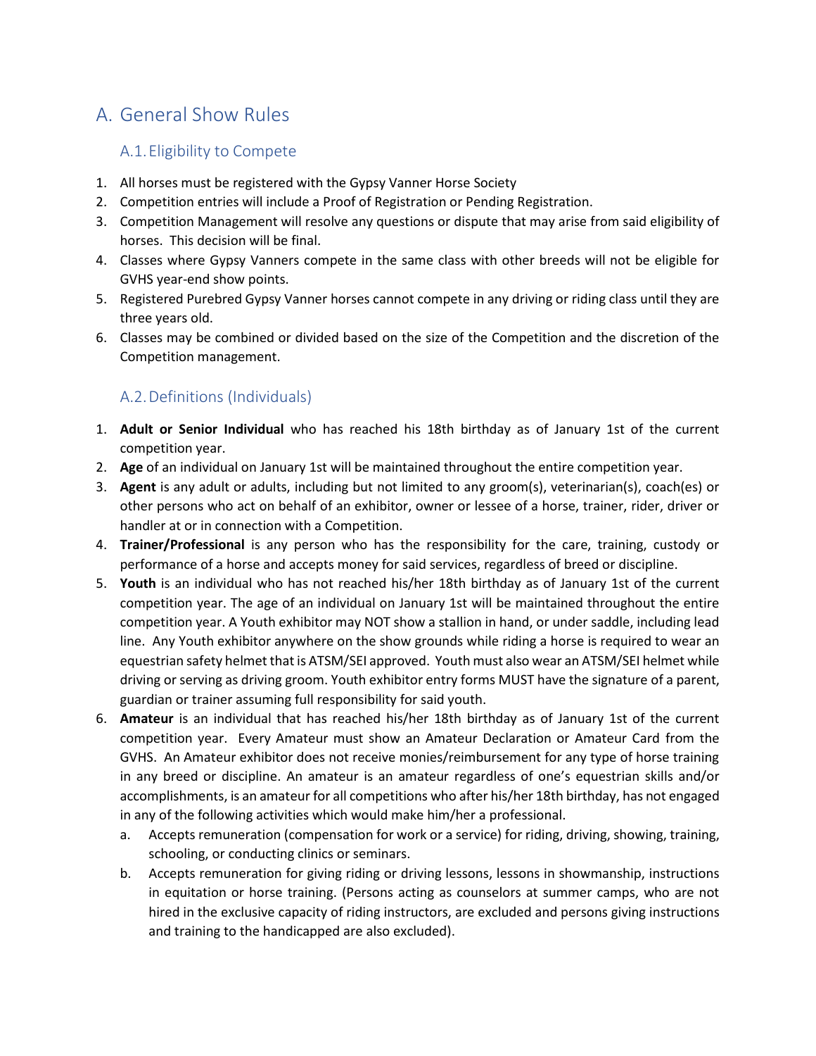# A. General Show Rules

## A.1. Eligibility to Compete

1. All horses must be registered with the Gypsy Vanner Horse Society
2. Competition entries will include a Proof of Registration or Pending Registration.
3. Competition Management will resolve any questions or dispute that may arise from said eligibility of horses. This decision will be final.
4. Classes where Gypsy Vanners compete in the same class with other breeds will not be eligible for GVHS year-end show points.
5. Registered Purebred Gypsy Vanner horses cannot compete in any driving or riding class until they are three years old.
6. Classes may be combined or divided based on the size of the Competition and the discretion of the Competition management.

## A.2. Definitions (Individuals)

1. **Adult or Senior Individual** who has reached his 18th birthday as of January 1st of the current competition year.
2. **Age** of an individual on January 1st will be maintained throughout the entire competition year.
3. **Agent** is any adult or adults, including but not limited to any groom(s), veterinarian(s), coach(es) or other persons who act on behalf of an exhibitor, owner or lessee of a horse, trainer, rider, driver or handler at or in connection with a Competition.
4. **Trainer/Professional** is any person who has the responsibility for the care, training, custody or performance of a horse and accepts money for said services, regardless of breed or discipline.
5. **Youth** is an individual who has not reached his/her 18th birthday as of January 1st of the current competition year. The age of an individual on January 1st will be maintained throughout the entire competition year. A Youth exhibitor may NOT show a stallion in hand, or under saddle, including lead line. Any Youth exhibitor anywhere on the show grounds while riding a horse is required to wear an equestrian safety helmet that is ATSM/SEI approved. Youth must also wear an ATSM/SEI helmet while driving or serving as driving groom. Youth exhibitor entry forms MUST have the signature of a parent, guardian or trainer assuming full responsibility for said youth.
6. **Amateur** is an individual that has reached his/her 18th birthday as of January 1st of the current competition year. Every Amateur must show an Amateur Declaration or Amateur Card from the GVHS. An Amateur exhibitor does not receive monies/reimbursement for any type of horse training in any breed or discipline. An amateur is an amateur regardless of one's equestrian skills and/or accomplishments, is an amateur for all competitions who after his/her 18th birthday, has not engaged in any of the following activities which would make him/her a professional.
   a. Accepts remuneration (compensation for work or a service) for riding, driving, showing, training, schooling, or conducting clinics or seminars.
   b. Accepts remuneration for giving riding or driving lessons, lessons in showmanship, instructions in equitation or horse training. (Persons acting as counselors at summer camps, who are not hired in the exclusive capacity of riding instructors, are excluded and persons giving instructions and training to the handicapped are also excluded).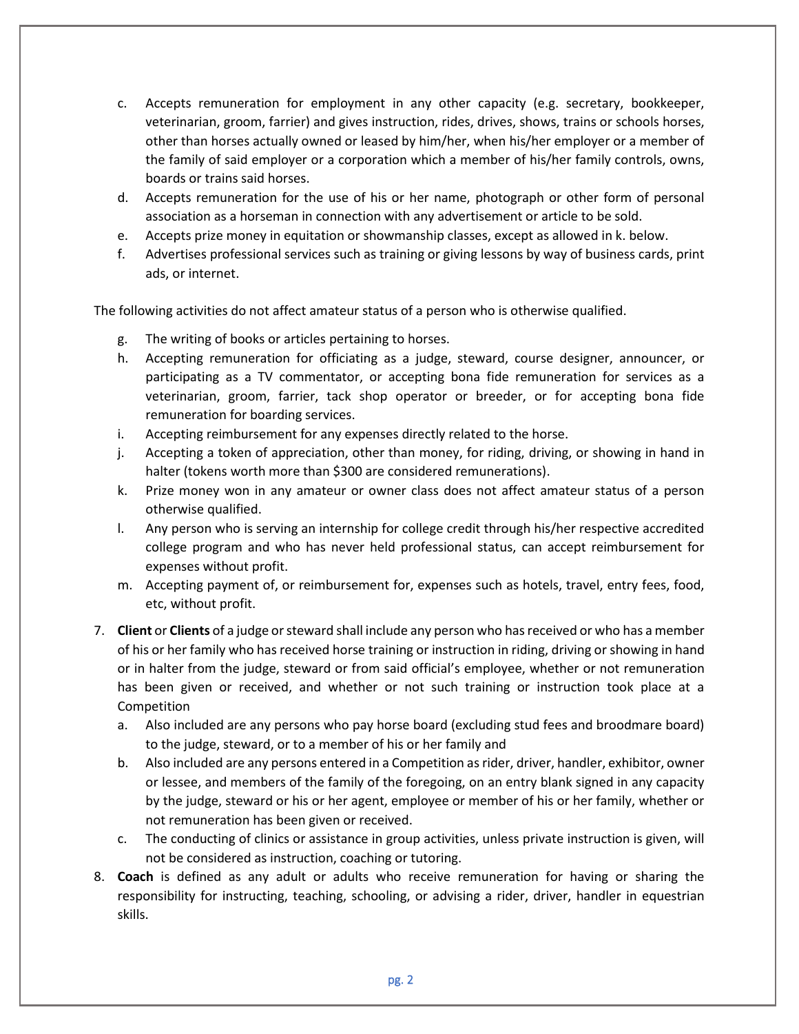c. Accepts remuneration for employment in any other capacity (e.g. secretary, bookkeeper, veterinarian, groom, farrier) and gives instruction, rides, drives, shows, trains or schools horses, other than horses actually owned or leased by him/her, when his/her employer or a member of the family of said employer or a corporation which a member of his/her family controls, owns, boards or trains said horses.
d. Accepts remuneration for the use of his or her name, photograph or other form of personal association as a horseman in connection with any advertisement or article to be sold.
e. Accepts prize money in equitation or showmanship classes, except as allowed in k. below.
f. Advertises professional services such as training or giving lessons by way of business cards, print ads, or internet.

The following activities do not affect amateur status of a person who is otherwise qualified.

g. The writing of books or articles pertaining to horses.
h. Accepting remuneration for officiating as a judge, steward, course designer, announcer, or participating as a TV commentator, or accepting bona fide remuneration for services as a veterinarian, groom, farrier, tack shop operator or breeder, or for accepting bona fide remuneration for boarding services.
i. Accepting reimbursement for any expenses directly related to the horse.
j. Accepting a token of appreciation, other than money, for riding, driving, or showing in hand in halter (tokens worth more than $300 are considered remunerations).
k. Prize money won in any amateur or owner class does not affect amateur status of a person otherwise qualified.
l. Any person who is serving an internship for college credit through his/her respective accredited college program and who has never held professional status, can accept reimbursement for expenses without profit.
m. Accepting payment of, or reimbursement for, expenses such as hotels, travel, entry fees, food, etc, without profit.

7. **Client** or **Clients** of a judge or steward shall include any person who has received or who has a member of his or her family who has received horse training or instruction in riding, driving or showing in hand or in halter from the judge, steward or from said official's employee, whether or not remuneration has been given or received, and whether or not such training or instruction took place at a Competition
   a. Also included are any persons who pay horse board (excluding stud fees and broodmare board) to the judge, steward, or to a member of his or her family and
   b. Also included are any persons entered in a Competition as rider, driver, handler, exhibitor, owner or lessee, and members of the family of the foregoing, on an entry blank signed in any capacity by the judge, steward or his or her agent, employee or member of his or her family, whether or not remuneration has been given or received.
   c. The conducting of clinics or assistance in group activities, unless private instruction is given, will not be considered as instruction, coaching or tutoring.
8. **Coach** is defined as any adult or adults who receive remuneration for having or sharing the responsibility for instructing, teaching, schooling, or advising a rider, driver, handler in equestrian skills.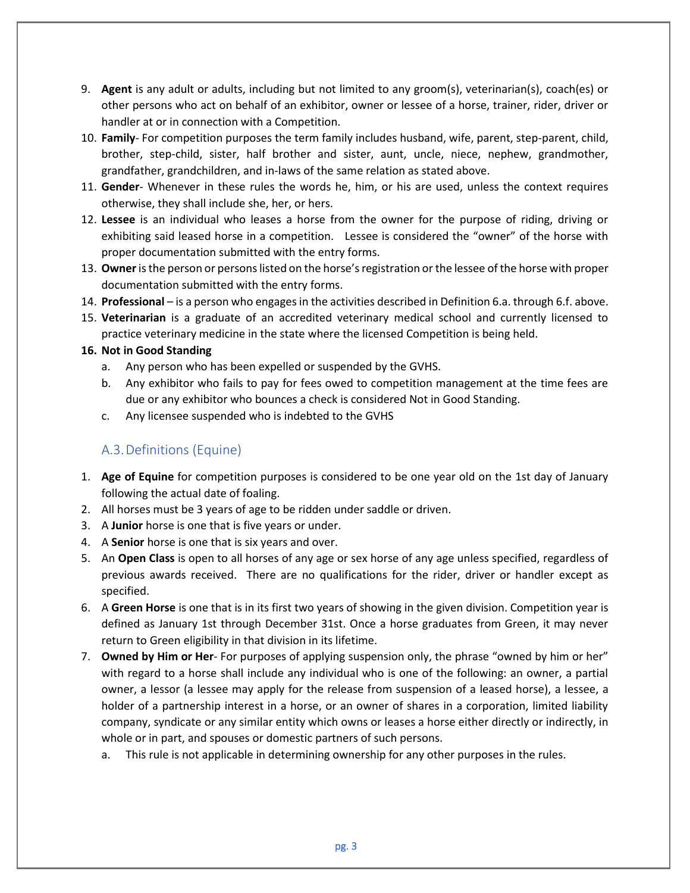9. **Agent** is any adult or adults, including but not limited to any groom(s), veterinarian(s), coach(es) or other persons who act on behalf of an exhibitor, owner or lessee of a horse, trainer, rider, driver or handler at or in connection with a Competition.
10. **Family**- For competition purposes the term family includes husband, wife, parent, step-parent, child, brother, step-child, sister, half brother and sister, aunt, uncle, niece, nephew, grandmother, grandfather, grandchildren, and in-laws of the same relation as stated above.
11. **Gender**- Whenever in these rules the words he, him, or his are used, unless the context requires otherwise, they shall include she, her, or hers.
12. **Lessee** is an individual who leases a horse from the owner for the purpose of riding, driving or exhibiting said leased horse in a competition. Lessee is considered the "owner" of the horse with proper documentation submitted with the entry forms.
13. **Owner** is the person or persons listed on the horse's registration or the lessee of the horse with proper documentation submitted with the entry forms.
14. **Professional** – is a person who engages in the activities described in Definition 6.a. through 6.f. above.
15. **Veterinarian** is a graduate of an accredited veterinary medical school and currently licensed to practice veterinary medicine in the state where the licensed Competition is being held.
16. **Not in Good Standing**
    a. Any person who has been expelled or suspended by the GVHS.
    b. Any exhibitor who fails to pay for fees owed to competition management at the time fees are due or any exhibitor who bounces a check is considered Not in Good Standing.
    c. Any licensee suspended who is indebted to the GVHS

## A.3. Definitions (Equine)

1. **Age of Equine** for competition purposes is considered to be one year old on the 1st day of January following the actual date of foaling.
2. All horses must be 3 years of age to be ridden under saddle or driven.
3. A **Junior** horse is one that is five years or under.
4. A **Senior** horse is one that is six years and over.
5. An **Open Class** is open to all horses of any age or sex horse of any age unless specified, regardless of previous awards received. There are no qualifications for the rider, driver or handler except as specified.
6. A **Green Horse** is one that is in its first two years of showing in the given division. Competition year is defined as January 1st through December 31st. Once a horse graduates from Green, it may never return to Green eligibility in that division in its lifetime.
7. **Owned by Him or Her**- For purposes of applying suspension only, the phrase "owned by him or her" with regard to a horse shall include any individual who is one of the following: an owner, a partial owner, a lessor (a lessee may apply for the release from suspension of a leased horse), a lessee, a holder of a partnership interest in a horse, or an owner of shares in a corporation, limited liability company, syndicate or any similar entity which owns or leases a horse either directly or indirectly, in whole or in part, and spouses or domestic partners of such persons.
    a. This rule is not applicable in determining ownership for any other purposes in the rules.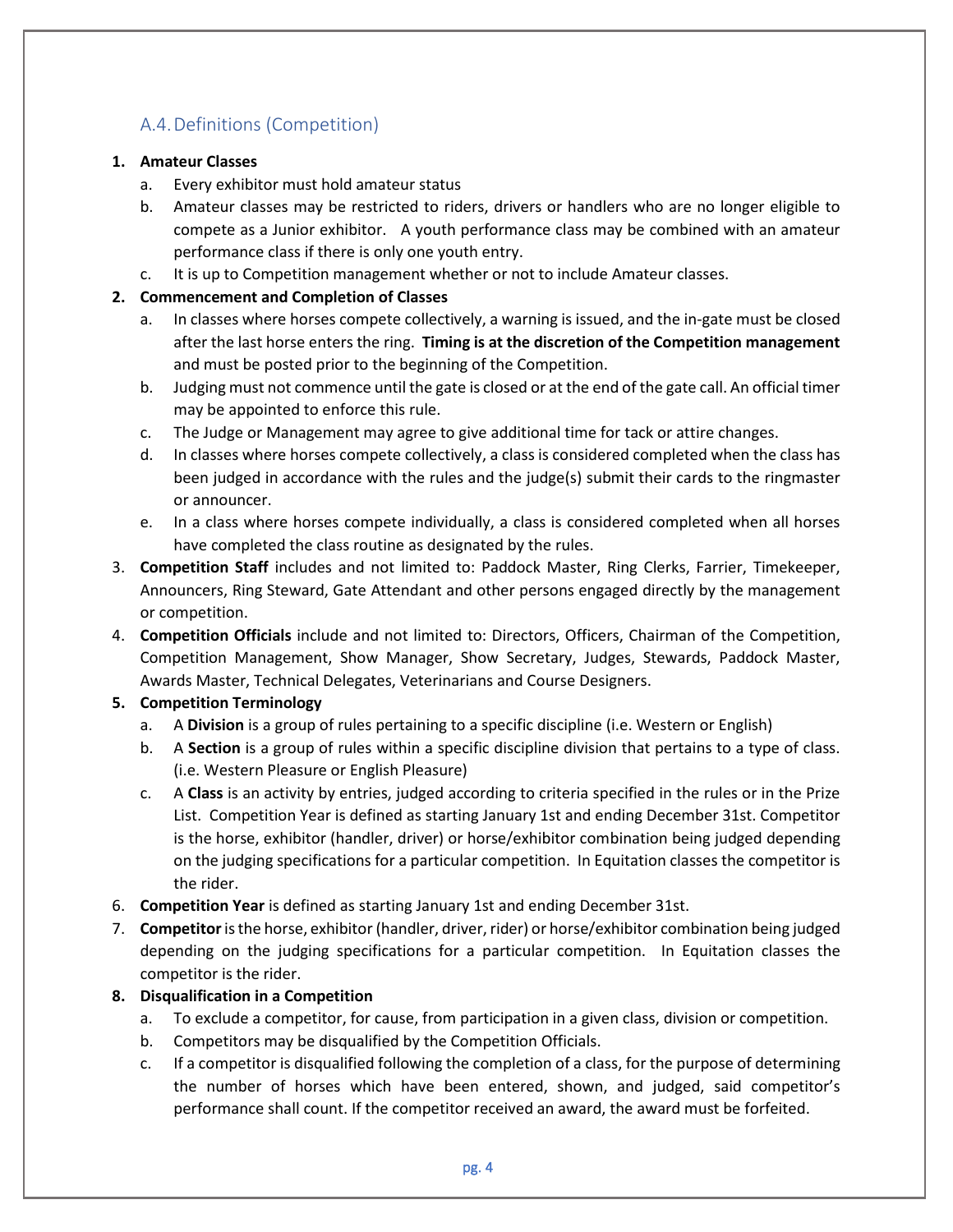## A.4. Definitions (Competition)

1. **Amateur Classes**
   a. Every exhibitor must hold amateur status
   b. Amateur classes may be restricted to riders, drivers or handlers who are no longer eligible to compete as a Junior exhibitor. A youth performance class may be combined with an amateur performance class if there is only one youth entry.
   c. It is up to Competition management whether or not to include Amateur classes.
2. **Commencement and Completion of Classes**
   a. In classes where horses compete collectively, a warning is issued, and the in-gate must be closed after the last horse enters the ring. **Timing is at the discretion of the Competition management** and must be posted prior to the beginning of the Competition.
   b. Judging must not commence until the gate is closed or at the end of the gate call. An official timer may be appointed to enforce this rule.
   c. The Judge or Management may agree to give additional time for tack or attire changes.
   d. In classes where horses compete collectively, a class is considered completed when the class has been judged in accordance with the rules and the judge(s) submit their cards to the ringmaster or announcer.
   e. In a class where horses compete individually, a class is considered completed when all horses have completed the class routine as designated by the rules.
3. **Competition Staff** includes and not limited to: Paddock Master, Ring Clerks, Farrier, Timekeeper, Announcers, Ring Steward, Gate Attendant and other persons engaged directly by the management or competition.
4. **Competition Officials** include and not limited to: Directors, Officers, Chairman of the Competition, Competition Management, Show Manager, Show Secretary, Judges, Stewards, Paddock Master, Awards Master, Technical Delegates, Veterinarians and Course Designers.
5. **Competition Terminology**
   a. A **Division** is a group of rules pertaining to a specific discipline (i.e. Western or English)
   b. A **Section** is a group of rules within a specific discipline division that pertains to a type of class. (i.e. Western Pleasure or English Pleasure)
   c. A **Class** is an activity by entries, judged according to criteria specified in the rules or in the Prize List. Competition Year is defined as starting January 1st and ending December 31st. Competitor is the horse, exhibitor (handler, driver) or horse/exhibitor combination being judged depending on the judging specifications for a particular competition. In Equitation classes the competitor is the rider.
6. **Competition Year** is defined as starting January 1st and ending December 31st.
7. **Competitor** is the horse, exhibitor (handler, driver, rider) or horse/exhibitor combination being judged depending on the judging specifications for a particular competition. In Equitation classes the competitor is the rider.
8. **Disqualification in a Competition**
   a. To exclude a competitor, for cause, from participation in a given class, division or competition.
   b. Competitors may be disqualified by the Competition Officials.
   c. If a competitor is disqualified following the completion of a class, for the purpose of determining the number of horses which have been entered, shown, and judged, said competitor's performance shall count. If the competitor received an award, the award must be forfeited.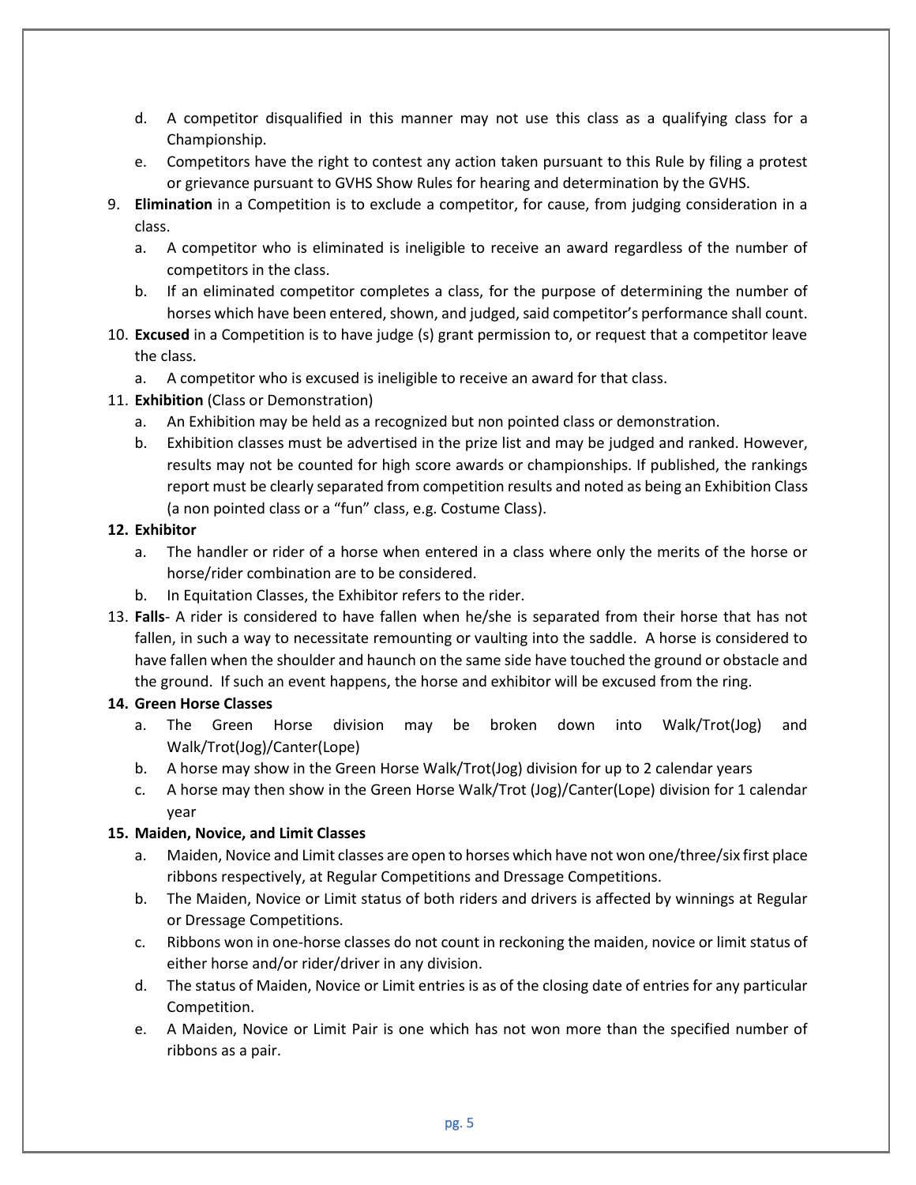d. A competitor disqualified in this manner may not use this class as a qualifying class for a Championship.

e. Competitors have the right to contest any action taken pursuant to this Rule by filing a protest or grievance pursuant to GVHS Show Rules for hearing and determination by the GVHS.

9. **Elimination** in a Competition is to exclude a competitor, for cause, from judging consideration in a class.
   a. A competitor who is eliminated is ineligible to receive an award regardless of the number of competitors in the class.
   b. If an eliminated competitor completes a class, for the purpose of determining the number of horses which have been entered, shown, and judged, said competitor's performance shall count.
10. **Excused** in a Competition is to have judge (s) grant permission to, or request that a competitor leave the class.
    a. A competitor who is excused is ineligible to receive an award for that class.
11. **Exhibition** (Class or Demonstration)
    a. An Exhibition may be held as a recognized but non pointed class or demonstration.
    b. Exhibition classes must be advertised in the prize list and may be judged and ranked. However, results may not be counted for high score awards or championships. If published, the rankings report must be clearly separated from competition results and noted as being an Exhibition Class (a non pointed class or a "fun" class, e.g. Costume Class).
12. **Exhibitor**
    a. The handler or rider of a horse when entered in a class where only the merits of the horse or horse/rider combination are to be considered.
    b. In Equitation Classes, the Exhibitor refers to the rider.
13. **Falls**- A rider is considered to have fallen when he/she is separated from their horse that has not fallen, in such a way to necessitate remounting or vaulting into the saddle. A horse is considered to have fallen when the shoulder and haunch on the same side have touched the ground or obstacle and the ground. If such an event happens, the horse and exhibitor will be excused from the ring.
14. **Green Horse Classes**
    a. The Green Horse division may be broken down into Walk/Trot(Jog) and Walk/Trot(Jog)/Canter(Lope)
    b. A horse may show in the Green Horse Walk/Trot(Jog) division for up to 2 calendar years
    c. A horse may then show in the Green Horse Walk/Trot (Jog)/Canter(Lope) division for 1 calendar year
15. **Maiden, Novice, and Limit Classes**
    a. Maiden, Novice and Limit classes are open to horses which have not won one/three/six first place ribbons respectively, at Regular Competitions and Dressage Competitions.
    b. The Maiden, Novice or Limit status of both riders and drivers is affected by winnings at Regular or Dressage Competitions.
    c. Ribbons won in one-horse classes do not count in reckoning the maiden, novice or limit status of either horse and/or rider/driver in any division.
    d. The status of Maiden, Novice or Limit entries is as of the closing date of entries for any particular Competition.
    e. A Maiden, Novice or Limit Pair is one which has not won more than the specified number of ribbons as a pair.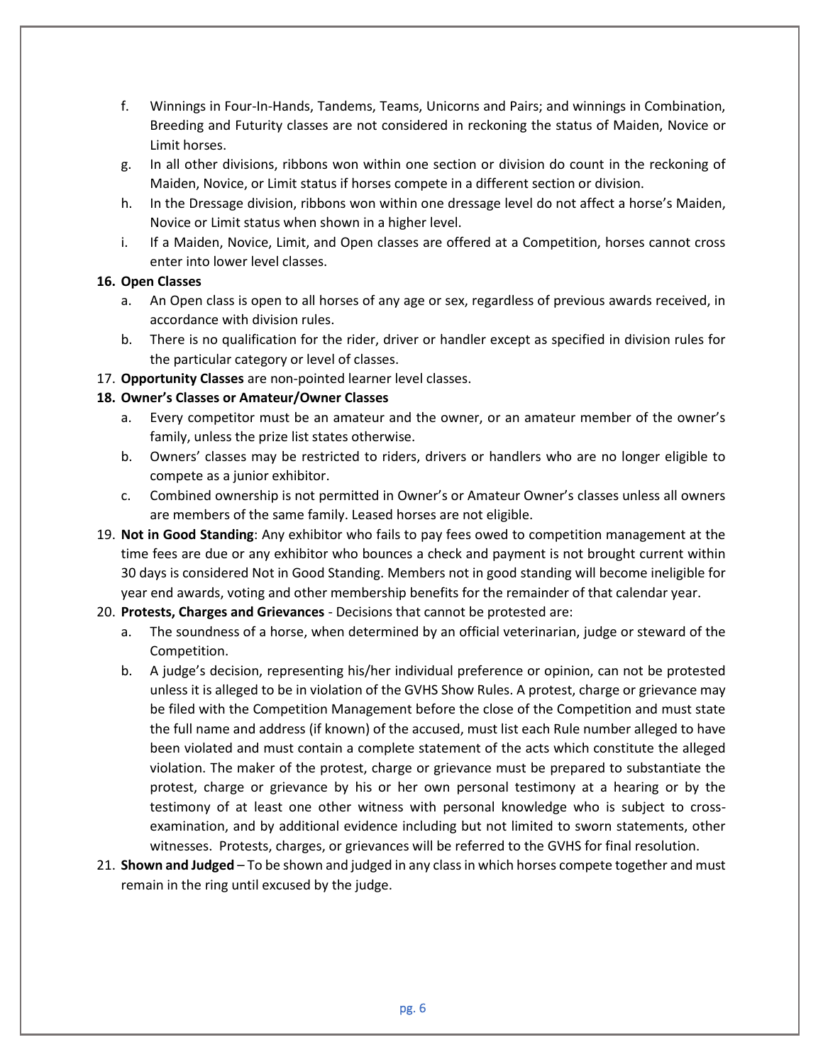f. Winnings in Four-In-Hands, Tandems, Teams, Unicorns and Pairs; and winnings in Combination, Breeding and Futurity classes are not considered in reckoning the status of Maiden, Novice or Limit horses.

g. In all other divisions, ribbons won within one section or division do count in the reckoning of Maiden, Novice, or Limit status if horses compete in a different section or division.

h. In the Dressage division, ribbons won within one dressage level do not affect a horse's Maiden, Novice or Limit status when shown in a higher level.

i. If a Maiden, Novice, Limit, and Open classes are offered at a Competition, horses cannot cross enter into lower level classes.

16. **Open Classes**
    a. An Open class is open to all horses of any age or sex, regardless of previous awards received, in accordance with division rules.
    b. There is no qualification for the rider, driver or handler except as specified in division rules for the particular category or level of classes.
17. **Opportunity Classes** are non-pointed learner level classes.
18. **Owner's Classes or Amateur/Owner Classes**
    a. Every competitor must be an amateur and the owner, or an amateur member of the owner's family, unless the prize list states otherwise.
    b. Owners' classes may be restricted to riders, drivers or handlers who are no longer eligible to compete as a junior exhibitor.
    c. Combined ownership is not permitted in Owner's or Amateur Owner's classes unless all owners are members of the same family. Leased horses are not eligible.
19. **Not in Good Standing**: Any exhibitor who fails to pay fees owed to competition management at the time fees are due or any exhibitor who bounces a check and payment is not brought current within 30 days is considered Not in Good Standing. Members not in good standing will become ineligible for year end awards, voting and other membership benefits for the remainder of that calendar year.
20. **Protests, Charges and Grievances** - Decisions that cannot be protested are:
    a. The soundness of a horse, when determined by an official veterinarian, judge or steward of the Competition.
    b. A judge's decision, representing his/her individual preference or opinion, can not be protested unless it is alleged to be in violation of the GVHS Show Rules. A protest, charge or grievance may be filed with the Competition Management before the close of the Competition and must state the full name and address (if known) of the accused, must list each Rule number alleged to have been violated and must contain a complete statement of the acts which constitute the alleged violation. The maker of the protest, charge or grievance must be prepared to substantiate the protest, charge or grievance by his or her own personal testimony at a hearing or by the testimony of at least one other witness with personal knowledge who is subject to cross-examination, and by additional evidence including but not limited to sworn statements, other witnesses. Protests, charges, or grievances will be referred to the GVHS for final resolution.
21. **Shown and Judged** – To be shown and judged in any class in which horses compete together and must remain in the ring until excused by the judge.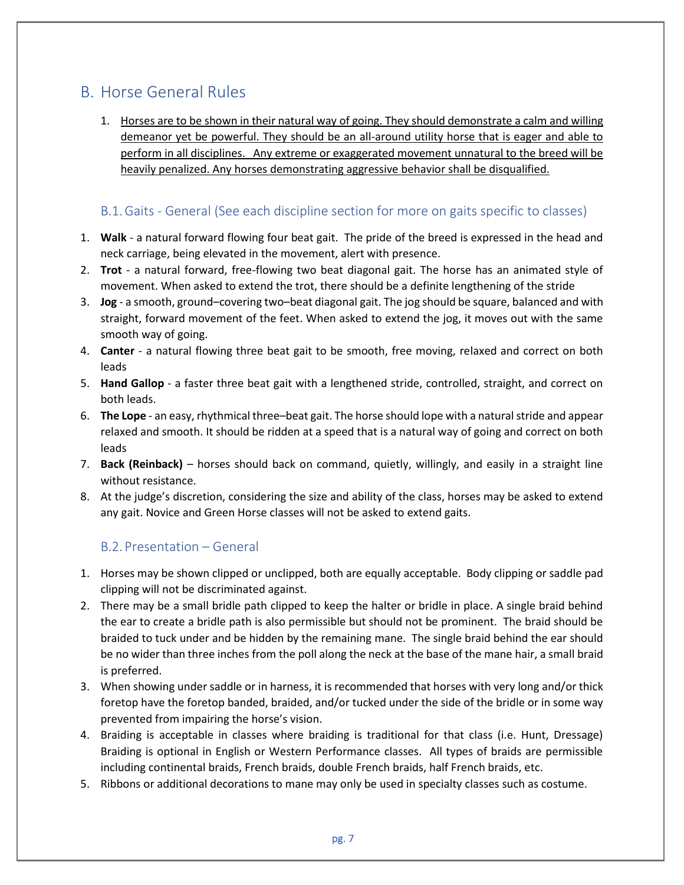## B. Horse General Rules

1. <u>Horses are to be shown in their natural way of going. They should demonstrate a calm and willing demeanor yet be powerful. They should be an all-around utility horse that is eager and able to perform in all disciplines. Any extreme or exaggerated movement unnatural to the breed will be heavily penalized. Any horses demonstrating aggressive behavior shall be disqualified.</u>

### B.1. Gaits - General (See each discipline section for more on gaits specific to classes)

1. **Walk** - a natural forward flowing four beat gait. The pride of the breed is expressed in the head and neck carriage, being elevated in the movement, alert with presence.
2. **Trot** - a natural forward, free-flowing two beat diagonal gait. The horse has an animated style of movement. When asked to extend the trot, there should be a definite lengthening of the stride
3. **Jog** - a smooth, ground–covering two–beat diagonal gait. The jog should be square, balanced and with straight, forward movement of the feet. When asked to extend the jog, it moves out with the same smooth way of going.
4. **Canter** - a natural flowing three beat gait to be smooth, free moving, relaxed and correct on both leads
5. **Hand Gallop** - a faster three beat gait with a lengthened stride, controlled, straight, and correct on both leads.
6. **The Lope** - an easy, rhythmical three–beat gait. The horse should lope with a natural stride and appear relaxed and smooth. It should be ridden at a speed that is a natural way of going and correct on both leads
7. **Back (Reinback)** – horses should back on command, quietly, willingly, and easily in a straight line without resistance.
8. At the judge's discretion, considering the size and ability of the class, horses may be asked to extend any gait. Novice and Green Horse classes will not be asked to extend gaits.

### B.2. Presentation – General

1. Horses may be shown clipped or unclipped, both are equally acceptable. Body clipping or saddle pad clipping will not be discriminated against.
2. There may be a small bridle path clipped to keep the halter or bridle in place. A single braid behind the ear to create a bridle path is also permissible but should not be prominent. The braid should be braided to tuck under and be hidden by the remaining mane. The single braid behind the ear should be no wider than three inches from the poll along the neck at the base of the mane hair, a small braid is preferred.
3. When showing under saddle or in harness, it is recommended that horses with very long and/or thick foretop have the foretop banded, braided, and/or tucked under the side of the bridle or in some way prevented from impairing the horse's vision.
4. Braiding is acceptable in classes where braiding is traditional for that class (i.e. Hunt, Dressage) Braiding is optional in English or Western Performance classes. All types of braids are permissible including continental braids, French braids, double French braids, half French braids, etc.
5. Ribbons or additional decorations to mane may only be used in specialty classes such as costume.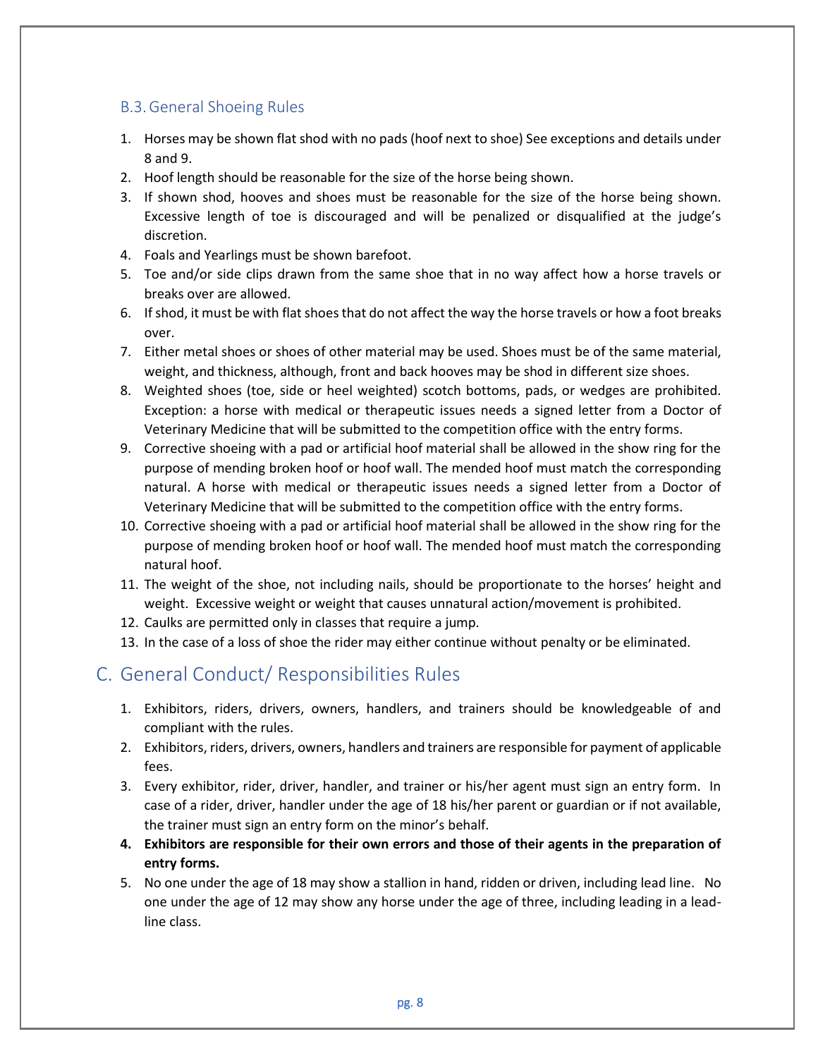### B.3. General Shoeing Rules

1. Horses may be shown flat shod with no pads (hoof next to shoe) See exceptions and details under 8 and 9.
2. Hoof length should be reasonable for the size of the horse being shown.
3. If shown shod, hooves and shoes must be reasonable for the size of the horse being shown. Excessive length of toe is discouraged and will be penalized or disqualified at the judge's discretion.
4. Foals and Yearlings must be shown barefoot.
5. Toe and/or side clips drawn from the same shoe that in no way affect how a horse travels or breaks over are allowed.
6. If shod, it must be with flat shoes that do not affect the way the horse travels or how a foot breaks over.
7. Either metal shoes or shoes of other material may be used. Shoes must be of the same material, weight, and thickness, although, front and back hooves may be shod in different size shoes.
8. Weighted shoes (toe, side or heel weighted) scotch bottoms, pads, or wedges are prohibited. Exception: a horse with medical or therapeutic issues needs a signed letter from a Doctor of Veterinary Medicine that will be submitted to the competition office with the entry forms.
9. Corrective shoeing with a pad or artificial hoof material shall be allowed in the show ring for the purpose of mending broken hoof or hoof wall. The mended hoof must match the corresponding natural. A horse with medical or therapeutic issues needs a signed letter from a Doctor of Veterinary Medicine that will be submitted to the competition office with the entry forms.
10. Corrective shoeing with a pad or artificial hoof material shall be allowed in the show ring for the purpose of mending broken hoof or hoof wall. The mended hoof must match the corresponding natural hoof.
11. The weight of the shoe, not including nails, should be proportionate to the horses' height and weight. Excessive weight or weight that causes unnatural action/movement is prohibited.
12. Caulks are permitted only in classes that require a jump.
13. In the case of a loss of shoe the rider may either continue without penalty or be eliminated.

## C. General Conduct/ Responsibilities Rules

1. Exhibitors, riders, drivers, owners, handlers, and trainers should be knowledgeable of and compliant with the rules.
2. Exhibitors, riders, drivers, owners, handlers and trainers are responsible for payment of applicable fees.
3. Every exhibitor, rider, driver, handler, and trainer or his/her agent must sign an entry form. In case of a rider, driver, handler under the age of 18 his/her parent or guardian or if not available, the trainer must sign an entry form on the minor's behalf.
4. **Exhibitors are responsible for their own errors and those of their agents in the preparation of entry forms.**
5. No one under the age of 18 may show a stallion in hand, ridden or driven, including lead line. No one under the age of 12 may show any horse under the age of three, including leading in a lead-line class.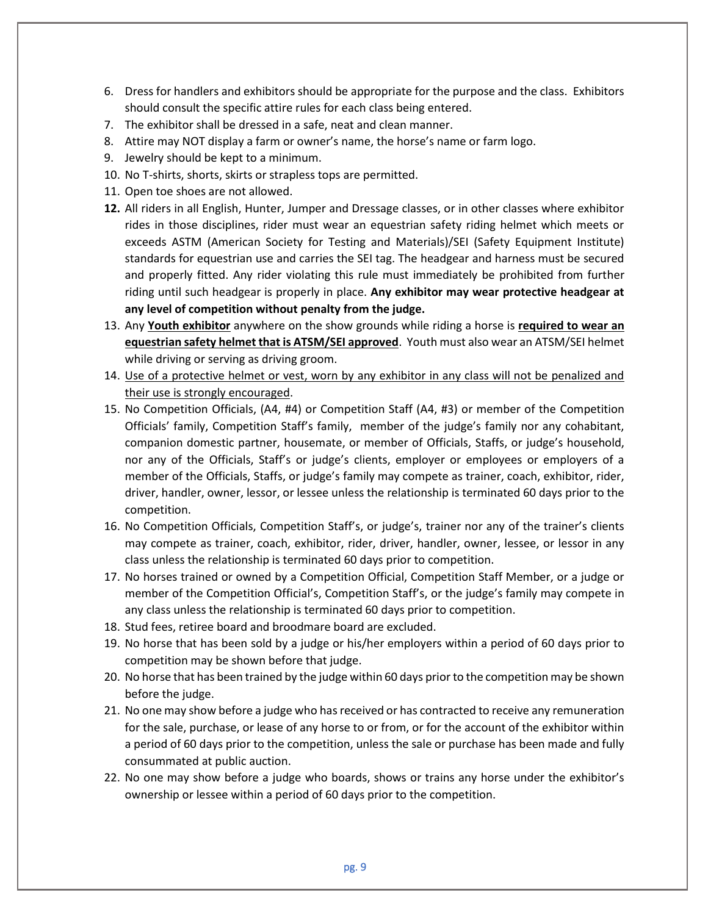6. Dress for handlers and exhibitors should be appropriate for the purpose and the class. Exhibitors should consult the specific attire rules for each class being entered.
7. The exhibitor shall be dressed in a safe, neat and clean manner.
8. Attire may NOT display a farm or owner's name, the horse's name or farm logo.
9. Jewelry should be kept to a minimum.
10. No T-shirts, shorts, skirts or strapless tops are permitted.
11. Open toe shoes are not allowed.
12. All riders in all English, Hunter, Jumper and Dressage classes, or in other classes where exhibitor rides in those disciplines, rider must wear an equestrian safety riding helmet which meets or exceeds ASTM (American Society for Testing and Materials)/SEI (Safety Equipment Institute) standards for equestrian use and carries the SEI tag. The headgear and harness must be secured and properly fitted. Any rider violating this rule must immediately be prohibited from further riding until such headgear is properly in place. **Any exhibitor may wear protective headgear at any level of competition without penalty from the judge.**
13. Any <u>**Youth exhibitor**</u> anywhere on the show grounds while riding a horse is <u>**required to wear an equestrian safety helmet that is ATSM/SEI approved**</u>. Youth must also wear an ATSM/SEI helmet while driving or serving as driving groom.
14. <u>Use of a protective helmet or vest, worn by any exhibitor in any class will not be penalized and their use is strongly encouraged</u>.
15. No Competition Officials, (A4, #4) or Competition Staff (A4, #3) or member of the Competition Officials' family, Competition Staff's family, member of the judge's family nor any cohabitant, companion domestic partner, housemate, or member of Officials, Staffs, or judge's household, nor any of the Officials, Staff's or judge's clients, employer or employees or employers of a member of the Officials, Staffs, or judge's family may compete as trainer, coach, exhibitor, rider, driver, handler, owner, lessor, or lessee unless the relationship is terminated 60 days prior to the competition.
16. No Competition Officials, Competition Staff's, or judge's, trainer nor any of the trainer's clients may compete as trainer, coach, exhibitor, rider, driver, handler, owner, lessee, or lessor in any class unless the relationship is terminated 60 days prior to competition.
17. No horses trained or owned by a Competition Official, Competition Staff Member, or a judge or member of the Competition Official's, Competition Staff's, or the judge's family may compete in any class unless the relationship is terminated 60 days prior to competition.
18. Stud fees, retiree board and broodmare board are excluded.
19. No horse that has been sold by a judge or his/her employers within a period of 60 days prior to competition may be shown before that judge.
20. No horse that has been trained by the judge within 60 days prior to the competition may be shown before the judge.
21. No one may show before a judge who has received or has contracted to receive any remuneration for the sale, purchase, or lease of any horse to or from, or for the account of the exhibitor within a period of 60 days prior to the competition, unless the sale or purchase has been made and fully consummated at public auction.
22. No one may show before a judge who boards, shows or trains any horse under the exhibitor's ownership or lessee within a period of 60 days prior to the competition.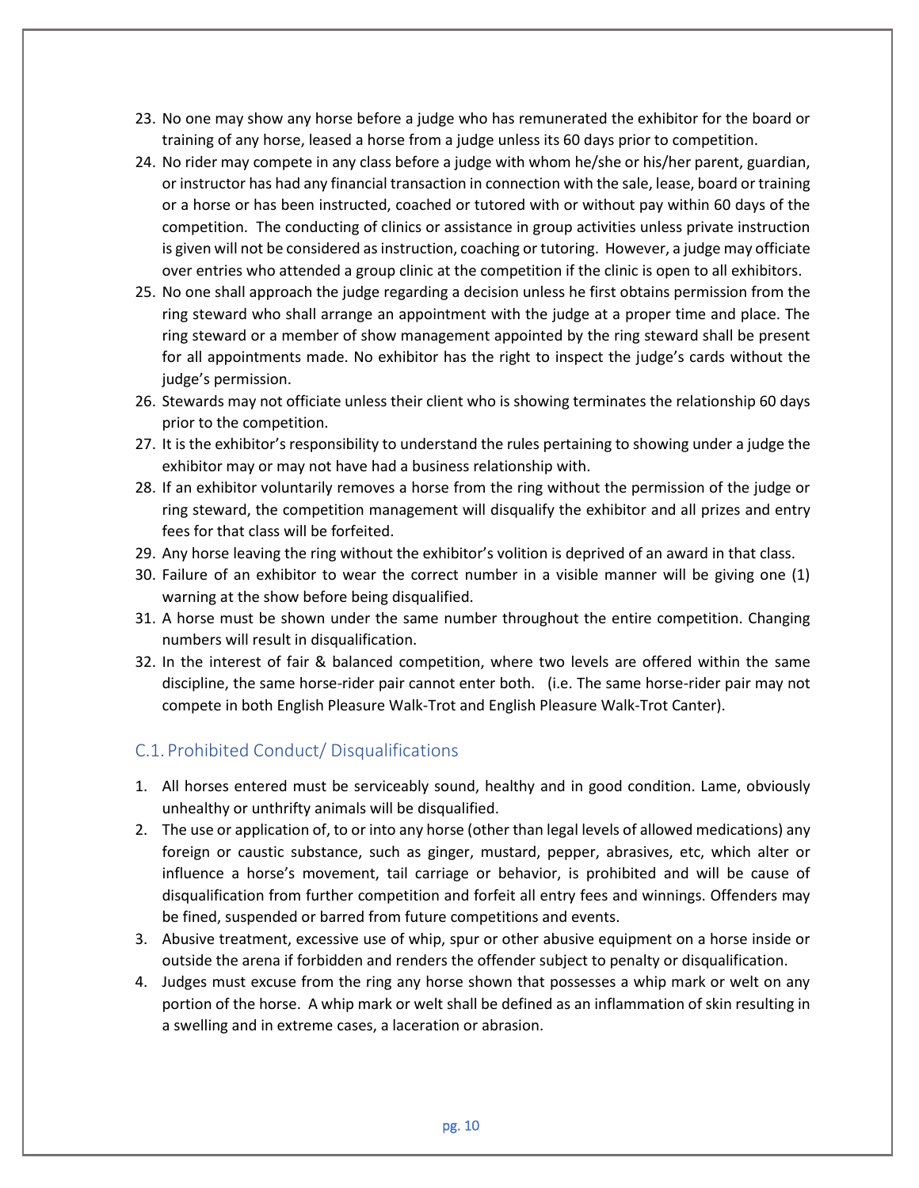23. No one may show any horse before a judge who has remunerated the exhibitor for the board or training of any horse, leased a horse from a judge unless its 60 days prior to competition.
24. No rider may compete in any class before a judge with whom he/she or his/her parent, guardian, or instructor has had any financial transaction in connection with the sale, lease, board or training or a horse or has been instructed, coached or tutored with or without pay within 60 days of the competition. The conducting of clinics or assistance in group activities unless private instruction is given will not be considered as instruction, coaching or tutoring. However, a judge may officiate over entries who attended a group clinic at the competition if the clinic is open to all exhibitors.
25. No one shall approach the judge regarding a decision unless he first obtains permission from the ring steward who shall arrange an appointment with the judge at a proper time and place. The ring steward or a member of show management appointed by the ring steward shall be present for all appointments made. No exhibitor has the right to inspect the judge's cards without the judge's permission.
26. Stewards may not officiate unless their client who is showing terminates the relationship 60 days prior to the competition.
27. It is the exhibitor's responsibility to understand the rules pertaining to showing under a judge the exhibitor may or may not have had a business relationship with.
28. If an exhibitor voluntarily removes a horse from the ring without the permission of the judge or ring steward, the competition management will disqualify the exhibitor and all prizes and entry fees for that class will be forfeited.
29. Any horse leaving the ring without the exhibitor's volition is deprived of an award in that class.
30. Failure of an exhibitor to wear the correct number in a visible manner will be giving one (1) warning at the show before being disqualified.
31. A horse must be shown under the same number throughout the entire competition. Changing numbers will result in disqualification.
32. In the interest of fair & balanced competition, where two levels are offered within the same discipline, the same horse-rider pair cannot enter both. (i.e. The same horse-rider pair may not compete in both English Pleasure Walk-Trot and English Pleasure Walk-Trot Canter).

## C.1. Prohibited Conduct/ Disqualifications

1. All horses entered must be serviceably sound, healthy and in good condition. Lame, obviously unhealthy or unthrifty animals will be disqualified.
2. The use or application of, to or into any horse (other than legal levels of allowed medications) any foreign or caustic substance, such as ginger, mustard, pepper, abrasives, etc, which alter or influence a horse's movement, tail carriage or behavior, is prohibited and will be cause of disqualification from further competition and forfeit all entry fees and winnings. Offenders may be fined, suspended or barred from future competitions and events.
3. Abusive treatment, excessive use of whip, spur or other abusive equipment on a horse inside or outside the arena if forbidden and renders the offender subject to penalty or disqualification.
4. Judges must excuse from the ring any horse shown that possesses a whip mark or welt on any portion of the horse. A whip mark or welt shall be defined as an inflammation of skin resulting in a swelling and in extreme cases, a laceration or abrasion.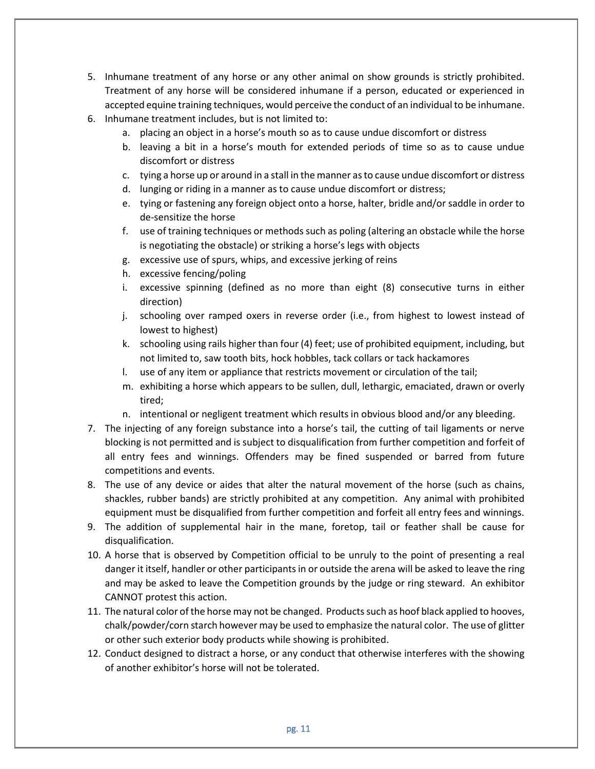5. Inhumane treatment of any horse or any other animal on show grounds is strictly prohibited. Treatment of any horse will be considered inhumane if a person, educated or experienced in accepted equine training techniques, would perceive the conduct of an individual to be inhumane.
6. Inhumane treatment includes, but is not limited to:
   a. placing an object in a horse's mouth so as to cause undue discomfort or distress
   b. leaving a bit in a horse's mouth for extended periods of time so as to cause undue discomfort or distress
   c. tying a horse up or around in a stall in the manner as to cause undue discomfort or distress
   d. lunging or riding in a manner as to cause undue discomfort or distress;
   e. tying or fastening any foreign object onto a horse, halter, bridle and/or saddle in order to de-sensitize the horse
   f. use of training techniques or methods such as poling (altering an obstacle while the horse is negotiating the obstacle) or striking a horse's legs with objects
   g. excessive use of spurs, whips, and excessive jerking of reins
   h. excessive fencing/poling
   i. excessive spinning (defined as no more than eight (8) consecutive turns in either direction)
   j. schooling over ramped oxers in reverse order (i.e., from highest to lowest instead of lowest to highest)
   k. schooling using rails higher than four (4) feet; use of prohibited equipment, including, but not limited to, saw tooth bits, hock hobbles, tack collars or tack hackamores
   l. use of any item or appliance that restricts movement or circulation of the tail;
   m. exhibiting a horse which appears to be sullen, dull, lethargic, emaciated, drawn or overly tired;
   n. intentional or negligent treatment which results in obvious blood and/or any bleeding.
7. The injecting of any foreign substance into a horse's tail, the cutting of tail ligaments or nerve blocking is not permitted and is subject to disqualification from further competition and forfeit of all entry fees and winnings. Offenders may be fined suspended or barred from future competitions and events.
8. The use of any device or aides that alter the natural movement of the horse (such as chains, shackles, rubber bands) are strictly prohibited at any competition. Any animal with prohibited equipment must be disqualified from further competition and forfeit all entry fees and winnings.
9. The addition of supplemental hair in the mane, foretop, tail or feather shall be cause for disqualification.
10. A horse that is observed by Competition official to be unruly to the point of presenting a real danger it itself, handler or other participants in or outside the arena will be asked to leave the ring and may be asked to leave the Competition grounds by the judge or ring steward. An exhibitor CANNOT protest this action.
11. The natural color of the horse may not be changed. Products such as hoof black applied to hooves, chalk/powder/corn starch however may be used to emphasize the natural color. The use of glitter or other such exterior body products while showing is prohibited.
12. Conduct designed to distract a horse, or any conduct that otherwise interferes with the showing of another exhibitor's horse will not be tolerated.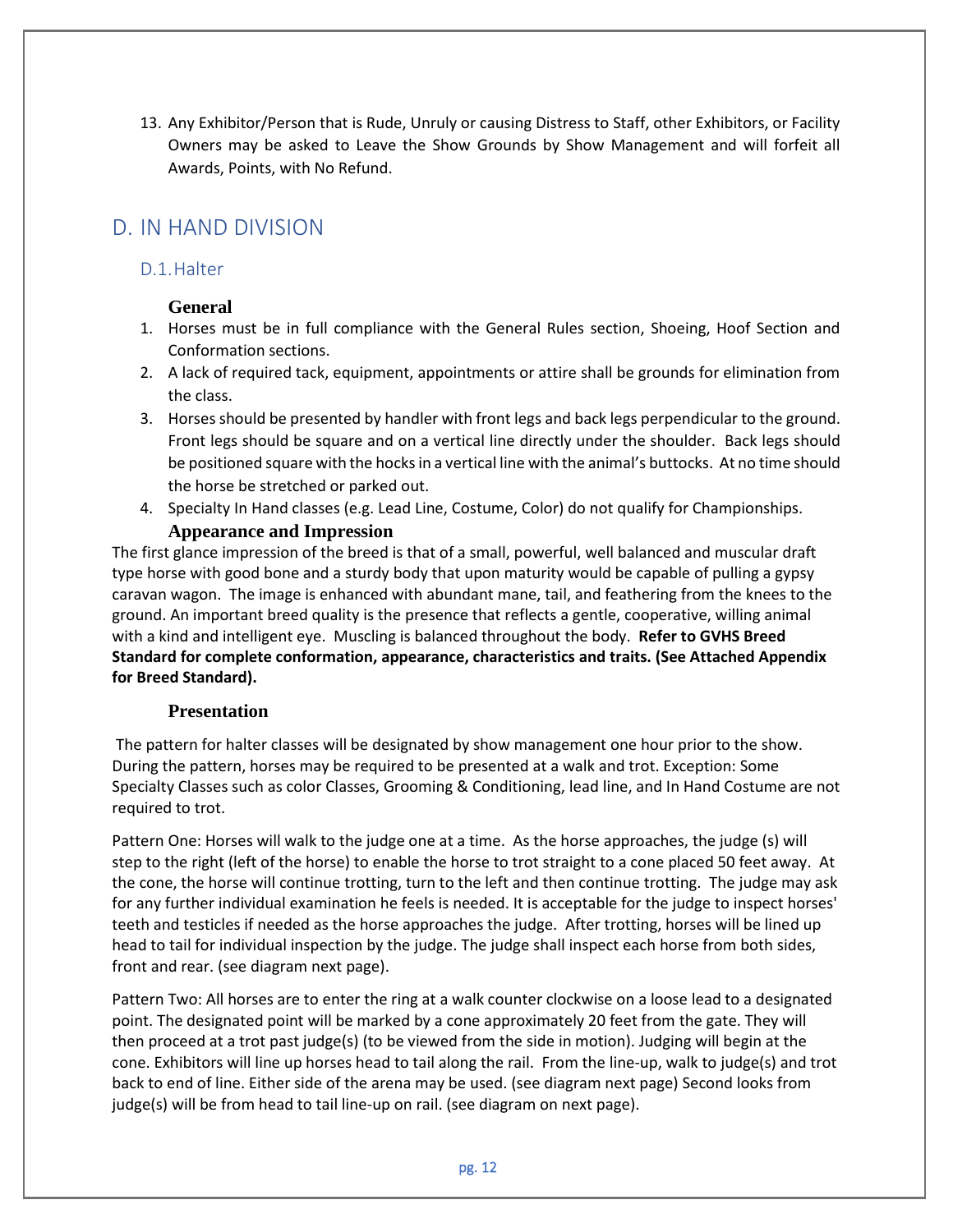13. Any Exhibitor/Person that is Rude, Unruly or causing Distress to Staff, other Exhibitors, or Facility Owners may be asked to Leave the Show Grounds by Show Management and will forfeit all Awards, Points, with No Refund.

# D. IN HAND DIVISION

## D.1. Halter

### General

1. Horses must be in full compliance with the General Rules section, Shoeing, Hoof Section and Conformation sections.
2. A lack of required tack, equipment, appointments or attire shall be grounds for elimination from the class.
3. Horses should be presented by handler with front legs and back legs perpendicular to the ground. Front legs should be square and on a vertical line directly under the shoulder. Back legs should be positioned square with the hocks in a vertical line with the animal's buttocks. At no time should the horse be stretched or parked out.
4. Specialty In Hand classes (e.g. Lead Line, Costume, Color) do not qualify for Championships.

### Appearance and Impression

The first glance impression of the breed is that of a small, powerful, well balanced and muscular draft type horse with good bone and a sturdy body that upon maturity would be capable of pulling a gypsy caravan wagon. The image is enhanced with abundant mane, tail, and feathering from the knees to the ground. An important breed quality is the presence that reflects a gentle, cooperative, willing animal with a kind and intelligent eye. Muscling is balanced throughout the body. **Refer to GVHS Breed Standard for complete conformation, appearance, characteristics and traits. (See Attached Appendix for Breed Standard).**

### Presentation

The pattern for halter classes will be designated by show management one hour prior to the show. During the pattern, horses may be required to be presented at a walk and trot. Exception: Some Specialty Classes such as color Classes, Grooming & Conditioning, lead line, and In Hand Costume are not required to trot.

Pattern One: Horses will walk to the judge one at a time. As the horse approaches, the judge (s) will step to the right (left of the horse) to enable the horse to trot straight to a cone placed 50 feet away. At the cone, the horse will continue trotting, turn to the left and then continue trotting. The judge may ask for any further individual examination he feels is needed. It is acceptable for the judge to inspect horses' teeth and testicles if needed as the horse approaches the judge. After trotting, horses will be lined up head to tail for individual inspection by the judge. The judge shall inspect each horse from both sides, front and rear. (see diagram next page).

Pattern Two: All horses are to enter the ring at a walk counter clockwise on a loose lead to a designated point. The designated point will be marked by a cone approximately 20 feet from the gate. They will then proceed at a trot past judge(s) (to be viewed from the side in motion). Judging will begin at the cone. Exhibitors will line up horses head to tail along the rail. From the line-up, walk to judge(s) and trot back to end of line. Either side of the arena may be used. (see diagram next page) Second looks from judge(s) will be from head to tail line-up on rail. (see diagram on next page).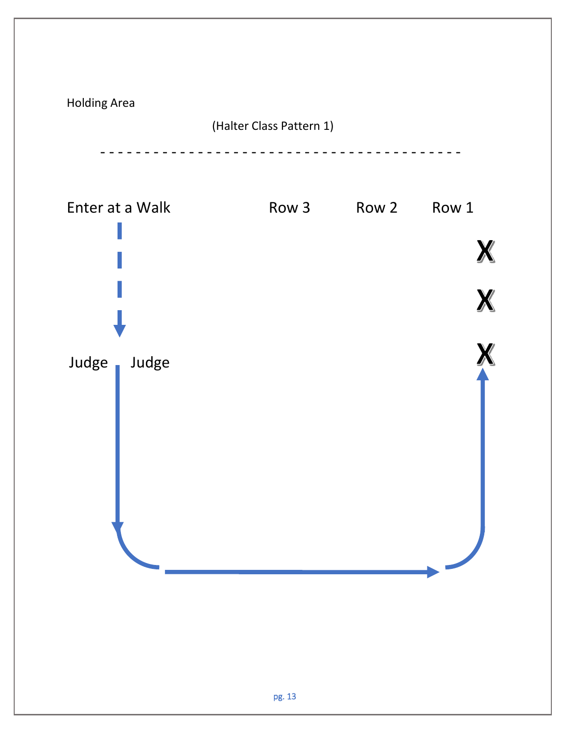Holding Area

(Halter Class Pattern 1)

- - - - - - - - - - - - - - - - - - - - - - - - - - - - - - - - - - - - - - - -

Enter at a Walk　　　　　Row 3　　　Row 2　　　Row 1

X

X

X

Judge　Judge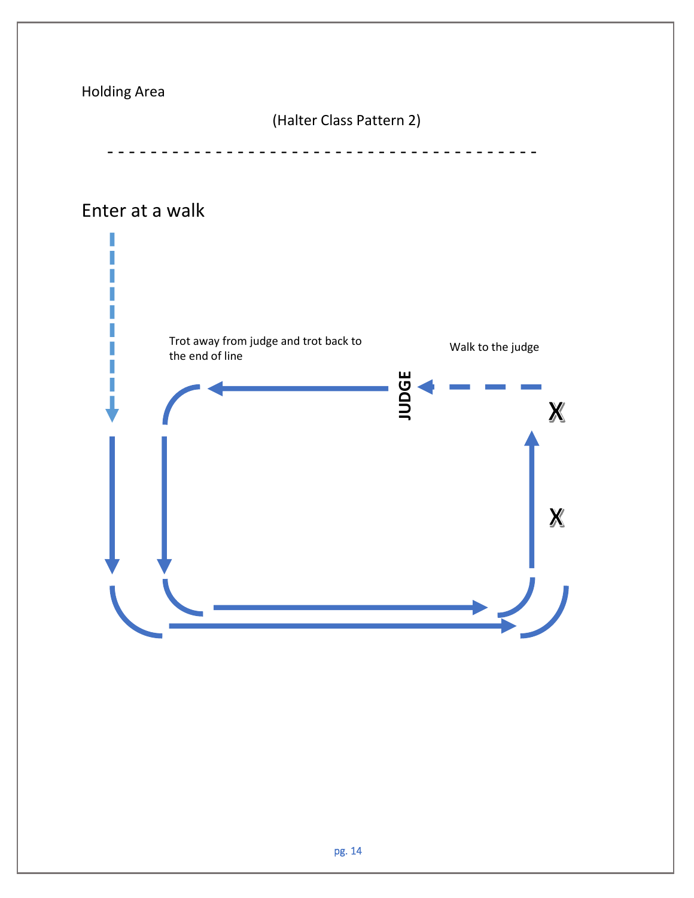Holding Area

(Halter Class Pattern 2)

- - - - - - - - - - - - - - - - - - - - - - - - - - - - - - - - - - - - - - - -

Enter at a walk

Trot away from judge and trot back to the end of line

Walk to the judge

JUDGE

X

X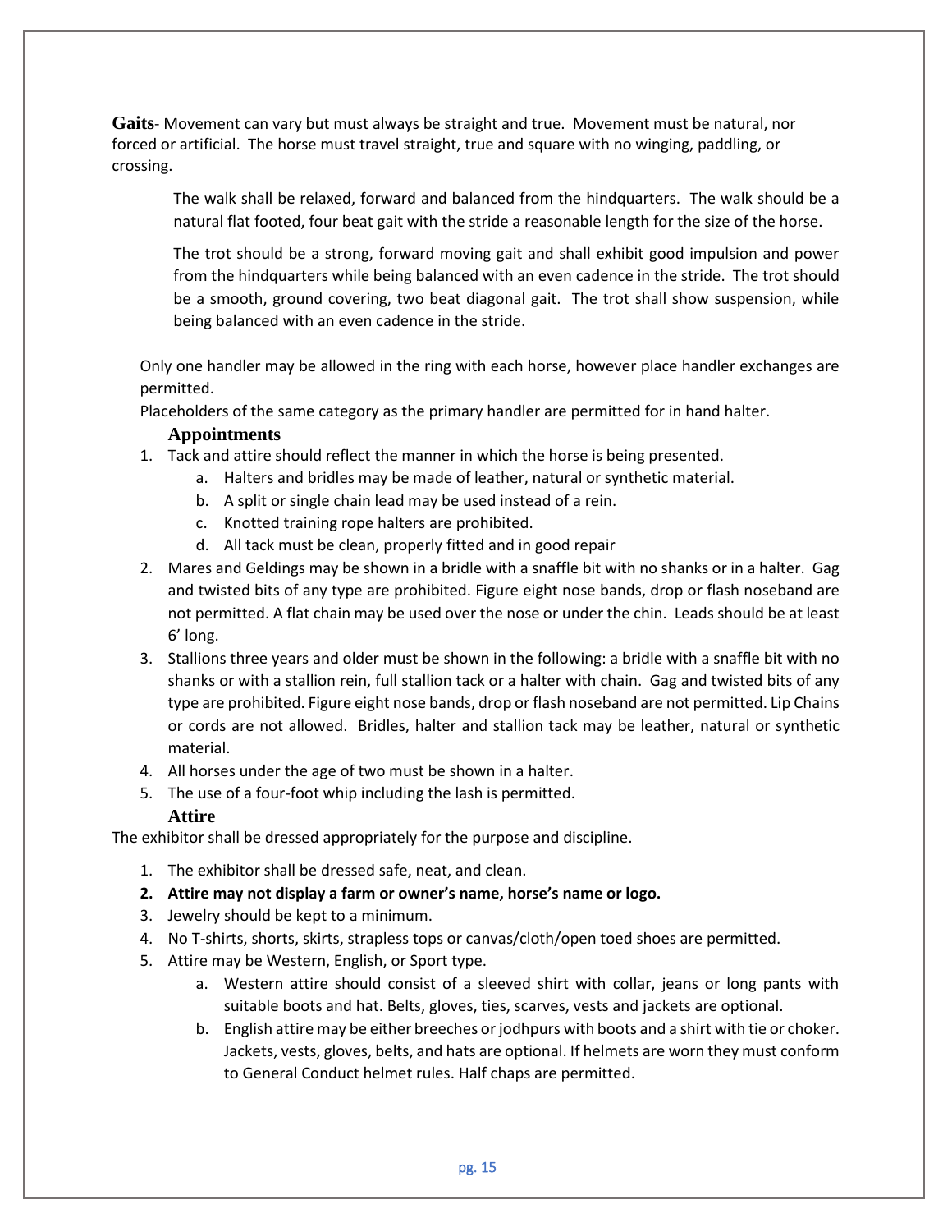**Gaits**- Movement can vary but must always be straight and true. Movement must be natural, nor forced or artificial. The horse must travel straight, true and square with no winging, paddling, or crossing.

The walk shall be relaxed, forward and balanced from the hindquarters. The walk should be a natural flat footed, four beat gait with the stride a reasonable length for the size of the horse.

The trot should be a strong, forward moving gait and shall exhibit good impulsion and power from the hindquarters while being balanced with an even cadence in the stride. The trot should be a smooth, ground covering, two beat diagonal gait. The trot shall show suspension, while being balanced with an even cadence in the stride.

Only one handler may be allowed in the ring with each horse, however place handler exchanges are permitted.

Placeholders of the same category as the primary handler are permitted for in hand halter.

### Appointments

1. Tack and attire should reflect the manner in which the horse is being presented.
   a. Halters and bridles may be made of leather, natural or synthetic material.
   b. A split or single chain lead may be used instead of a rein.
   c. Knotted training rope halters are prohibited.
   d. All tack must be clean, properly fitted and in good repair
2. Mares and Geldings may be shown in a bridle with a snaffle bit with no shanks or in a halter. Gag and twisted bits of any type are prohibited. Figure eight nose bands, drop or flash noseband are not permitted. A flat chain may be used over the nose or under the chin. Leads should be at least 6' long.
3. Stallions three years and older must be shown in the following: a bridle with a snaffle bit with no shanks or with a stallion rein, full stallion tack or a halter with chain. Gag and twisted bits of any type are prohibited. Figure eight nose bands, drop or flash noseband are not permitted. Lip Chains or cords are not allowed. Bridles, halter and stallion tack may be leather, natural or synthetic material.
4. All horses under the age of two must be shown in a halter.
5. The use of a four-foot whip including the lash is permitted.

### Attire

The exhibitor shall be dressed appropriately for the purpose and discipline.

1. The exhibitor shall be dressed safe, neat, and clean.
2. **Attire may not display a farm or owner's name, horse's name or logo.**
3. Jewelry should be kept to a minimum.
4. No T-shirts, shorts, skirts, strapless tops or canvas/cloth/open toed shoes are permitted.
5. Attire may be Western, English, or Sport type.
   a. Western attire should consist of a sleeved shirt with collar, jeans or long pants with suitable boots and hat. Belts, gloves, ties, scarves, vests and jackets are optional.
   b. English attire may be either breeches or jodhpurs with boots and a shirt with tie or choker. Jackets, vests, gloves, belts, and hats are optional. If helmets are worn they must conform to General Conduct helmet rules. Half chaps are permitted.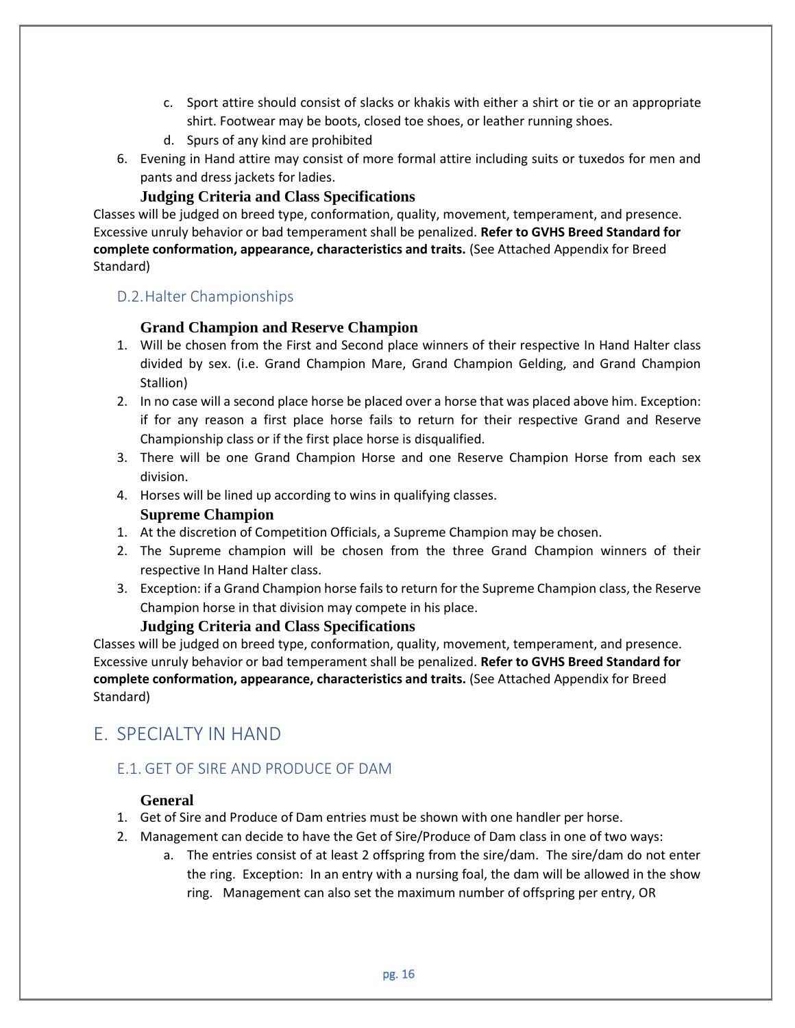c. Sport attire should consist of slacks or khakis with either a shirt or tie or an appropriate shirt. Footwear may be boots, closed toe shoes, or leather running shoes.
d. Spurs of any kind are prohibited

6. Evening in Hand attire may consist of more formal attire including suits or tuxedos for men and pants and dress jackets for ladies.

**Judging Criteria and Class Specifications**

Classes will be judged on breed type, conformation, quality, movement, temperament, and presence. Excessive unruly behavior or bad temperament shall be penalized. **Refer to GVHS Breed Standard for complete conformation, appearance, characteristics and traits.** (See Attached Appendix for Breed Standard)

### D.2. Halter Championships

**Grand Champion and Reserve Champion**

1. Will be chosen from the First and Second place winners of their respective In Hand Halter class divided by sex. (i.e. Grand Champion Mare, Grand Champion Gelding, and Grand Champion Stallion)
2. In no case will a second place horse be placed over a horse that was placed above him. Exception: if for any reason a first place horse fails to return for their respective Grand and Reserve Championship class or if the first place horse is disqualified.
3. There will be one Grand Champion Horse and one Reserve Champion Horse from each sex division.
4. Horses will be lined up according to wins in qualifying classes.

**Supreme Champion**

1. At the discretion of Competition Officials, a Supreme Champion may be chosen.
2. The Supreme champion will be chosen from the three Grand Champion winners of their respective In Hand Halter class.
3. Exception: if a Grand Champion horse fails to return for the Supreme Champion class, the Reserve Champion horse in that division may compete in his place.

**Judging Criteria and Class Specifications**

Classes will be judged on breed type, conformation, quality, movement, temperament, and presence. Excessive unruly behavior or bad temperament shall be penalized. **Refer to GVHS Breed Standard for complete conformation, appearance, characteristics and traits.** (See Attached Appendix for Breed Standard)

## E. SPECIALTY IN HAND

### E.1. GET OF SIRE AND PRODUCE OF DAM

**General**

1. Get of Sire and Produce of Dam entries must be shown with one handler per horse.
2. Management can decide to have the Get of Sire/Produce of Dam class in one of two ways:
    a. The entries consist of at least 2 offspring from the sire/dam. The sire/dam do not enter the ring. Exception: In an entry with a nursing foal, the dam will be allowed in the show ring. Management can also set the maximum number of offspring per entry, OR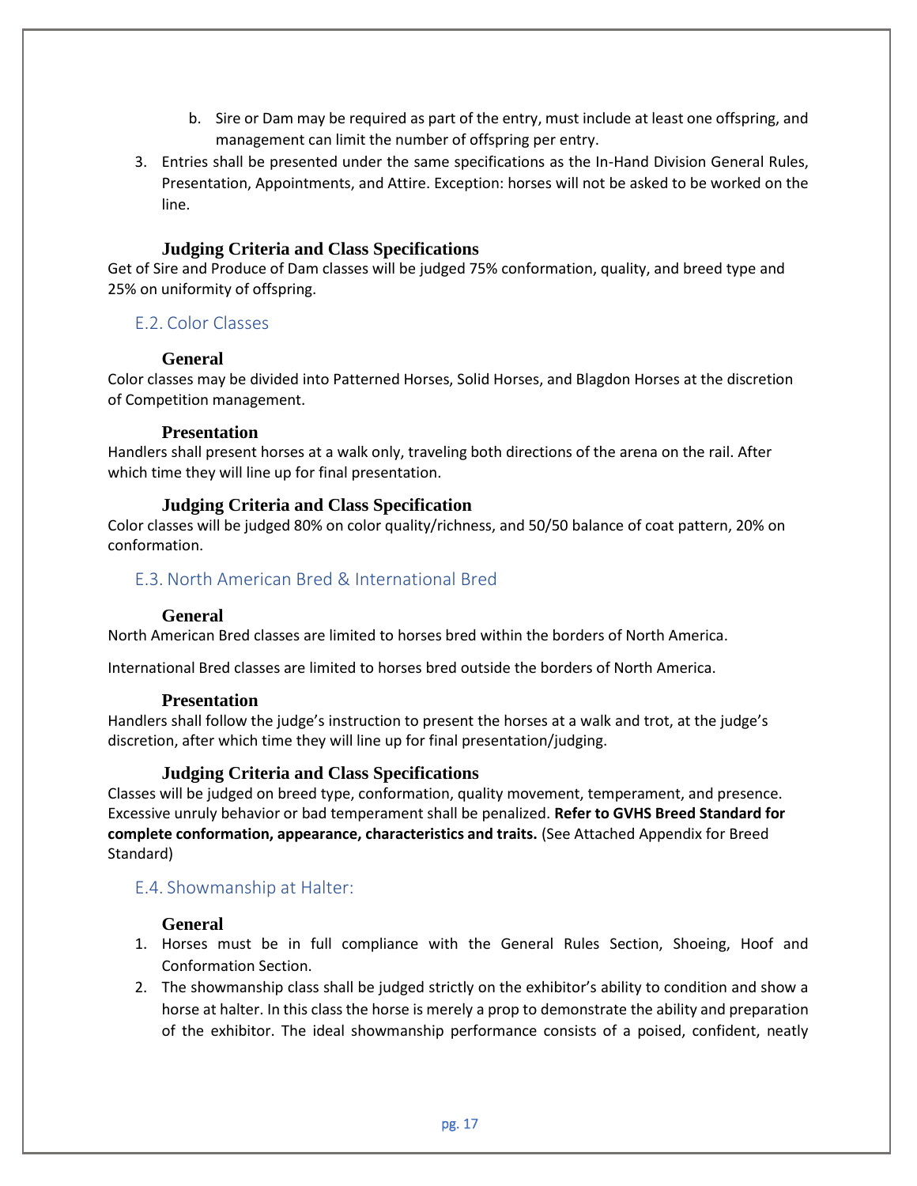b. Sire or Dam may be required as part of the entry, must include at least one offspring, and management can limit the number of offspring per entry.

3. Entries shall be presented under the same specifications as the In-Hand Division General Rules, Presentation, Appointments, and Attire. Exception: horses will not be asked to be worked on the line.

#### Judging Criteria and Class Specifications

Get of Sire and Produce of Dam classes will be judged 75% conformation, quality, and breed type and 25% on uniformity of offspring.

### E.2. Color Classes

#### General

Color classes may be divided into Patterned Horses, Solid Horses, and Blagdon Horses at the discretion of Competition management.

#### Presentation

Handlers shall present horses at a walk only, traveling both directions of the arena on the rail. After which time they will line up for final presentation.

#### Judging Criteria and Class Specification

Color classes will be judged 80% on color quality/richness, and 50/50 balance of coat pattern, 20% on conformation.

### E.3. North American Bred & International Bred

#### General

North American Bred classes are limited to horses bred within the borders of North America.

International Bred classes are limited to horses bred outside the borders of North America.

#### Presentation

Handlers shall follow the judge's instruction to present the horses at a walk and trot, at the judge's discretion, after which time they will line up for final presentation/judging.

#### Judging Criteria and Class Specifications

Classes will be judged on breed type, conformation, quality movement, temperament, and presence. Excessive unruly behavior or bad temperament shall be penalized. **Refer to GVHS Breed Standard for complete conformation, appearance, characteristics and traits.** (See Attached Appendix for Breed Standard)

### E.4. Showmanship at Halter:

#### General

1. Horses must be in full compliance with the General Rules Section, Shoeing, Hoof and Conformation Section.
2. The showmanship class shall be judged strictly on the exhibitor's ability to condition and show a horse at halter. In this class the horse is merely a prop to demonstrate the ability and preparation of the exhibitor. The ideal showmanship performance consists of a poised, confident, neatly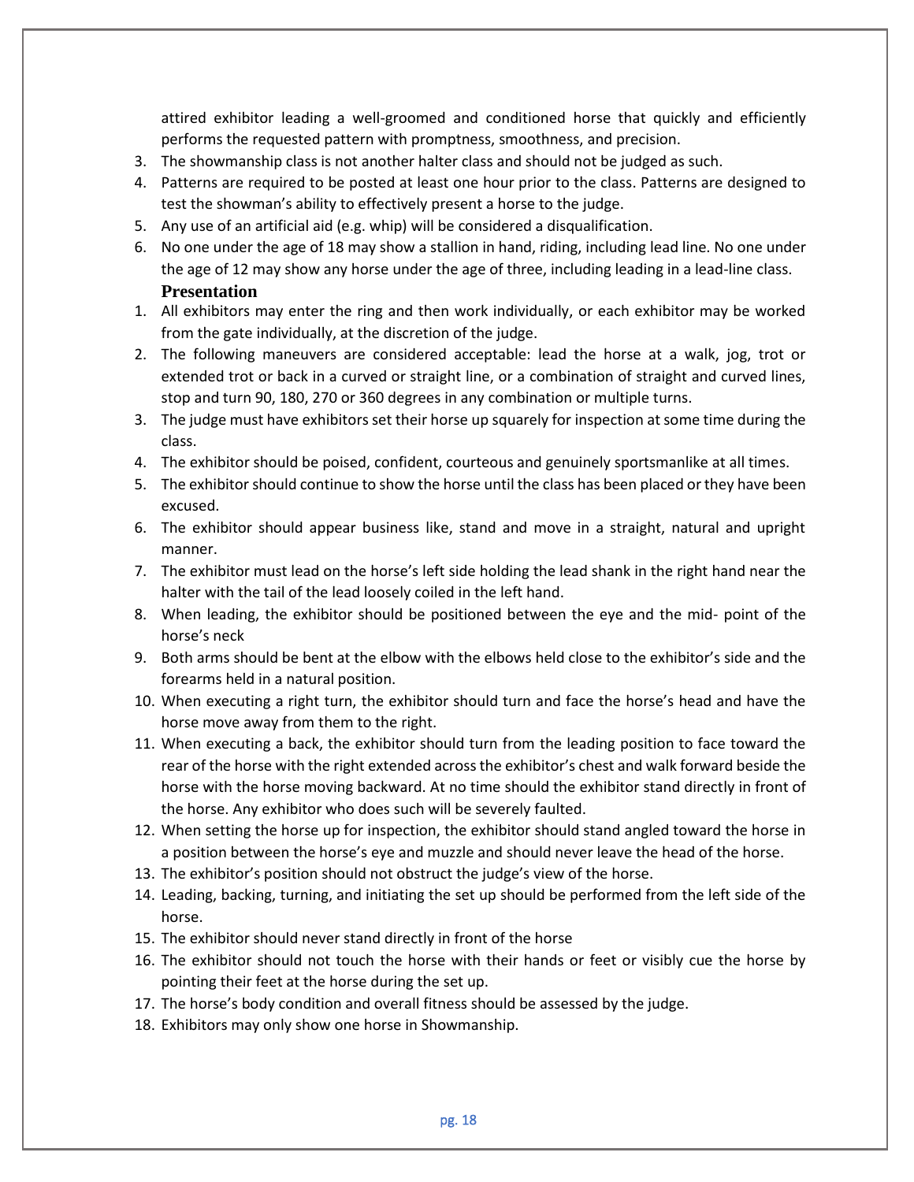attired exhibitor leading a well-groomed and conditioned horse that quickly and efficiently performs the requested pattern with promptness, smoothness, and precision.

3. The showmanship class is not another halter class and should not be judged as such.
4. Patterns are required to be posted at least one hour prior to the class. Patterns are designed to test the showman's ability to effectively present a horse to the judge.
5. Any use of an artificial aid (e.g. whip) will be considered a disqualification.
6. No one under the age of 18 may show a stallion in hand, riding, including lead line. No one under the age of 12 may show any horse under the age of three, including leading in a lead-line class.

### Presentation

1. All exhibitors may enter the ring and then work individually, or each exhibitor may be worked from the gate individually, at the discretion of the judge.
2. The following maneuvers are considered acceptable: lead the horse at a walk, jog, trot or extended trot or back in a curved or straight line, or a combination of straight and curved lines, stop and turn 90, 180, 270 or 360 degrees in any combination or multiple turns.
3. The judge must have exhibitors set their horse up squarely for inspection at some time during the class.
4. The exhibitor should be poised, confident, courteous and genuinely sportsmanlike at all times.
5. The exhibitor should continue to show the horse until the class has been placed or they have been excused.
6. The exhibitor should appear business like, stand and move in a straight, natural and upright manner.
7. The exhibitor must lead on the horse's left side holding the lead shank in the right hand near the halter with the tail of the lead loosely coiled in the left hand.
8. When leading, the exhibitor should be positioned between the eye and the mid- point of the horse's neck
9. Both arms should be bent at the elbow with the elbows held close to the exhibitor's side and the forearms held in a natural position.
10. When executing a right turn, the exhibitor should turn and face the horse's head and have the horse move away from them to the right.
11. When executing a back, the exhibitor should turn from the leading position to face toward the rear of the horse with the right extended across the exhibitor's chest and walk forward beside the horse with the horse moving backward. At no time should the exhibitor stand directly in front of the horse. Any exhibitor who does such will be severely faulted.
12. When setting the horse up for inspection, the exhibitor should stand angled toward the horse in a position between the horse's eye and muzzle and should never leave the head of the horse.
13. The exhibitor's position should not obstruct the judge's view of the horse.
14. Leading, backing, turning, and initiating the set up should be performed from the left side of the horse.
15. The exhibitor should never stand directly in front of the horse
16. The exhibitor should not touch the horse with their hands or feet or visibly cue the horse by pointing their feet at the horse during the set up.
17. The horse's body condition and overall fitness should be assessed by the judge.
18. Exhibitors may only show one horse in Showmanship.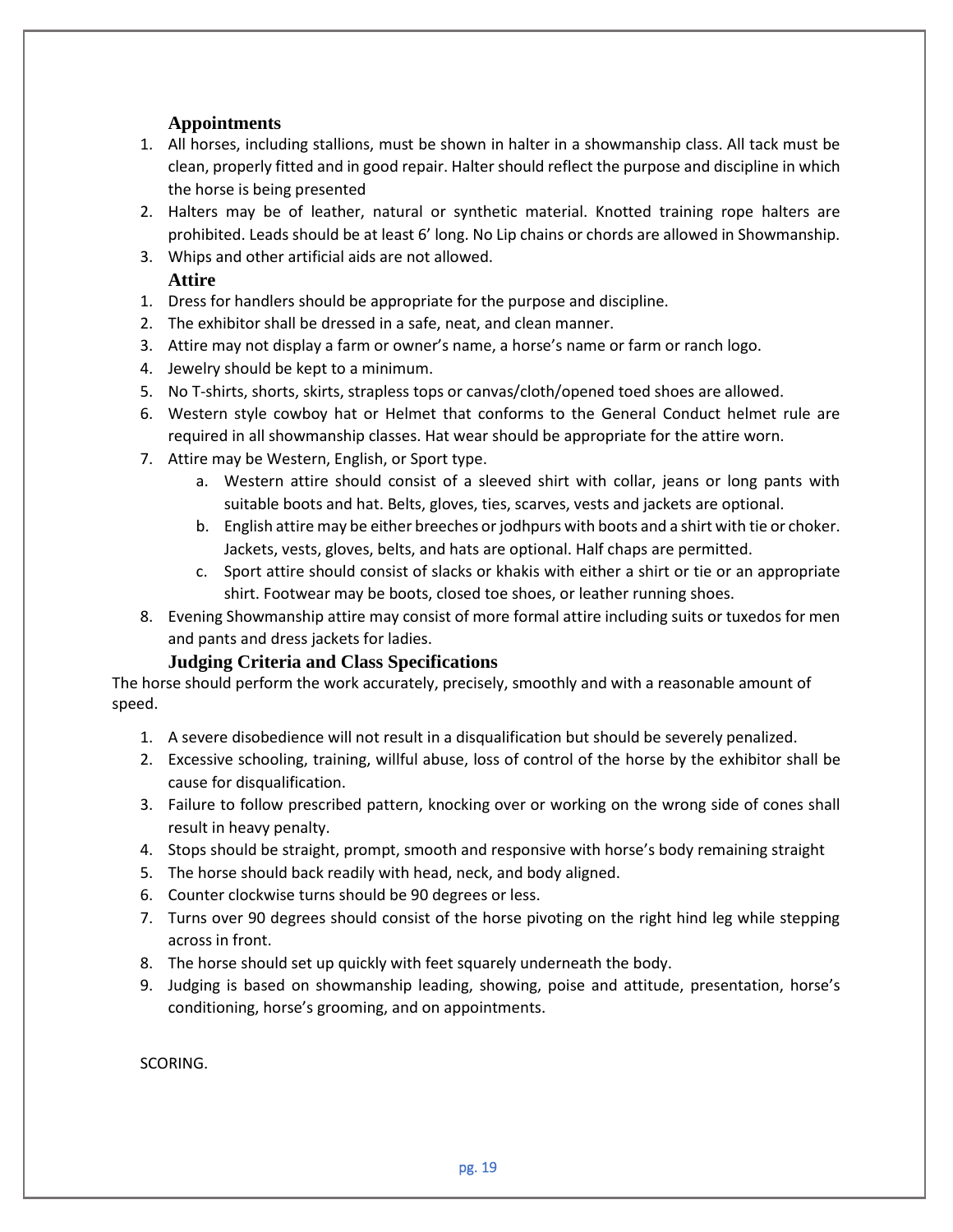### Appointments

1. All horses, including stallions, must be shown in halter in a showmanship class. All tack must be clean, properly fitted and in good repair. Halter should reflect the purpose and discipline in which the horse is being presented
2. Halters may be of leather, natural or synthetic material. Knotted training rope halters are prohibited. Leads should be at least 6' long. No Lip chains or chords are allowed in Showmanship.
3. Whips and other artificial aids are not allowed.

### Attire

1. Dress for handlers should be appropriate for the purpose and discipline.
2. The exhibitor shall be dressed in a safe, neat, and clean manner.
3. Attire may not display a farm or owner's name, a horse's name or farm or ranch logo.
4. Jewelry should be kept to a minimum.
5. No T-shirts, shorts, skirts, strapless tops or canvas/cloth/opened toed shoes are allowed.
6. Western style cowboy hat or Helmet that conforms to the General Conduct helmet rule are required in all showmanship classes. Hat wear should be appropriate for the attire worn.
7. Attire may be Western, English, or Sport type.
   a. Western attire should consist of a sleeved shirt with collar, jeans or long pants with suitable boots and hat. Belts, gloves, ties, scarves, vests and jackets are optional.
   b. English attire may be either breeches or jodhpurs with boots and a shirt with tie or choker. Jackets, vests, gloves, belts, and hats are optional. Half chaps are permitted.
   c. Sport attire should consist of slacks or khakis with either a shirt or tie or an appropriate shirt. Footwear may be boots, closed toe shoes, or leather running shoes.
8. Evening Showmanship attire may consist of more formal attire including suits or tuxedos for men and pants and dress jackets for ladies.

### Judging Criteria and Class Specifications

The horse should perform the work accurately, precisely, smoothly and with a reasonable amount of speed.

1. A severe disobedience will not result in a disqualification but should be severely penalized.
2. Excessive schooling, training, willful abuse, loss of control of the horse by the exhibitor shall be cause for disqualification.
3. Failure to follow prescribed pattern, knocking over or working on the wrong side of cones shall result in heavy penalty.
4. Stops should be straight, prompt, smooth and responsive with horse's body remaining straight
5. The horse should back readily with head, neck, and body aligned.
6. Counter clockwise turns should be 90 degrees or less.
7. Turns over 90 degrees should consist of the horse pivoting on the right hind leg while stepping across in front.
8. The horse should set up quickly with feet squarely underneath the body.
9. Judging is based on showmanship leading, showing, poise and attitude, presentation, horse's conditioning, horse's grooming, and on appointments.

SCORING.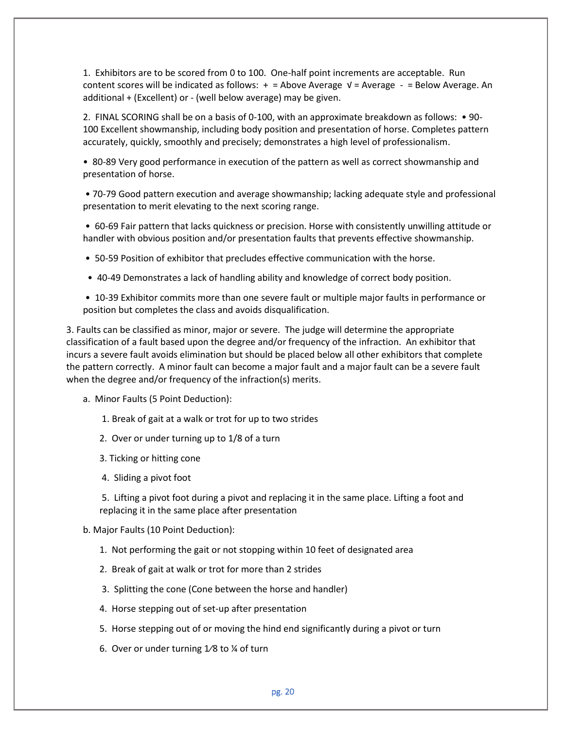1. Exhibitors are to be scored from 0 to 100. One-half point increments are acceptable. Run content scores will be indicated as follows: + = Above Average √ = Average - = Below Average. An additional + (Excellent) or - (well below average) may be given.

2. FINAL SCORING shall be on a basis of 0-100, with an approximate breakdown as follows:

- 90-100 Excellent showmanship, including body position and presentation of horse. Completes pattern accurately, quickly, smoothly and precisely; demonstrates a high level of professionalism.
- 80-89 Very good performance in execution of the pattern as well as correct showmanship and presentation of horse.
- 70-79 Good pattern execution and average showmanship; lacking adequate style and professional presentation to merit elevating to the next scoring range.
- 60-69 Fair pattern that lacks quickness or precision. Horse with consistently unwilling attitude or handler with obvious position and/or presentation faults that prevents effective showmanship.
- 50-59 Position of exhibitor that precludes effective communication with the horse.
- 40-49 Demonstrates a lack of handling ability and knowledge of correct body position.
- 10-39 Exhibitor commits more than one severe fault or multiple major faults in performance or position but completes the class and avoids disqualification.

3. Faults can be classified as minor, major or severe. The judge will determine the appropriate classification of a fault based upon the degree and/or frequency of the infraction. An exhibitor that incurs a severe fault avoids elimination but should be placed below all other exhibitors that complete the pattern correctly. A minor fault can become a major fault and a major fault can be a severe fault when the degree and/or frequency of the infraction(s) merits.

a. Minor Faults (5 Point Deduction):

1. Break of gait at a walk or trot for up to two strides
2. Over or under turning up to 1/8 of a turn
3. Ticking or hitting cone
4. Sliding a pivot foot
5. Lifting a pivot foot during a pivot and replacing it in the same place. Lifting a foot and replacing it in the same place after presentation

b. Major Faults (10 Point Deduction):

1. Not performing the gait or not stopping within 10 feet of designated area
2. Break of gait at walk or trot for more than 2 strides
3. Splitting the cone (Cone between the horse and handler)
4. Horse stepping out of set-up after presentation
5. Horse stepping out of or moving the hind end significantly during a pivot or turn
6. Over or under turning 1⁄8 to ¼ of turn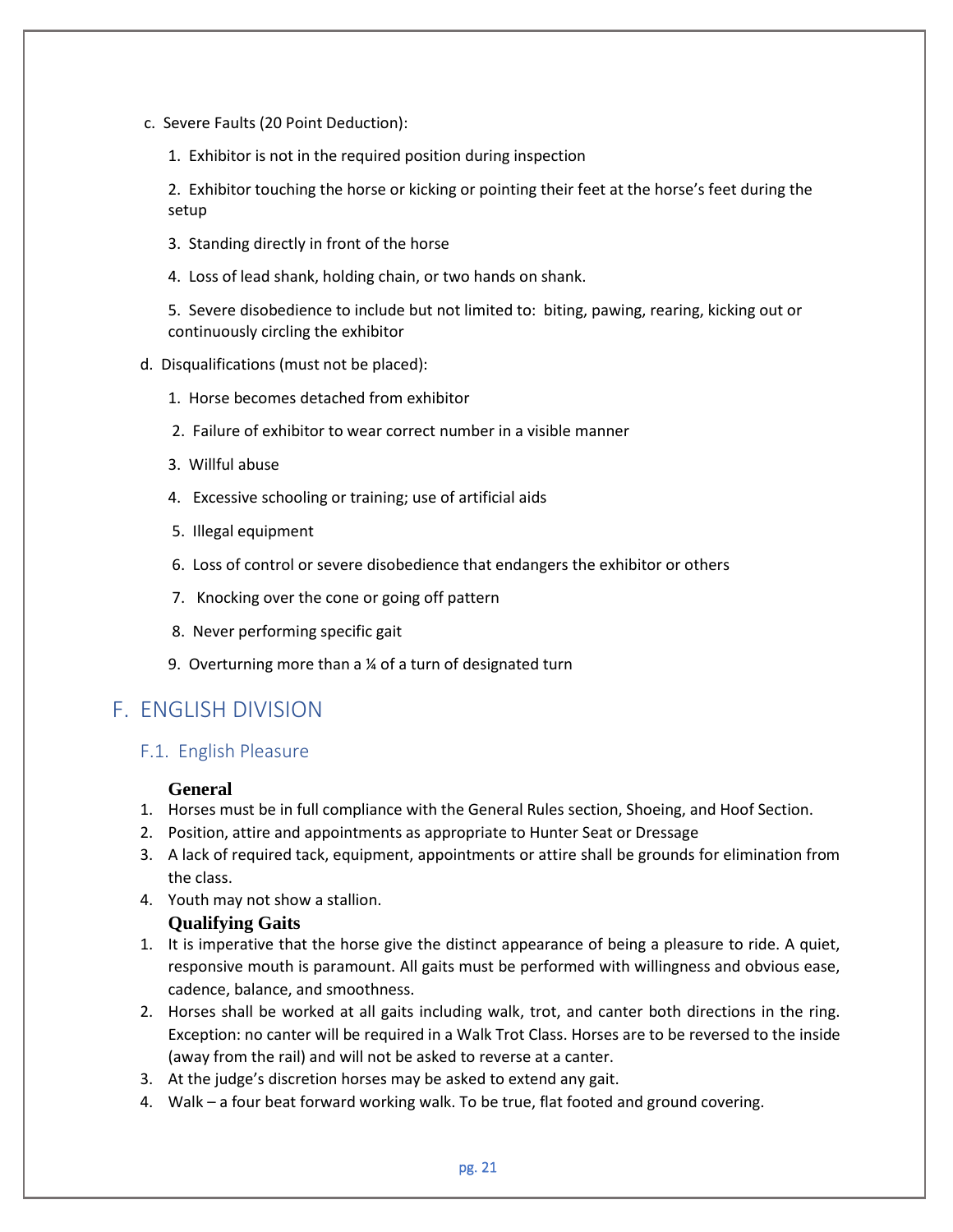c. Severe Faults (20 Point Deduction):

1. Exhibitor is not in the required position during inspection

2. Exhibitor touching the horse or kicking or pointing their feet at the horse's feet during the setup

3. Standing directly in front of the horse

4. Loss of lead shank, holding chain, or two hands on shank.

5. Severe disobedience to include but not limited to: biting, pawing, rearing, kicking out or continuously circling the exhibitor

d. Disqualifications (must not be placed):

1. Horse becomes detached from exhibitor

2. Failure of exhibitor to wear correct number in a visible manner

3. Willful abuse

4. Excessive schooling or training; use of artificial aids

5. Illegal equipment

6. Loss of control or severe disobedience that endangers the exhibitor or others

7. Knocking over the cone or going off pattern

8. Never performing specific gait

9. Overturning more than a ¼ of a turn of designated turn

# F. ENGLISH DIVISION

## F.1. English Pleasure

**General**

1. Horses must be in full compliance with the General Rules section, Shoeing, and Hoof Section.
2. Position, attire and appointments as appropriate to Hunter Seat or Dressage
3. A lack of required tack, equipment, appointments or attire shall be grounds for elimination from the class.
4. Youth may not show a stallion.

**Qualifying Gaits**

1. It is imperative that the horse give the distinct appearance of being a pleasure to ride. A quiet, responsive mouth is paramount. All gaits must be performed with willingness and obvious ease, cadence, balance, and smoothness.
2. Horses shall be worked at all gaits including walk, trot, and canter both directions in the ring. Exception: no canter will be required in a Walk Trot Class. Horses are to be reversed to the inside (away from the rail) and will not be asked to reverse at a canter.
3. At the judge's discretion horses may be asked to extend any gait.
4. Walk – a four beat forward working walk. To be true, flat footed and ground covering.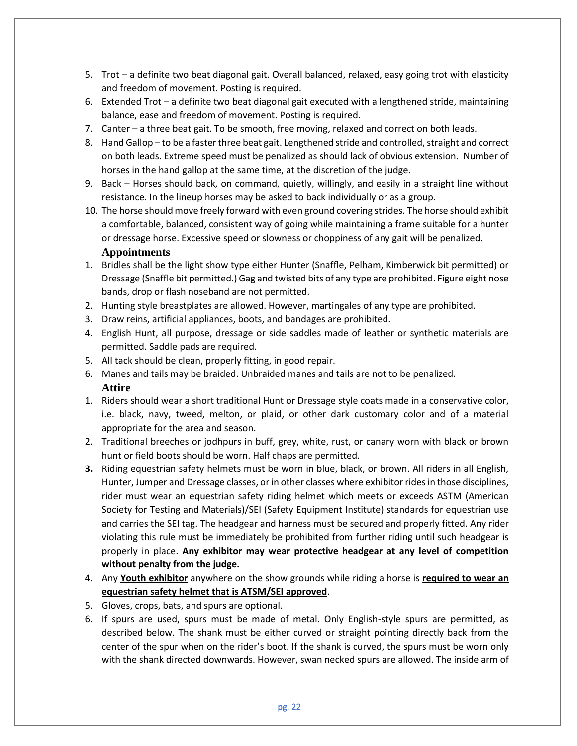5. Trot – a definite two beat diagonal gait. Overall balanced, relaxed, easy going trot with elasticity and freedom of movement. Posting is required.
6. Extended Trot – a definite two beat diagonal gait executed with a lengthened stride, maintaining balance, ease and freedom of movement. Posting is required.
7. Canter – a three beat gait. To be smooth, free moving, relaxed and correct on both leads.
8. Hand Gallop – to be a faster three beat gait. Lengthened stride and controlled, straight and correct on both leads. Extreme speed must be penalized as should lack of obvious extension. Number of horses in the hand gallop at the same time, at the discretion of the judge.
9. Back – Horses should back, on command, quietly, willingly, and easily in a straight line without resistance. In the lineup horses may be asked to back individually or as a group.
10. The horse should move freely forward with even ground covering strides. The horse should exhibit a comfortable, balanced, consistent way of going while maintaining a frame suitable for a hunter or dressage horse. Excessive speed or slowness or choppiness of any gait will be penalized.

### Appointments

1. Bridles shall be the light show type either Hunter (Snaffle, Pelham, Kimberwick bit permitted) or Dressage (Snaffle bit permitted.) Gag and twisted bits of any type are prohibited. Figure eight nose bands, drop or flash noseband are not permitted.
2. Hunting style breastplates are allowed. However, martingales of any type are prohibited.
3. Draw reins, artificial appliances, boots, and bandages are prohibited.
4. English Hunt, all purpose, dressage or side saddles made of leather or synthetic materials are permitted. Saddle pads are required.
5. All tack should be clean, properly fitting, in good repair.
6. Manes and tails may be braided. Unbraided manes and tails are not to be penalized.

### Attire

1. Riders should wear a short traditional Hunt or Dressage style coats made in a conservative color, i.e. black, navy, tweed, melton, or plaid, or other dark customary color and of a material appropriate for the area and season.
2. Traditional breeches or jodhpurs in buff, grey, white, rust, or canary worn with black or brown hunt or field boots should be worn. Half chaps are permitted.
3. Riding equestrian safety helmets must be worn in blue, black, or brown. All riders in all English, Hunter, Jumper and Dressage classes, or in other classes where exhibitor rides in those disciplines, rider must wear an equestrian safety riding helmet which meets or exceeds ASTM (American Society for Testing and Materials)/SEI (Safety Equipment Institute) standards for equestrian use and carries the SEI tag. The headgear and harness must be secured and properly fitted. Any rider violating this rule must be immediately be prohibited from further riding until such headgear is properly in place. **Any exhibitor may wear protective headgear at any level of competition without penalty from the judge.**
4. Any **Youth exhibitor** anywhere on the show grounds while riding a horse is **required to wear an equestrian safety helmet that is ATSM/SEI approved**.
5. Gloves, crops, bats, and spurs are optional.
6. If spurs are used, spurs must be made of metal. Only English-style spurs are permitted, as described below. The shank must be either curved or straight pointing directly back from the center of the spur when on the rider's boot. If the shank is curved, the spurs must be worn only with the shank directed downwards. However, swan necked spurs are allowed. The inside arm of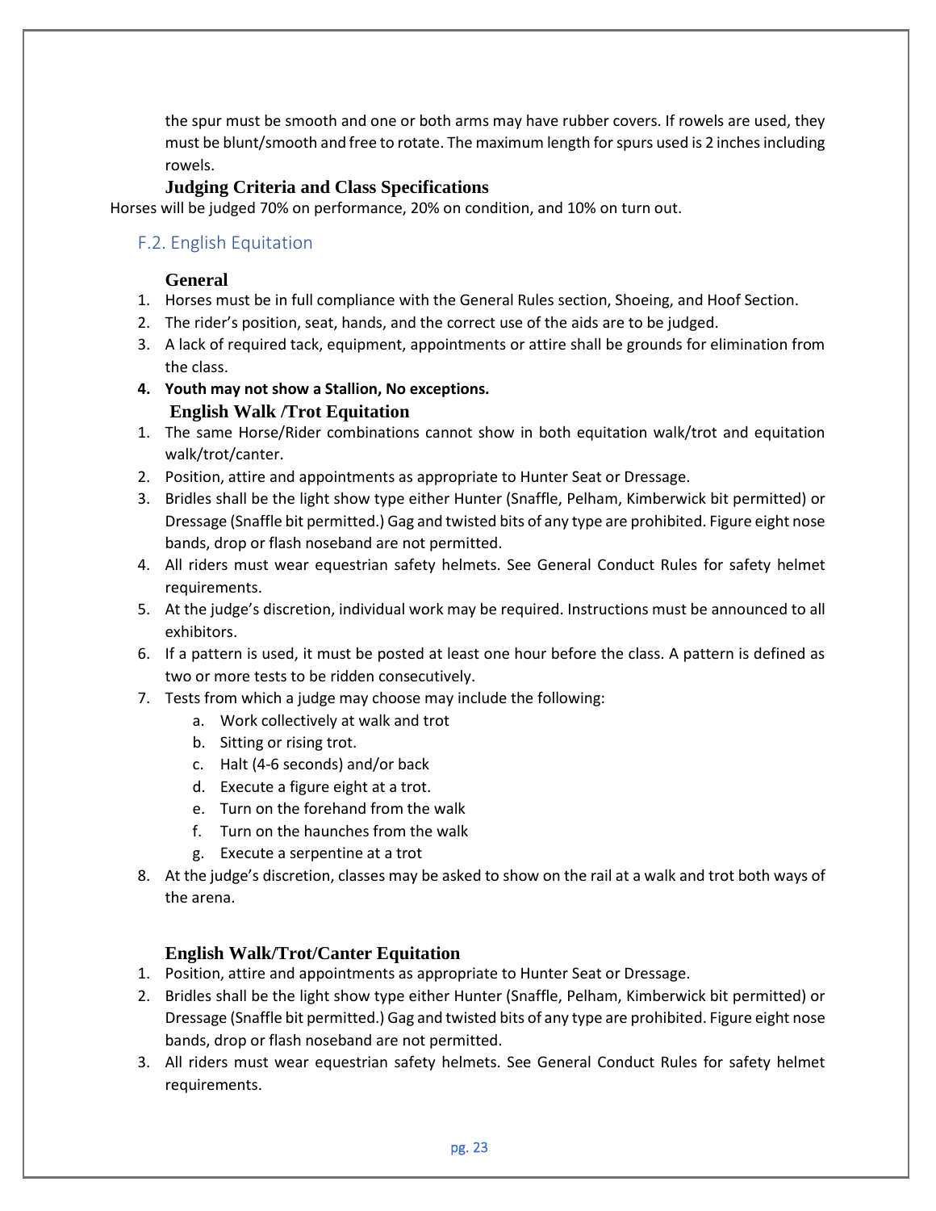the spur must be smooth and one or both arms may have rubber covers. If rowels are used, they must be blunt/smooth and free to rotate. The maximum length for spurs used is 2 inches including rowels.

### Judging Criteria and Class Specifications

Horses will be judged 70% on performance, 20% on condition, and 10% on turn out.

## F.2. English Equitation

### General

1. Horses must be in full compliance with the General Rules section, Shoeing, and Hoof Section.
2. The rider's position, seat, hands, and the correct use of the aids are to be judged.
3. A lack of required tack, equipment, appointments or attire shall be grounds for elimination from the class.
4. **Youth may not show a Stallion, No exceptions.**

### English Walk /Trot Equitation

1. The same Horse/Rider combinations cannot show in both equitation walk/trot and equitation walk/trot/canter.
2. Position, attire and appointments as appropriate to Hunter Seat or Dressage.
3. Bridles shall be the light show type either Hunter (Snaffle, Pelham, Kimberwick bit permitted) or Dressage (Snaffle bit permitted.) Gag and twisted bits of any type are prohibited. Figure eight nose bands, drop or flash noseband are not permitted.
4. All riders must wear equestrian safety helmets. See General Conduct Rules for safety helmet requirements.
5. At the judge's discretion, individual work may be required. Instructions must be announced to all exhibitors.
6. If a pattern is used, it must be posted at least one hour before the class. A pattern is defined as two or more tests to be ridden consecutively.
7. Tests from which a judge may choose may include the following:
   a. Work collectively at walk and trot
   b. Sitting or rising trot.
   c. Halt (4-6 seconds) and/or back
   d. Execute a figure eight at a trot.
   e. Turn on the forehand from the walk
   f. Turn on the haunches from the walk
   g. Execute a serpentine at a trot
8. At the judge's discretion, classes may be asked to show on the rail at a walk and trot both ways of the arena.

### English Walk/Trot/Canter Equitation

1. Position, attire and appointments as appropriate to Hunter Seat or Dressage.
2. Bridles shall be the light show type either Hunter (Snaffle, Pelham, Kimberwick bit permitted) or Dressage (Snaffle bit permitted.) Gag and twisted bits of any type are prohibited. Figure eight nose bands, drop or flash noseband are not permitted.
3. All riders must wear equestrian safety helmets. See General Conduct Rules for safety helmet requirements.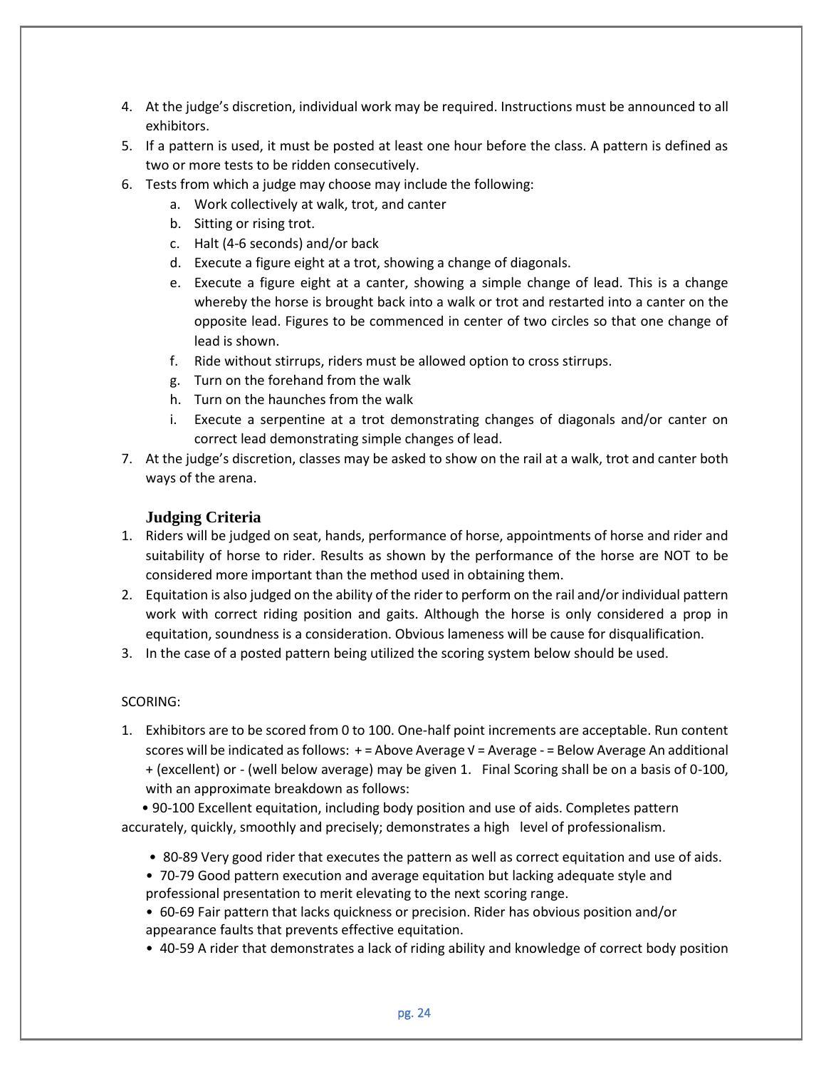4. At the judge's discretion, individual work may be required. Instructions must be announced to all exhibitors.
5. If a pattern is used, it must be posted at least one hour before the class. A pattern is defined as two or more tests to be ridden consecutively.
6. Tests from which a judge may choose may include the following:
   a. Work collectively at walk, trot, and canter
   b. Sitting or rising trot.
   c. Halt (4-6 seconds) and/or back
   d. Execute a figure eight at a trot, showing a change of diagonals.
   e. Execute a figure eight at a canter, showing a simple change of lead. This is a change whereby the horse is brought back into a walk or trot and restarted into a canter on the opposite lead. Figures to be commenced in center of two circles so that one change of lead is shown.
   f. Ride without stirrups, riders must be allowed option to cross stirrups.
   g. Turn on the forehand from the walk
   h. Turn on the haunches from the walk
   i. Execute a serpentine at a trot demonstrating changes of diagonals and/or canter on correct lead demonstrating simple changes of lead.
7. At the judge's discretion, classes may be asked to show on the rail at a walk, trot and canter both ways of the arena.

### Judging Criteria

1. Riders will be judged on seat, hands, performance of horse, appointments of horse and rider and suitability of horse to rider. Results as shown by the performance of the horse are NOT to be considered more important than the method used in obtaining them.
2. Equitation is also judged on the ability of the rider to perform on the rail and/or individual pattern work with correct riding position and gaits. Although the horse is only considered a prop in equitation, soundness is a consideration. Obvious lameness will be cause for disqualification.
3. In the case of a posted pattern being utilized the scoring system below should be used.

SCORING:

1. Exhibitors are to be scored from 0 to 100. One-half point increments are acceptable. Run content scores will be indicated as follows: + = Above Average √ = Average - = Below Average An additional + (excellent) or - (well below average) may be given 1. Final Scoring shall be on a basis of 0-100, with an approximate breakdown as follows:

• 90-100 Excellent equitation, including body position and use of aids. Completes pattern accurately, quickly, smoothly and precisely; demonstrates a high level of professionalism.

- 80-89 Very good rider that executes the pattern as well as correct equitation and use of aids.
- 70-79 Good pattern execution and average equitation but lacking adequate style and professional presentation to merit elevating to the next scoring range.
- 60-69 Fair pattern that lacks quickness or precision. Rider has obvious position and/or appearance faults that prevents effective equitation.
- 40-59 A rider that demonstrates a lack of riding ability and knowledge of correct body position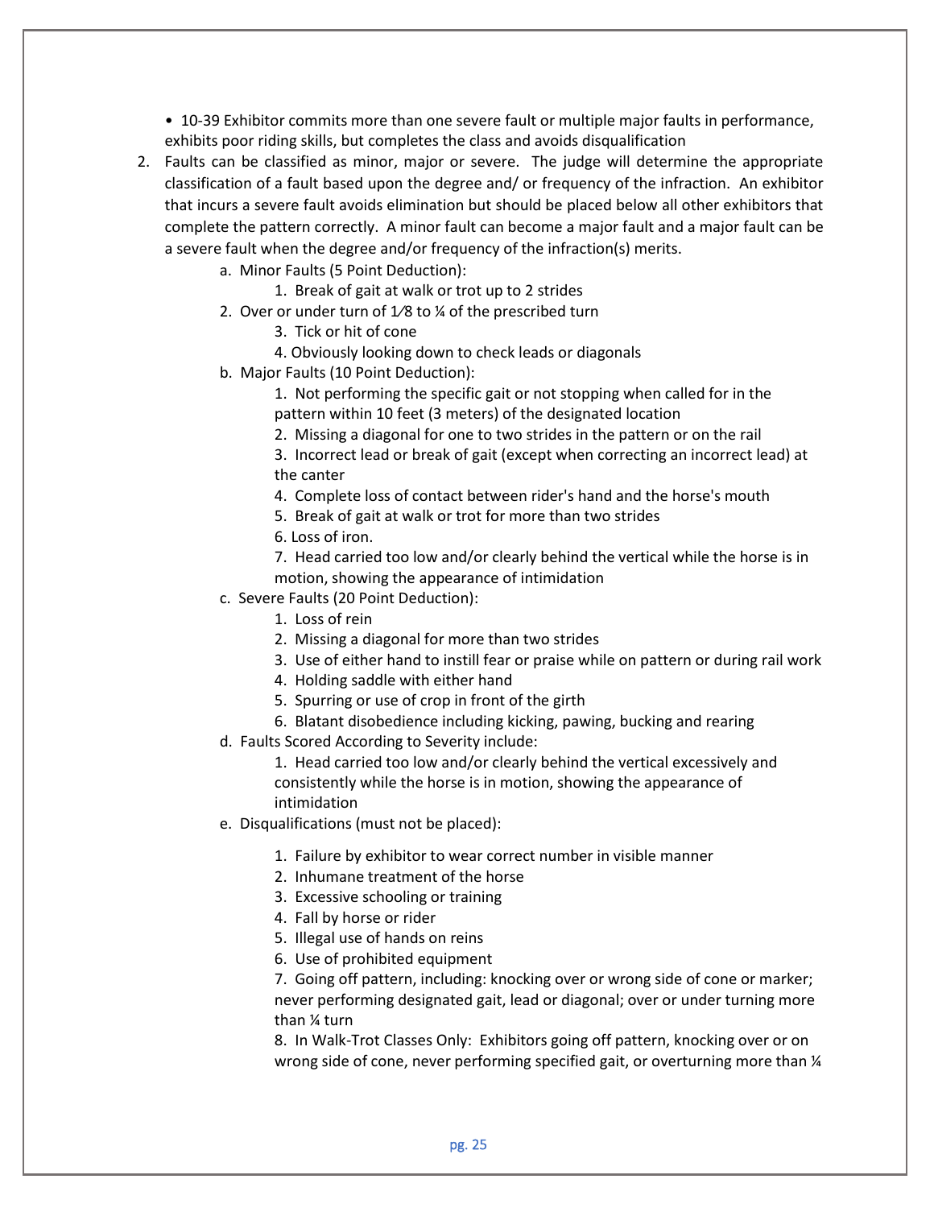- 10-39 Exhibitor commits more than one severe fault or multiple major faults in performance, exhibits poor riding skills, but completes the class and avoids disqualification

2. Faults can be classified as minor, major or severe. The judge will determine the appropriate classification of a fault based upon the degree and/ or frequency of the infraction. An exhibitor that incurs a severe fault avoids elimination but should be placed below all other exhibitors that complete the pattern correctly. A minor fault can become a major fault and a major fault can be a severe fault when the degree and/or frequency of the infraction(s) merits.

   a. Minor Faults (5 Point Deduction):
      1. Break of gait at walk or trot up to 2 strides
      2. Over or under turn of 1⁄8 to ¼ of the prescribed turn
      3. Tick or hit of cone
      4. Obviously looking down to check leads or diagonals

   b. Major Faults (10 Point Deduction):
      1. Not performing the specific gait or not stopping when called for in the pattern within 10 feet (3 meters) of the designated location
      2. Missing a diagonal for one to two strides in the pattern or on the rail
      3. Incorrect lead or break of gait (except when correcting an incorrect lead) at the canter
      4. Complete loss of contact between rider's hand and the horse's mouth
      5. Break of gait at walk or trot for more than two strides
      6. Loss of iron.
      7. Head carried too low and/or clearly behind the vertical while the horse is in motion, showing the appearance of intimidation

   c. Severe Faults (20 Point Deduction):
      1. Loss of rein
      2. Missing a diagonal for more than two strides
      3. Use of either hand to instill fear or praise while on pattern or during rail work
      4. Holding saddle with either hand
      5. Spurring or use of crop in front of the girth
      6. Blatant disobedience including kicking, pawing, bucking and rearing

   d. Faults Scored According to Severity include:
      1. Head carried too low and/or clearly behind the vertical excessively and consistently while the horse is in motion, showing the appearance of intimidation

   e. Disqualifications (must not be placed):
      1. Failure by exhibitor to wear correct number in visible manner
      2. Inhumane treatment of the horse
      3. Excessive schooling or training
      4. Fall by horse or rider
      5. Illegal use of hands on reins
      6. Use of prohibited equipment
      7. Going off pattern, including: knocking over or wrong side of cone or marker; never performing designated gait, lead or diagonal; over or under turning more than ¼ turn
      8. In Walk-Trot Classes Only: Exhibitors going off pattern, knocking over or on wrong side of cone, never performing specified gait, or overturning more than ¼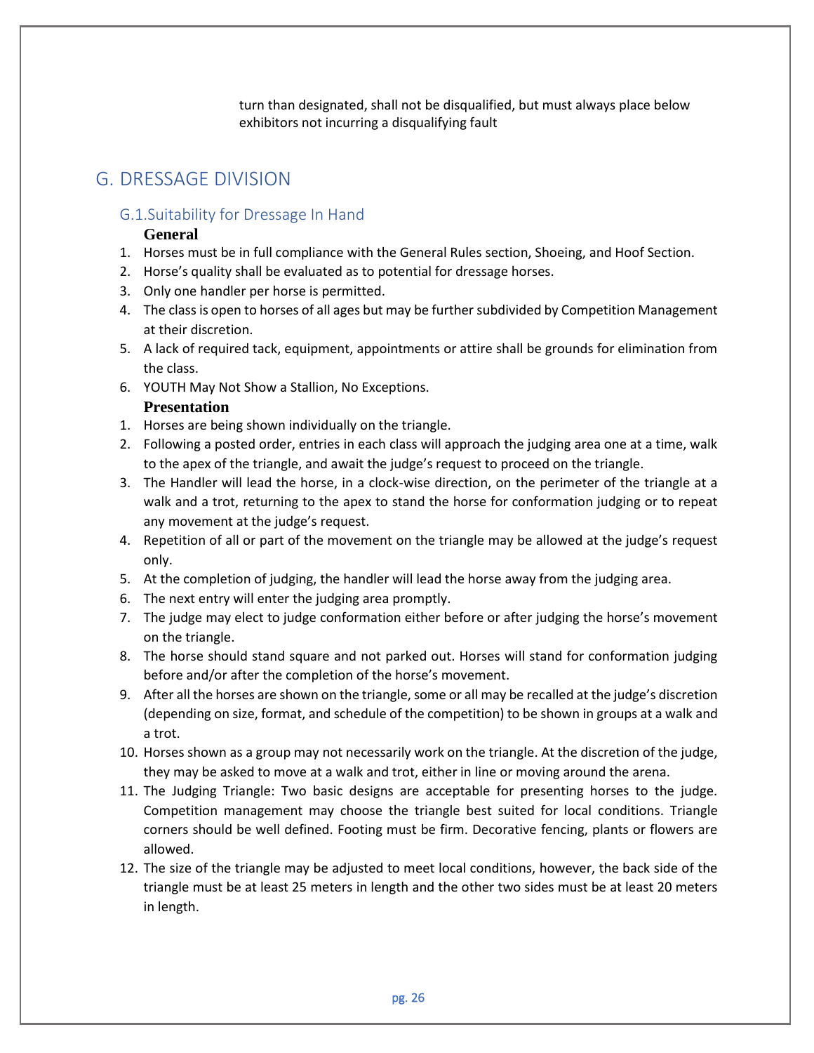turn than designated, shall not be disqualified, but must always place below exhibitors not incurring a disqualifying fault

# G. DRESSAGE DIVISION

## G.1.Suitability for Dressage In Hand

### General

1. Horses must be in full compliance with the General Rules section, Shoeing, and Hoof Section.
2. Horse's quality shall be evaluated as to potential for dressage horses.
3. Only one handler per horse is permitted.
4. The class is open to horses of all ages but may be further subdivided by Competition Management at their discretion.
5. A lack of required tack, equipment, appointments or attire shall be grounds for elimination from the class.
6. YOUTH May Not Show a Stallion, No Exceptions.

### Presentation

1. Horses are being shown individually on the triangle.
2. Following a posted order, entries in each class will approach the judging area one at a time, walk to the apex of the triangle, and await the judge's request to proceed on the triangle.
3. The Handler will lead the horse, in a clock-wise direction, on the perimeter of the triangle at a walk and a trot, returning to the apex to stand the horse for conformation judging or to repeat any movement at the judge's request.
4. Repetition of all or part of the movement on the triangle may be allowed at the judge's request only.
5. At the completion of judging, the handler will lead the horse away from the judging area.
6. The next entry will enter the judging area promptly.
7. The judge may elect to judge conformation either before or after judging the horse's movement on the triangle.
8. The horse should stand square and not parked out. Horses will stand for conformation judging before and/or after the completion of the horse's movement.
9. After all the horses are shown on the triangle, some or all may be recalled at the judge's discretion (depending on size, format, and schedule of the competition) to be shown in groups at a walk and a trot.
10. Horses shown as a group may not necessarily work on the triangle. At the discretion of the judge, they may be asked to move at a walk and trot, either in line or moving around the arena.
11. The Judging Triangle: Two basic designs are acceptable for presenting horses to the judge. Competition management may choose the triangle best suited for local conditions. Triangle corners should be well defined. Footing must be firm. Decorative fencing, plants or flowers are allowed.
12. The size of the triangle may be adjusted to meet local conditions, however, the back side of the triangle must be at least 25 meters in length and the other two sides must be at least 20 meters in length.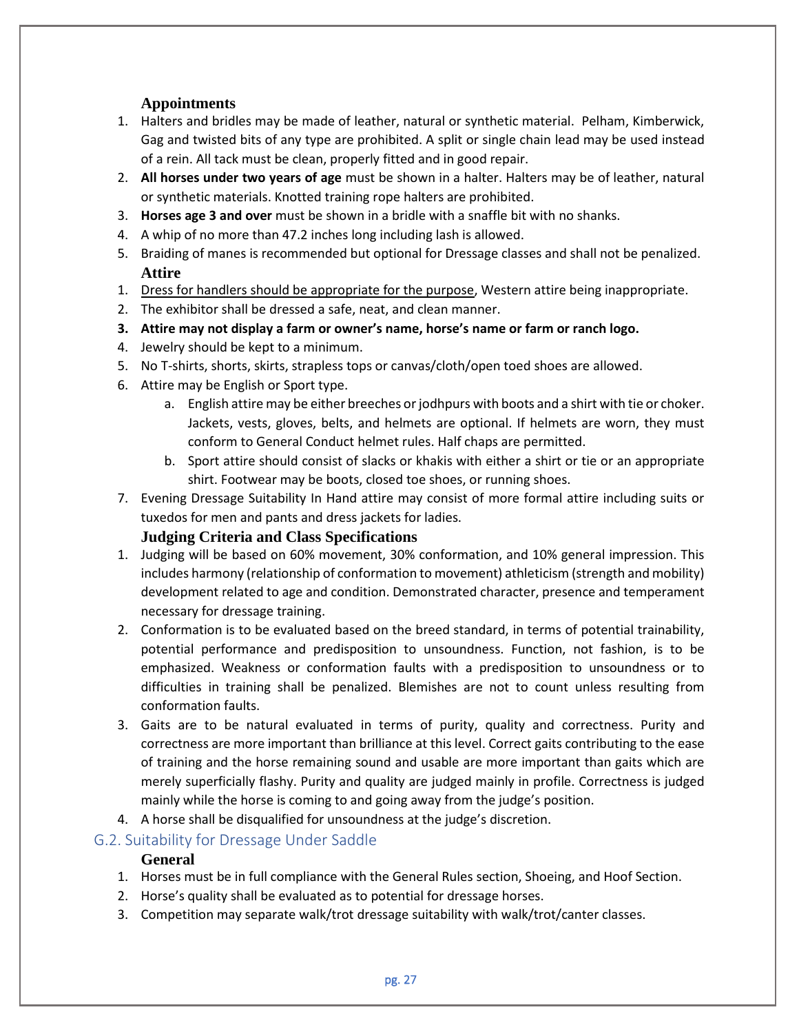### Appointments

1. Halters and bridles may be made of leather, natural or synthetic material. Pelham, Kimberwick, Gag and twisted bits of any type are prohibited. A split or single chain lead may be used instead of a rein. All tack must be clean, properly fitted and in good repair.
2. **All horses under two years of age** must be shown in a halter. Halters may be of leather, natural or synthetic materials. Knotted training rope halters are prohibited.
3. **Horses age 3 and over** must be shown in a bridle with a snaffle bit with no shanks.
4. A whip of no more than 47.2 inches long including lash is allowed.
5. Braiding of manes is recommended but optional for Dressage classes and shall not be penalized.

### Attire

1. <u>Dress for handlers should be appropriate for the purpose</u>, Western attire being inappropriate.
2. The exhibitor shall be dressed a safe, neat, and clean manner.
3. **Attire may not display a farm or owner's name, horse's name or farm or ranch logo.**
4. Jewelry should be kept to a minimum.
5. No T-shirts, shorts, skirts, strapless tops or canvas/cloth/open toed shoes are allowed.
6. Attire may be English or Sport type.
   a. English attire may be either breeches or jodhpurs with boots and a shirt with tie or choker. Jackets, vests, gloves, belts, and helmets are optional. If helmets are worn, they must conform to General Conduct helmet rules. Half chaps are permitted.
   b. Sport attire should consist of slacks or khakis with either a shirt or tie or an appropriate shirt. Footwear may be boots, closed toe shoes, or running shoes.
7. Evening Dressage Suitability In Hand attire may consist of more formal attire including suits or tuxedos for men and pants and dress jackets for ladies.

### Judging Criteria and Class Specifications

1. Judging will be based on 60% movement, 30% conformation, and 10% general impression. This includes harmony (relationship of conformation to movement) athleticism (strength and mobility) development related to age and condition. Demonstrated character, presence and temperament necessary for dressage training.
2. Conformation is to be evaluated based on the breed standard, in terms of potential trainability, potential performance and predisposition to unsoundness. Function, not fashion, is to be emphasized. Weakness or conformation faults with a predisposition to unsoundness or to difficulties in training shall be penalized. Blemishes are not to count unless resulting from conformation faults.
3. Gaits are to be natural evaluated in terms of purity, quality and correctness. Purity and correctness are more important than brilliance at this level. Correct gaits contributing to the ease of training and the horse remaining sound and usable are more important than gaits which are merely superficially flashy. Purity and quality are judged mainly in profile. Correctness is judged mainly while the horse is coming to and going away from the judge's position.
4. A horse shall be disqualified for unsoundness at the judge's discretion.

## G.2. Suitability for Dressage Under Saddle

### General

1. Horses must be in full compliance with the General Rules section, Shoeing, and Hoof Section.
2. Horse's quality shall be evaluated as to potential for dressage horses.
3. Competition may separate walk/trot dressage suitability with walk/trot/canter classes.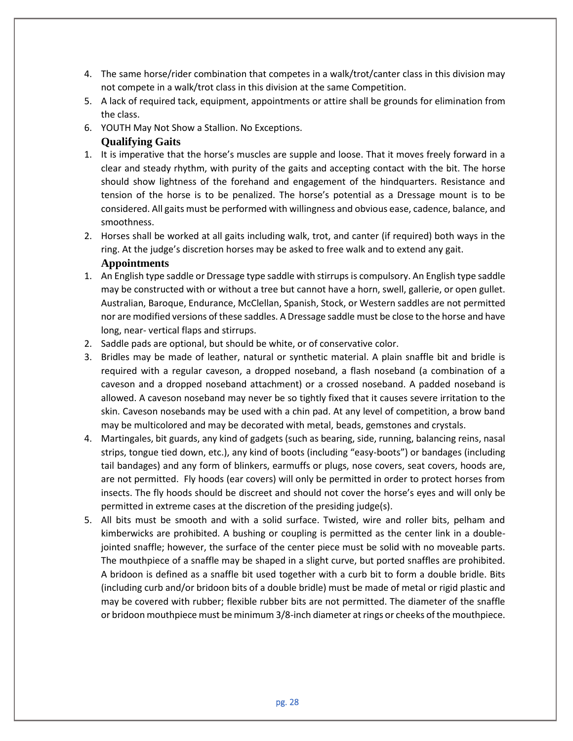4. The same horse/rider combination that competes in a walk/trot/canter class in this division may not compete in a walk/trot class in this division at the same Competition.
5. A lack of required tack, equipment, appointments or attire shall be grounds for elimination from the class.
6. YOUTH May Not Show a Stallion. No Exceptions.

### Qualifying Gaits

1. It is imperative that the horse's muscles are supple and loose. That it moves freely forward in a clear and steady rhythm, with purity of the gaits and accepting contact with the bit. The horse should show lightness of the forehand and engagement of the hindquarters. Resistance and tension of the horse is to be penalized. The horse's potential as a Dressage mount is to be considered. All gaits must be performed with willingness and obvious ease, cadence, balance, and smoothness.
2. Horses shall be worked at all gaits including walk, trot, and canter (if required) both ways in the ring. At the judge's discretion horses may be asked to free walk and to extend any gait.

### Appointments

1. An English type saddle or Dressage type saddle with stirrups is compulsory. An English type saddle may be constructed with or without a tree but cannot have a horn, swell, gallerie, or open gullet. Australian, Baroque, Endurance, McClellan, Spanish, Stock, or Western saddles are not permitted nor are modified versions of these saddles. A Dressage saddle must be close to the horse and have long, near- vertical flaps and stirrups.
2. Saddle pads are optional, but should be white, or of conservative color.
3. Bridles may be made of leather, natural or synthetic material. A plain snaffle bit and bridle is required with a regular caveson, a dropped noseband, a flash noseband (a combination of a caveson and a dropped noseband attachment) or a crossed noseband. A padded noseband is allowed. A caveson noseband may never be so tightly fixed that it causes severe irritation to the skin. Caveson nosebands may be used with a chin pad. At any level of competition, a brow band may be multicolored and may be decorated with metal, beads, gemstones and crystals.
4. Martingales, bit guards, any kind of gadgets (such as bearing, side, running, balancing reins, nasal strips, tongue tied down, etc.), any kind of boots (including "easy-boots") or bandages (including tail bandages) and any form of blinkers, earmuffs or plugs, nose covers, seat covers, hoods are, are not permitted. Fly hoods (ear covers) will only be permitted in order to protect horses from insects. The fly hoods should be discreet and should not cover the horse's eyes and will only be permitted in extreme cases at the discretion of the presiding judge(s).
5. All bits must be smooth and with a solid surface. Twisted, wire and roller bits, pelham and kimberwicks are prohibited. A bushing or coupling is permitted as the center link in a double-jointed snaffle; however, the surface of the center piece must be solid with no moveable parts. The mouthpiece of a snaffle may be shaped in a slight curve, but ported snaffles are prohibited. A bridoon is defined as a snaffle bit used together with a curb bit to form a double bridle. Bits (including curb and/or bridoon bits of a double bridle) must be made of metal or rigid plastic and may be covered with rubber; flexible rubber bits are not permitted. The diameter of the snaffle or bridoon mouthpiece must be minimum 3/8-inch diameter at rings or cheeks of the mouthpiece.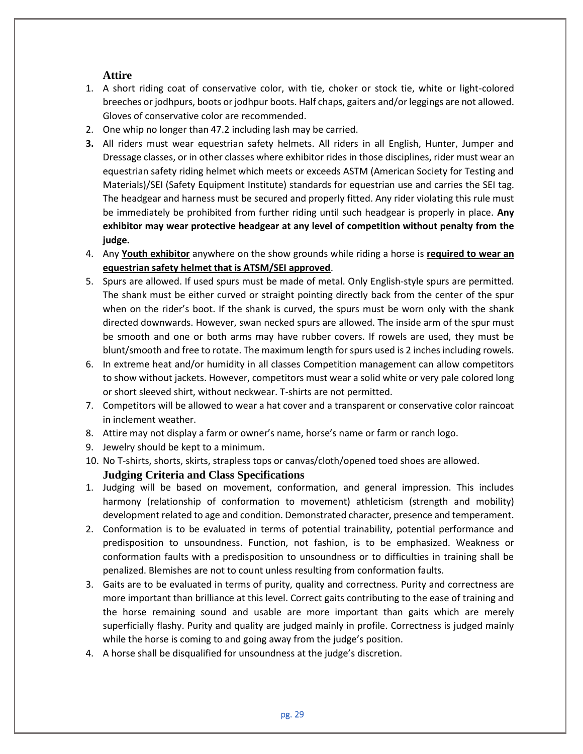### Attire

1. A short riding coat of conservative color, with tie, choker or stock tie, white or light-colored breeches or jodhpurs, boots or jodhpur boots. Half chaps, gaiters and/or leggings are not allowed. Gloves of conservative color are recommended.
2. One whip no longer than 47.2 including lash may be carried.
3. All riders must wear equestrian safety helmets. All riders in all English, Hunter, Jumper and Dressage classes, or in other classes where exhibitor rides in those disciplines, rider must wear an equestrian safety riding helmet which meets or exceeds ASTM (American Society for Testing and Materials)/SEI (Safety Equipment Institute) standards for equestrian use and carries the SEI tag. The headgear and harness must be secured and properly fitted. Any rider violating this rule must be immediately be prohibited from further riding until such headgear is properly in place. **Any exhibitor may wear protective headgear at any level of competition without penalty from the judge.**
4. Any **Youth exhibitor** anywhere on the show grounds while riding a horse is **required to wear an equestrian safety helmet that is ATSM/SEI approved**.
5. Spurs are allowed. If used spurs must be made of metal. Only English-style spurs are permitted. The shank must be either curved or straight pointing directly back from the center of the spur when on the rider's boot. If the shank is curved, the spurs must be worn only with the shank directed downwards. However, swan necked spurs are allowed. The inside arm of the spur must be smooth and one or both arms may have rubber covers. If rowels are used, they must be blunt/smooth and free to rotate. The maximum length for spurs used is 2 inches including rowels.
6. In extreme heat and/or humidity in all classes Competition management can allow competitors to show without jackets. However, competitors must wear a solid white or very pale colored long or short sleeved shirt, without neckwear. T-shirts are not permitted.
7. Competitors will be allowed to wear a hat cover and a transparent or conservative color raincoat in inclement weather.
8. Attire may not display a farm or owner's name, horse's name or farm or ranch logo.
9. Jewelry should be kept to a minimum.
10. No T-shirts, shorts, skirts, strapless tops or canvas/cloth/opened toed shoes are allowed.

### Judging Criteria and Class Specifications

1. Judging will be based on movement, conformation, and general impression. This includes harmony (relationship of conformation to movement) athleticism (strength and mobility) development related to age and condition. Demonstrated character, presence and temperament.
2. Conformation is to be evaluated in terms of potential trainability, potential performance and predisposition to unsoundness. Function, not fashion, is to be emphasized. Weakness or conformation faults with a predisposition to unsoundness or to difficulties in training shall be penalized. Blemishes are not to count unless resulting from conformation faults.
3. Gaits are to be evaluated in terms of purity, quality and correctness. Purity and correctness are more important than brilliance at this level. Correct gaits contributing to the ease of training and the horse remaining sound and usable are more important than gaits which are merely superficially flashy. Purity and quality are judged mainly in profile. Correctness is judged mainly while the horse is coming to and going away from the judge's position.
4. A horse shall be disqualified for unsoundness at the judge's discretion.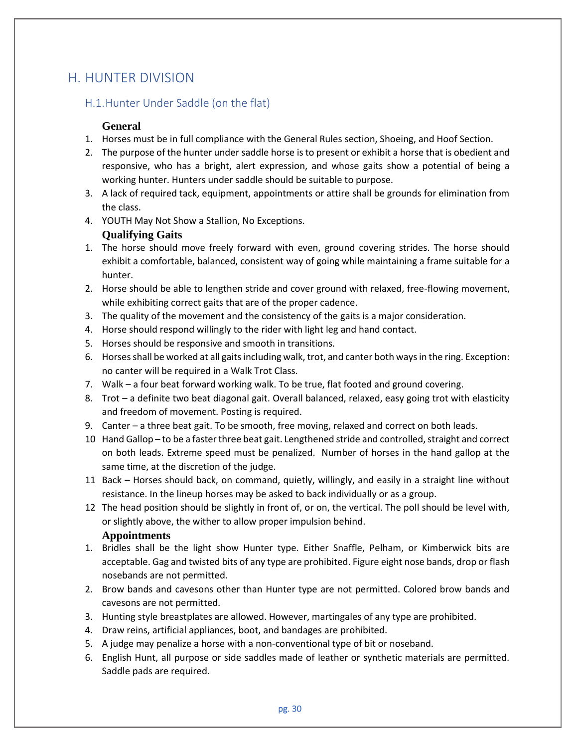# H. HUNTER DIVISION

## H.1. Hunter Under Saddle (on the flat)

### General

1. Horses must be in full compliance with the General Rules section, Shoeing, and Hoof Section.
2. The purpose of the hunter under saddle horse is to present or exhibit a horse that is obedient and responsive, who has a bright, alert expression, and whose gaits show a potential of being a working hunter. Hunters under saddle should be suitable to purpose.
3. A lack of required tack, equipment, appointments or attire shall be grounds for elimination from the class.
4. YOUTH May Not Show a Stallion, No Exceptions.

### Qualifying Gaits

1. The horse should move freely forward with even, ground covering strides. The horse should exhibit a comfortable, balanced, consistent way of going while maintaining a frame suitable for a hunter.
2. Horse should be able to lengthen stride and cover ground with relaxed, free-flowing movement, while exhibiting correct gaits that are of the proper cadence.
3. The quality of the movement and the consistency of the gaits is a major consideration.
4. Horse should respond willingly to the rider with light leg and hand contact.
5. Horses should be responsive and smooth in transitions.
6. Horses shall be worked at all gaits including walk, trot, and canter both ways in the ring. Exception: no canter will be required in a Walk Trot Class.
7. Walk – a four beat forward working walk. To be true, flat footed and ground covering.
8. Trot – a definite two beat diagonal gait. Overall balanced, relaxed, easy going trot with elasticity and freedom of movement. Posting is required.
9. Canter – a three beat gait. To be smooth, free moving, relaxed and correct on both leads.
10. Hand Gallop – to be a faster three beat gait. Lengthened stride and controlled, straight and correct on both leads. Extreme speed must be penalized. Number of horses in the hand gallop at the same time, at the discretion of the judge.
11. Back – Horses should back, on command, quietly, willingly, and easily in a straight line without resistance. In the lineup horses may be asked to back individually or as a group.
12. The head position should be slightly in front of, or on, the vertical. The poll should be level with, or slightly above, the wither to allow proper impulsion behind.

### Appointments

1. Bridles shall be the light show Hunter type. Either Snaffle, Pelham, or Kimberwick bits are acceptable. Gag and twisted bits of any type are prohibited. Figure eight nose bands, drop or flash nosebands are not permitted.
2. Brow bands and cavesons other than Hunter type are not permitted. Colored brow bands and cavesons are not permitted.
3. Hunting style breastplates are allowed. However, martingales of any type are prohibited.
4. Draw reins, artificial appliances, boot, and bandages are prohibited.
5. A judge may penalize a horse with a non-conventional type of bit or noseband.
6. English Hunt, all purpose or side saddles made of leather or synthetic materials are permitted. Saddle pads are required.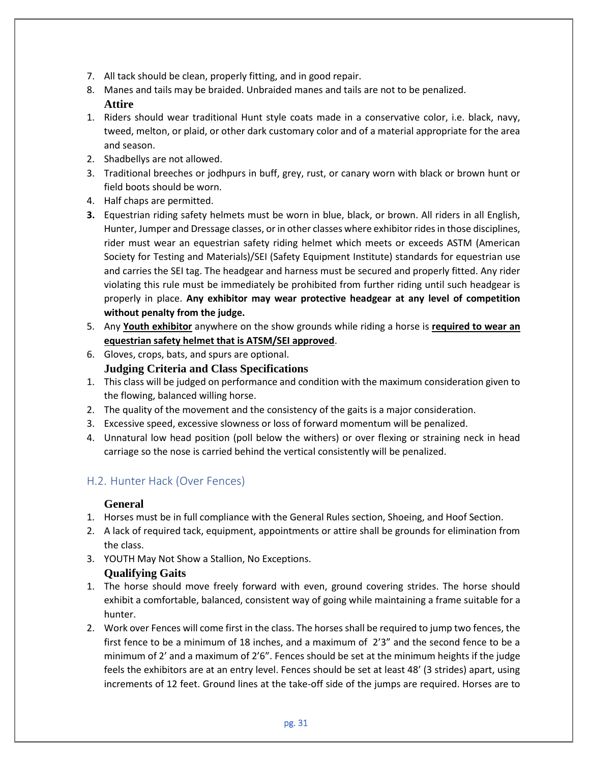7. All tack should be clean, properly fitting, and in good repair.
8. Manes and tails may be braided. Unbraided manes and tails are not to be penalized.

**Attire**

1. Riders should wear traditional Hunt style coats made in a conservative color, i.e. black, navy, tweed, melton, or plaid, or other dark customary color and of a material appropriate for the area and season.
2. Shadbellys are not allowed.
3. Traditional breeches or jodhpurs in buff, grey, rust, or canary worn with black or brown hunt or field boots should be worn.
4. Half chaps are permitted.
5. **3.** Equestrian riding safety helmets must be worn in blue, black, or brown. All riders in all English, Hunter, Jumper and Dressage classes, or in other classes where exhibitor rides in those disciplines, rider must wear an equestrian safety riding helmet which meets or exceeds ASTM (American Society for Testing and Materials)/SEI (Safety Equipment Institute) standards for equestrian use and carries the SEI tag. The headgear and harness must be secured and properly fitted. Any rider violating this rule must be immediately be prohibited from further riding until such headgear is properly in place. **Any exhibitor may wear protective headgear at any level of competition without penalty from the judge.**
6. Any **Youth exhibitor** anywhere on the show grounds while riding a horse is **required to wear an equestrian safety helmet that is ATSM/SEI approved**.
7. Gloves, crops, bats, and spurs are optional.

**Judging Criteria and Class Specifications**

1. This class will be judged on performance and condition with the maximum consideration given to the flowing, balanced willing horse.
2. The quality of the movement and the consistency of the gaits is a major consideration.
3. Excessive speed, excessive slowness or loss of forward momentum will be penalized.
4. Unnatural low head position (poll below the withers) or over flexing or straining neck in head carriage so the nose is carried behind the vertical consistently will be penalized.

## H.2. Hunter Hack (Over Fences)

**General**

1. Horses must be in full compliance with the General Rules section, Shoeing, and Hoof Section.
2. A lack of required tack, equipment, appointments or attire shall be grounds for elimination from the class.
3. YOUTH May Not Show a Stallion, No Exceptions.

**Qualifying Gaits**

1. The horse should move freely forward with even, ground covering strides. The horse should exhibit a comfortable, balanced, consistent way of going while maintaining a frame suitable for a hunter.
2. Work over Fences will come first in the class. The horses shall be required to jump two fences, the first fence to be a minimum of 18 inches, and a maximum of 2'3" and the second fence to be a minimum of 2' and a maximum of 2'6". Fences should be set at the minimum heights if the judge feels the exhibitors are at an entry level. Fences should be set at least 48' (3 strides) apart, using increments of 12 feet. Ground lines at the take-off side of the jumps are required. Horses are to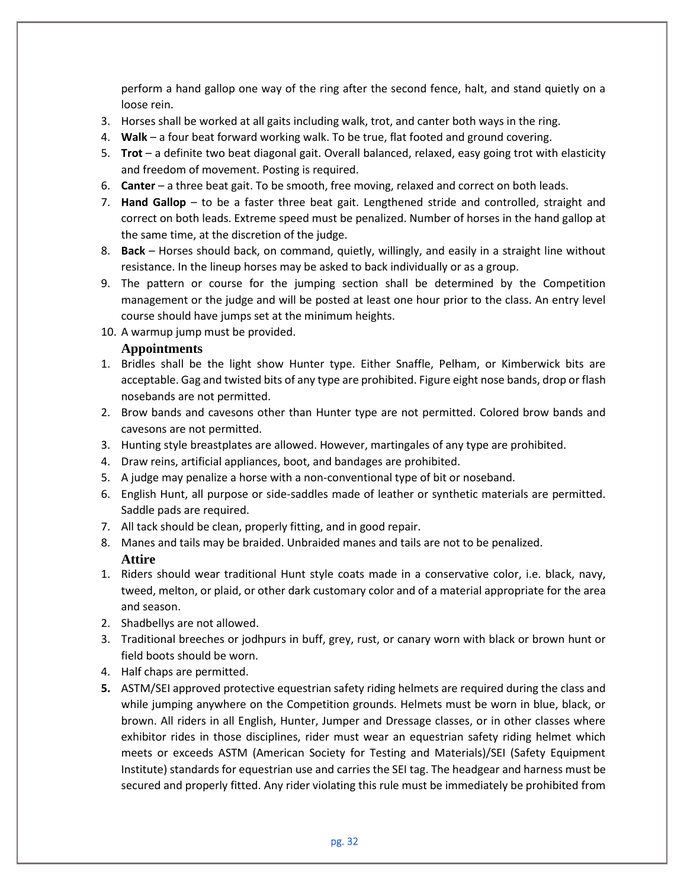perform a hand gallop one way of the ring after the second fence, halt, and stand quietly on a loose rein.

3. Horses shall be worked at all gaits including walk, trot, and canter both ways in the ring.
4. **Walk** – a four beat forward working walk. To be true, flat footed and ground covering.
5. **Trot** – a definite two beat diagonal gait. Overall balanced, relaxed, easy going trot with elasticity and freedom of movement. Posting is required.
6. **Canter** – a three beat gait. To be smooth, free moving, relaxed and correct on both leads.
7. **Hand Gallop** – to be a faster three beat gait. Lengthened stride and controlled, straight and correct on both leads. Extreme speed must be penalized. Number of horses in the hand gallop at the same time, at the discretion of the judge.
8. **Back** – Horses should back, on command, quietly, willingly, and easily in a straight line without resistance. In the lineup horses may be asked to back individually or as a group.
9. The pattern or course for the jumping section shall be determined by the Competition management or the judge and will be posted at least one hour prior to the class. An entry level course should have jumps set at the minimum heights.
10. A warmup jump must be provided.

### Appointments

1. Bridles shall be the light show Hunter type. Either Snaffle, Pelham, or Kimberwick bits are acceptable. Gag and twisted bits of any type are prohibited. Figure eight nose bands, drop or flash nosebands are not permitted.
2. Brow bands and cavesons other than Hunter type are not permitted. Colored brow bands and cavesons are not permitted.
3. Hunting style breastplates are allowed. However, martingales of any type are prohibited.
4. Draw reins, artificial appliances, boot, and bandages are prohibited.
5. A judge may penalize a horse with a non-conventional type of bit or noseband.
6. English Hunt, all purpose or side-saddles made of leather or synthetic materials are permitted. Saddle pads are required.
7. All tack should be clean, properly fitting, and in good repair.
8. Manes and tails may be braided. Unbraided manes and tails are not to be penalized.

### Attire

1. Riders should wear traditional Hunt style coats made in a conservative color, i.e. black, navy, tweed, melton, or plaid, or other dark customary color and of a material appropriate for the area and season.
2. Shadbellys are not allowed.
3. Traditional breeches or jodhpurs in buff, grey, rust, or canary worn with black or brown hunt or field boots should be worn.
4. Half chaps are permitted.
5. ASTM/SEI approved protective equestrian safety riding helmets are required during the class and while jumping anywhere on the Competition grounds. Helmets must be worn in blue, black, or brown. All riders in all English, Hunter, Jumper and Dressage classes, or in other classes where exhibitor rides in those disciplines, rider must wear an equestrian safety riding helmet which meets or exceeds ASTM (American Society for Testing and Materials)/SEI (Safety Equipment Institute) standards for equestrian use and carries the SEI tag. The headgear and harness must be secured and properly fitted. Any rider violating this rule must be immediately be prohibited from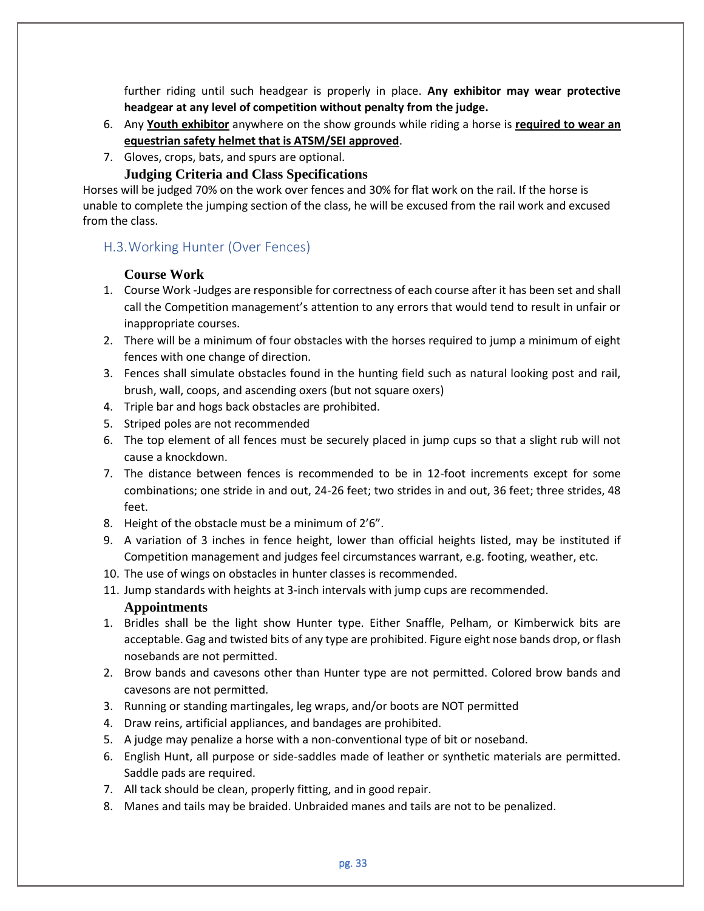further riding until such headgear is properly in place. **Any exhibitor may wear protective headgear at any level of competition without penalty from the judge.**

6. Any **Youth exhibitor** anywhere on the show grounds while riding a horse is **required to wear an equestrian safety helmet that is ATSM/SEI approved**.
7. Gloves, crops, bats, and spurs are optional.

**Judging Criteria and Class Specifications**

Horses will be judged 70% on the work over fences and 30% for flat work on the rail. If the horse is unable to complete the jumping section of the class, he will be excused from the rail work and excused from the class.

## H.3. Working Hunter (Over Fences)

**Course Work**

1. Course Work -Judges are responsible for correctness of each course after it has been set and shall call the Competition management's attention to any errors that would tend to result in unfair or inappropriate courses.
2. There will be a minimum of four obstacles with the horses required to jump a minimum of eight fences with one change of direction.
3. Fences shall simulate obstacles found in the hunting field such as natural looking post and rail, brush, wall, coops, and ascending oxers (but not square oxers)
4. Triple bar and hogs back obstacles are prohibited.
5. Striped poles are not recommended
6. The top element of all fences must be securely placed in jump cups so that a slight rub will not cause a knockdown.
7. The distance between fences is recommended to be in 12-foot increments except for some combinations; one stride in and out, 24-26 feet; two strides in and out, 36 feet; three strides, 48 feet.
8. Height of the obstacle must be a minimum of 2'6".
9. A variation of 3 inches in fence height, lower than official heights listed, may be instituted if Competition management and judges feel circumstances warrant, e.g. footing, weather, etc.
10. The use of wings on obstacles in hunter classes is recommended.
11. Jump standards with heights at 3-inch intervals with jump cups are recommended.

**Appointments**

1. Bridles shall be the light show Hunter type. Either Snaffle, Pelham, or Kimberwick bits are acceptable. Gag and twisted bits of any type are prohibited. Figure eight nose bands drop, or flash nosebands are not permitted.
2. Brow bands and cavesons other than Hunter type are not permitted. Colored brow bands and cavesons are not permitted.
3. Running or standing martingales, leg wraps, and/or boots are NOT permitted
4. Draw reins, artificial appliances, and bandages are prohibited.
5. A judge may penalize a horse with a non-conventional type of bit or noseband.
6. English Hunt, all purpose or side-saddles made of leather or synthetic materials are permitted. Saddle pads are required.
7. All tack should be clean, properly fitting, and in good repair.
8. Manes and tails may be braided. Unbraided manes and tails are not to be penalized.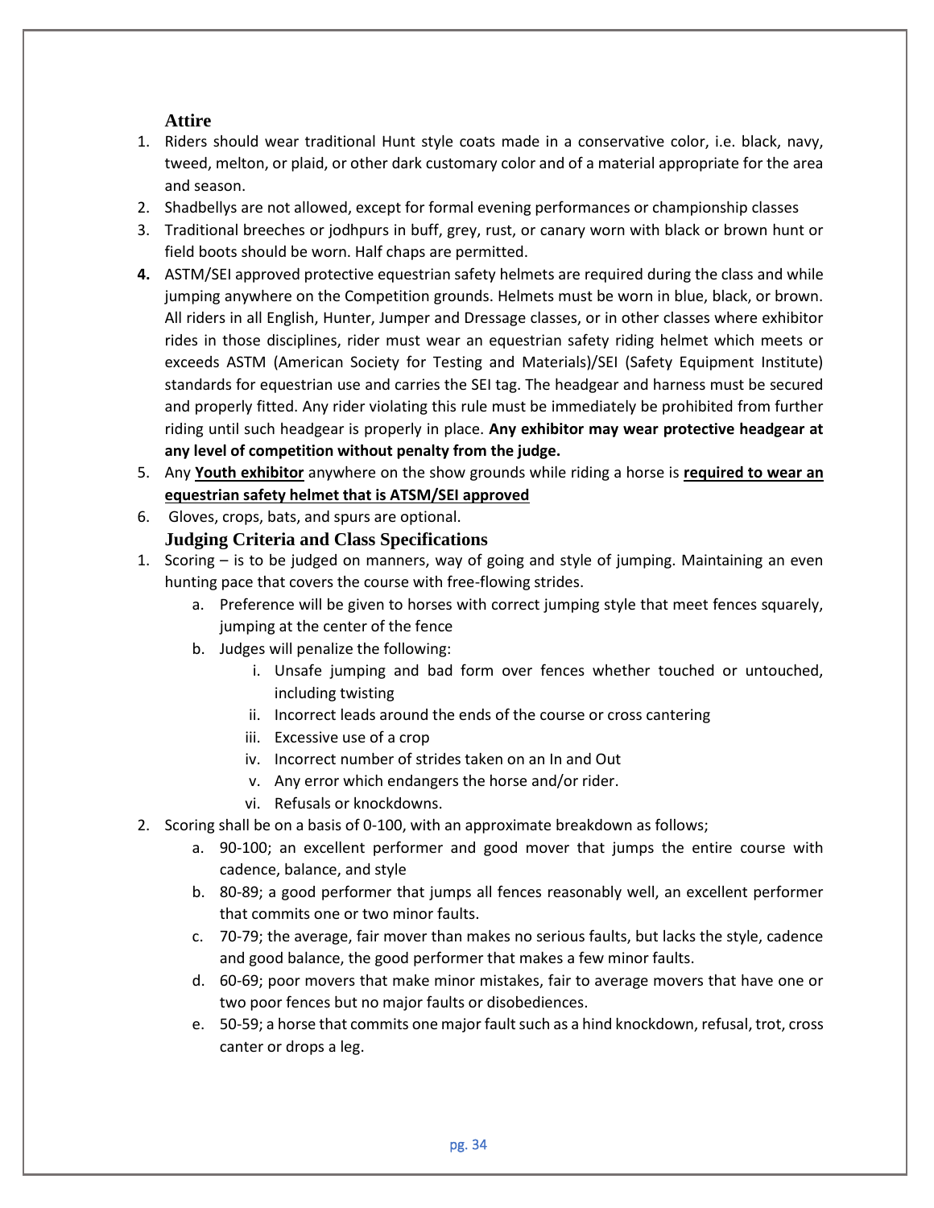### Attire

1. Riders should wear traditional Hunt style coats made in a conservative color, i.e. black, navy, tweed, melton, or plaid, or other dark customary color and of a material appropriate for the area and season.
2. Shadbellys are not allowed, except for formal evening performances or championship classes
3. Traditional breeches or jodhpurs in buff, grey, rust, or canary worn with black or brown hunt or field boots should be worn. Half chaps are permitted.
4. ASTM/SEI approved protective equestrian safety helmets are required during the class and while jumping anywhere on the Competition grounds. Helmets must be worn in blue, black, or brown. All riders in all English, Hunter, Jumper and Dressage classes, or in other classes where exhibitor rides in those disciplines, rider must wear an equestrian safety riding helmet which meets or exceeds ASTM (American Society for Testing and Materials)/SEI (Safety Equipment Institute) standards for equestrian use and carries the SEI tag. The headgear and harness must be secured and properly fitted. Any rider violating this rule must be immediately be prohibited from further riding until such headgear is properly in place. **Any exhibitor may wear protective headgear at any level of competition without penalty from the judge.**
5. Any **Youth exhibitor** anywhere on the show grounds while riding a horse is **required to wear an equestrian safety helmet that is ATSM/SEI approved**
6. Gloves, crops, bats, and spurs are optional.

### Judging Criteria and Class Specifications

1. Scoring – is to be judged on manners, way of going and style of jumping. Maintaining an even hunting pace that covers the course with free-flowing strides.
   a. Preference will be given to horses with correct jumping style that meet fences squarely, jumping at the center of the fence
   b. Judges will penalize the following:
      i. Unsafe jumping and bad form over fences whether touched or untouched, including twisting
      ii. Incorrect leads around the ends of the course or cross cantering
      iii. Excessive use of a crop
      iv. Incorrect number of strides taken on an In and Out
      v. Any error which endangers the horse and/or rider.
      vi. Refusals or knockdowns.
2. Scoring shall be on a basis of 0-100, with an approximate breakdown as follows;
   a. 90-100; an excellent performer and good mover that jumps the entire course with cadence, balance, and style
   b. 80-89; a good performer that jumps all fences reasonably well, an excellent performer that commits one or two minor faults.
   c. 70-79; the average, fair mover than makes no serious faults, but lacks the style, cadence and good balance, the good performer that makes a few minor faults.
   d. 60-69; poor movers that make minor mistakes, fair to average movers that have one or two poor fences but no major faults or disobediences.
   e. 50-59; a horse that commits one major fault such as a hind knockdown, refusal, trot, cross canter or drops a leg.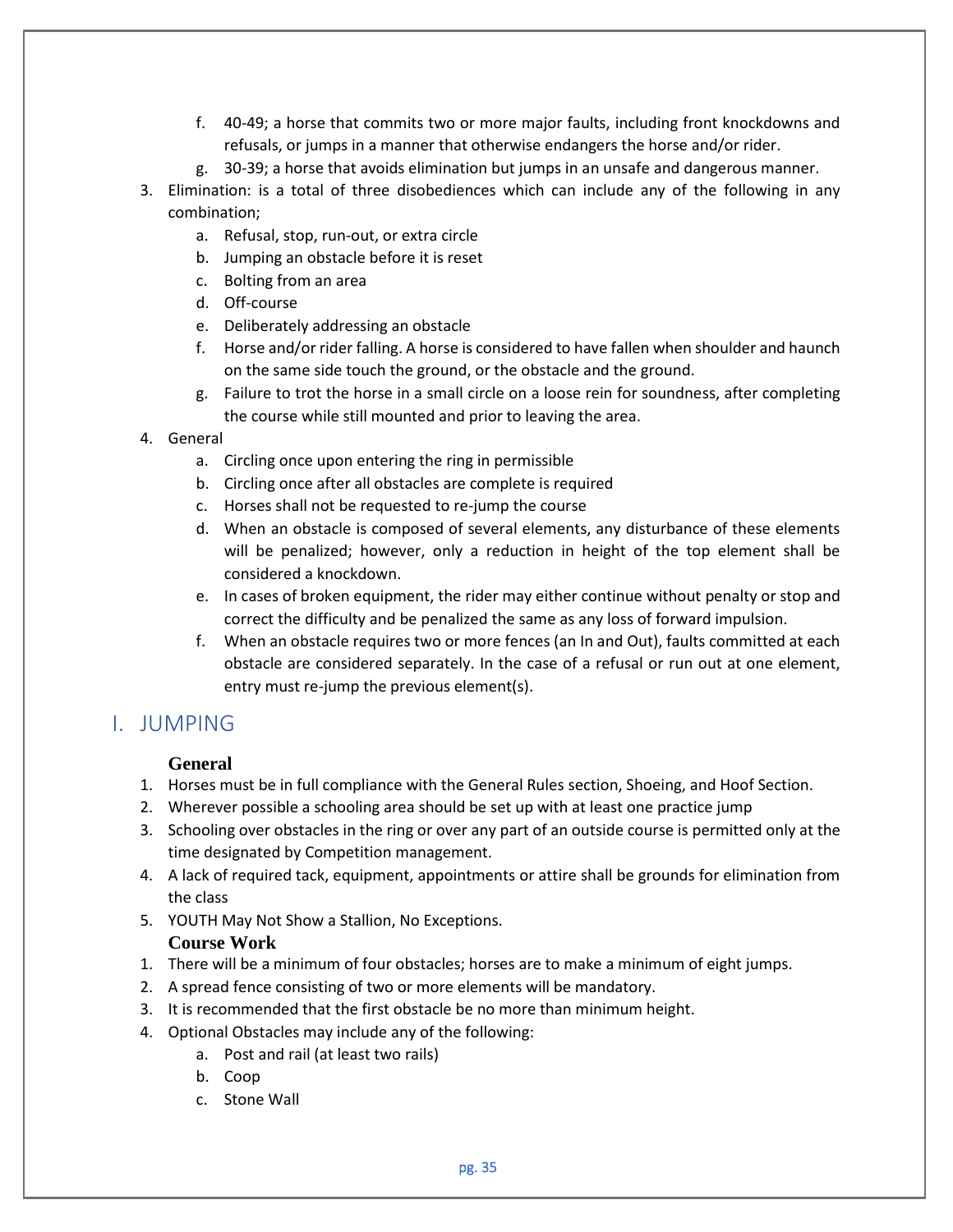f. 40-49; a horse that commits two or more major faults, including front knockdowns and refusals, or jumps in a manner that otherwise endangers the horse and/or rider.
   g. 30-39; a horse that avoids elimination but jumps in an unsafe and dangerous manner.
3. Elimination: is a total of three disobediences which can include any of the following in any combination;
   a. Refusal, stop, run-out, or extra circle
   b. Jumping an obstacle before it is reset
   c. Bolting from an area
   d. Off-course
   e. Deliberately addressing an obstacle
   f. Horse and/or rider falling. A horse is considered to have fallen when shoulder and haunch on the same side touch the ground, or the obstacle and the ground.
   g. Failure to trot the horse in a small circle on a loose rein for soundness, after completing the course while still mounted and prior to leaving the area.
4. General
   a. Circling once upon entering the ring in permissible
   b. Circling once after all obstacles are complete is required
   c. Horses shall not be requested to re-jump the course
   d. When an obstacle is composed of several elements, any disturbance of these elements will be penalized; however, only a reduction in height of the top element shall be considered a knockdown.
   e. In cases of broken equipment, the rider may either continue without penalty or stop and correct the difficulty and be penalized the same as any loss of forward impulsion.
   f. When an obstacle requires two or more fences (an In and Out), faults committed at each obstacle are considered separately. In the case of a refusal or run out at one element, entry must re-jump the previous element(s).

## I. JUMPING

### General

1. Horses must be in full compliance with the General Rules section, Shoeing, and Hoof Section.
2. Wherever possible a schooling area should be set up with at least one practice jump
3. Schooling over obstacles in the ring or over any part of an outside course is permitted only at the time designated by Competition management.
4. A lack of required tack, equipment, appointments or attire shall be grounds for elimination from the class
5. YOUTH May Not Show a Stallion, No Exceptions.

### Course Work

1. There will be a minimum of four obstacles; horses are to make a minimum of eight jumps.
2. A spread fence consisting of two or more elements will be mandatory.
3. It is recommended that the first obstacle be no more than minimum height.
4. Optional Obstacles may include any of the following:
   a. Post and rail (at least two rails)
   b. Coop
   c. Stone Wall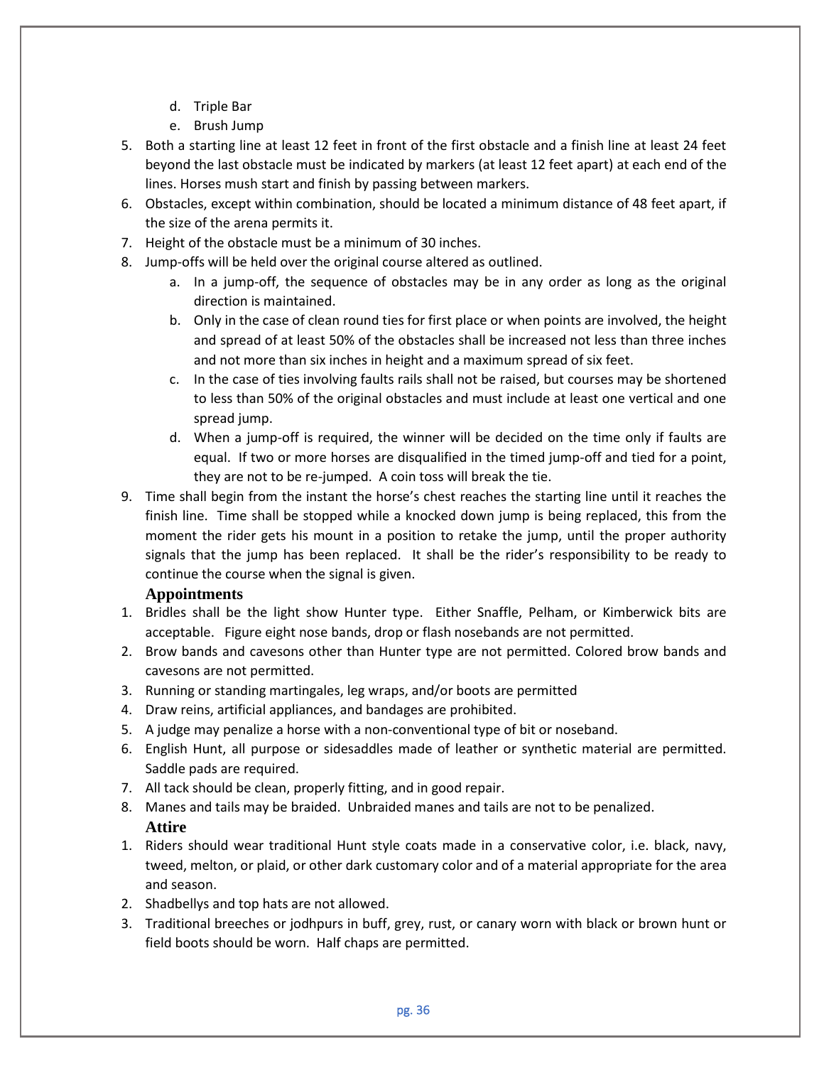d. Triple Bar
   e. Brush Jump
5. Both a starting line at least 12 feet in front of the first obstacle and a finish line at least 24 feet beyond the last obstacle must be indicated by markers (at least 12 feet apart) at each end of the lines. Horses mush start and finish by passing between markers.
6. Obstacles, except within combination, should be located a minimum distance of 48 feet apart, if the size of the arena permits it.
7. Height of the obstacle must be a minimum of 30 inches.
8. Jump-offs will be held over the original course altered as outlined.
   a. In a jump-off, the sequence of obstacles may be in any order as long as the original direction is maintained.
   b. Only in the case of clean round ties for first place or when points are involved, the height and spread of at least 50% of the obstacles shall be increased not less than three inches and not more than six inches in height and a maximum spread of six feet.
   c. In the case of ties involving faults rails shall not be raised, but courses may be shortened to less than 50% of the original obstacles and must include at least one vertical and one spread jump.
   d. When a jump-off is required, the winner will be decided on the time only if faults are equal. If two or more horses are disqualified in the timed jump-off and tied for a point, they are not to be re-jumped. A coin toss will break the tie.
9. Time shall begin from the instant the horse's chest reaches the starting line until it reaches the finish line. Time shall be stopped while a knocked down jump is being replaced, this from the moment the rider gets his mount in a position to retake the jump, until the proper authority signals that the jump has been replaced. It shall be the rider's responsibility to be ready to continue the course when the signal is given.

### Appointments

1. Bridles shall be the light show Hunter type. Either Snaffle, Pelham, or Kimberwick bits are acceptable. Figure eight nose bands, drop or flash nosebands are not permitted.
2. Brow bands and cavesons other than Hunter type are not permitted. Colored brow bands and cavesons are not permitted.
3. Running or standing martingales, leg wraps, and/or boots are permitted
4. Draw reins, artificial appliances, and bandages are prohibited.
5. A judge may penalize a horse with a non-conventional type of bit or noseband.
6. English Hunt, all purpose or sidesaddles made of leather or synthetic material are permitted. Saddle pads are required.
7. All tack should be clean, properly fitting, and in good repair.
8. Manes and tails may be braided. Unbraided manes and tails are not to be penalized.

### Attire

1. Riders should wear traditional Hunt style coats made in a conservative color, i.e. black, navy, tweed, melton, or plaid, or other dark customary color and of a material appropriate for the area and season.
2. Shadbellys and top hats are not allowed.
3. Traditional breeches or jodhpurs in buff, grey, rust, or canary worn with black or brown hunt or field boots should be worn. Half chaps are permitted.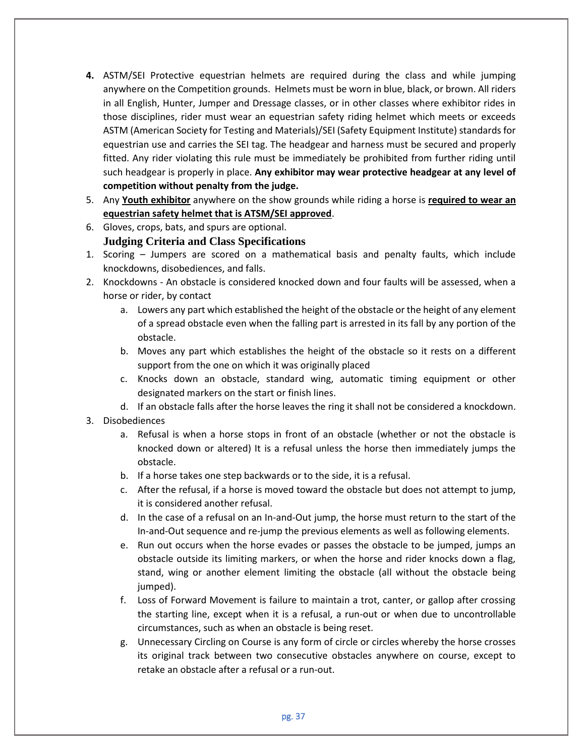4. ASTM/SEI Protective equestrian helmets are required during the class and while jumping anywhere on the Competition grounds. Helmets must be worn in blue, black, or brown. All riders in all English, Hunter, Jumper and Dressage classes, or in other classes where exhibitor rides in those disciplines, rider must wear an equestrian safety riding helmet which meets or exceeds ASTM (American Society for Testing and Materials)/SEI (Safety Equipment Institute) standards for equestrian use and carries the SEI tag. The headgear and harness must be secured and properly fitted. Any rider violating this rule must be immediately be prohibited from further riding until such headgear is properly in place. **Any exhibitor may wear protective headgear at any level of competition without penalty from the judge.**
5. Any **<u>Youth exhibitor</u>** anywhere on the show grounds while riding a horse is **<u>required to wear an equestrian safety helmet that is ATSM/SEI approved</u>**.
6. Gloves, crops, bats, and spurs are optional.

### Judging Criteria and Class Specifications

1. Scoring – Jumpers are scored on a mathematical basis and penalty faults, which include knockdowns, disobediences, and falls.
2. Knockdowns - An obstacle is considered knocked down and four faults will be assessed, when a horse or rider, by contact
   a. Lowers any part which established the height of the obstacle or the height of any element of a spread obstacle even when the falling part is arrested in its fall by any portion of the obstacle.
   b. Moves any part which establishes the height of the obstacle so it rests on a different support from the one on which it was originally placed
   c. Knocks down an obstacle, standard wing, automatic timing equipment or other designated markers on the start or finish lines.
   d. If an obstacle falls after the horse leaves the ring it shall not be considered a knockdown.
3. Disobediences
   a. Refusal is when a horse stops in front of an obstacle (whether or not the obstacle is knocked down or altered) It is a refusal unless the horse then immediately jumps the obstacle.
   b. If a horse takes one step backwards or to the side, it is a refusal.
   c. After the refusal, if a horse is moved toward the obstacle but does not attempt to jump, it is considered another refusal.
   d. In the case of a refusal on an In-and-Out jump, the horse must return to the start of the In-and-Out sequence and re-jump the previous elements as well as following elements.
   e. Run out occurs when the horse evades or passes the obstacle to be jumped, jumps an obstacle outside its limiting markers, or when the horse and rider knocks down a flag, stand, wing or another element limiting the obstacle (all without the obstacle being jumped).
   f. Loss of Forward Movement is failure to maintain a trot, canter, or gallop after crossing the starting line, except when it is a refusal, a run-out or when due to uncontrollable circumstances, such as when an obstacle is being reset.
   g. Unnecessary Circling on Course is any form of circle or circles whereby the horse crosses its original track between two consecutive obstacles anywhere on course, except to retake an obstacle after a refusal or a run-out.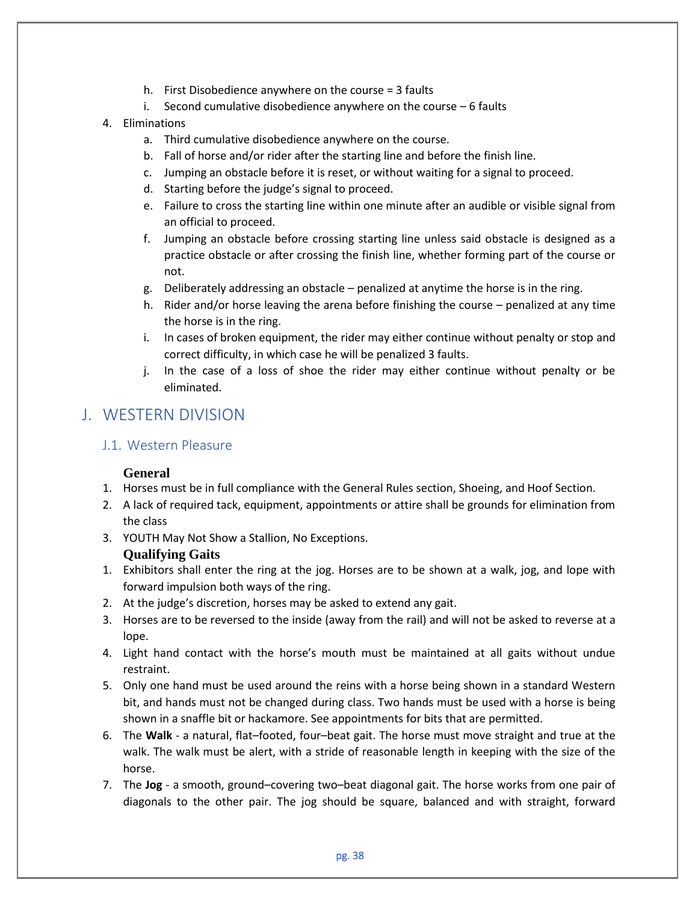h. First Disobedience anywhere on the course = 3 faults
i. Second cumulative disobedience anywhere on the course – 6 faults

4. Eliminations
   a. Third cumulative disobedience anywhere on the course.
   b. Fall of horse and/or rider after the starting line and before the finish line.
   c. Jumping an obstacle before it is reset, or without waiting for a signal to proceed.
   d. Starting before the judge's signal to proceed.
   e. Failure to cross the starting line within one minute after an audible or visible signal from an official to proceed.
   f. Jumping an obstacle before crossing starting line unless said obstacle is designed as a practice obstacle or after crossing the finish line, whether forming part of the course or not.
   g. Deliberately addressing an obstacle – penalized at anytime the horse is in the ring.
   h. Rider and/or horse leaving the arena before finishing the course – penalized at any time the horse is in the ring.
   i. In cases of broken equipment, the rider may either continue without penalty or stop and correct difficulty, in which case he will be penalized 3 faults.
   j. In the case of a loss of shoe the rider may either continue without penalty or be eliminated.

# J. WESTERN DIVISION

## J.1. Western Pleasure

**General**

1. Horses must be in full compliance with the General Rules section, Shoeing, and Hoof Section.
2. A lack of required tack, equipment, appointments or attire shall be grounds for elimination from the class
3. YOUTH May Not Show a Stallion, No Exceptions.

**Qualifying Gaits**

1. Exhibitors shall enter the ring at the jog. Horses are to be shown at a walk, jog, and lope with forward impulsion both ways of the ring.
2. At the judge's discretion, horses may be asked to extend any gait.
3. Horses are to be reversed to the inside (away from the rail) and will not be asked to reverse at a lope.
4. Light hand contact with the horse's mouth must be maintained at all gaits without undue restraint.
5. Only one hand must be used around the reins with a horse being shown in a standard Western bit, and hands must not be changed during class. Two hands must be used with a horse is being shown in a snaffle bit or hackamore. See appointments for bits that are permitted.
6. The **Walk** - a natural, flat–footed, four–beat gait. The horse must move straight and true at the walk. The walk must be alert, with a stride of reasonable length in keeping with the size of the horse.
7. The **Jog** - a smooth, ground–covering two–beat diagonal gait. The horse works from one pair of diagonals to the other pair. The jog should be square, balanced and with straight, forward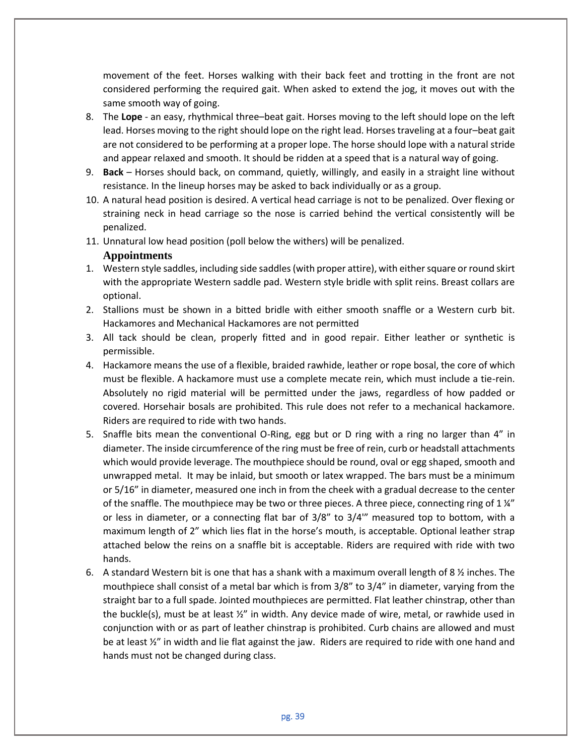movement of the feet. Horses walking with their back feet and trotting in the front are not considered performing the required gait. When asked to extend the jog, it moves out with the same smooth way of going.

8. The **Lope** - an easy, rhythmical three–beat gait. Horses moving to the left should lope on the left lead. Horses moving to the right should lope on the right lead. Horses traveling at a four–beat gait are not considered to be performing at a proper lope. The horse should lope with a natural stride and appear relaxed and smooth. It should be ridden at a speed that is a natural way of going.
9. **Back** – Horses should back, on command, quietly, willingly, and easily in a straight line without resistance. In the lineup horses may be asked to back individually or as a group.
10. A natural head position is desired. A vertical head carriage is not to be penalized. Over flexing or straining neck in head carriage so the nose is carried behind the vertical consistently will be penalized.
11. Unnatural low head position (poll below the withers) will be penalized.

### Appointments

1. Western style saddles, including side saddles (with proper attire), with either square or round skirt with the appropriate Western saddle pad. Western style bridle with split reins. Breast collars are optional.
2. Stallions must be shown in a bitted bridle with either smooth snaffle or a Western curb bit. Hackamores and Mechanical Hackamores are not permitted
3. All tack should be clean, properly fitted and in good repair. Either leather or synthetic is permissible.
4. Hackamore means the use of a flexible, braided rawhide, leather or rope bosal, the core of which must be flexible. A hackamore must use a complete mecate rein, which must include a tie-rein. Absolutely no rigid material will be permitted under the jaws, regardless of how padded or covered. Horsehair bosals are prohibited. This rule does not refer to a mechanical hackamore. Riders are required to ride with two hands.
5. Snaffle bits mean the conventional O-Ring, egg but or D ring with a ring no larger than 4" in diameter. The inside circumference of the ring must be free of rein, curb or headstall attachments which would provide leverage. The mouthpiece should be round, oval or egg shaped, smooth and unwrapped metal. It may be inlaid, but smooth or latex wrapped. The bars must be a minimum or 5/16" in diameter, measured one inch in from the cheek with a gradual decrease to the center of the snaffle. The mouthpiece may be two or three pieces. A three piece, connecting ring of 1 ¼" or less in diameter, or a connecting flat bar of 3/8" to 3/4'" measured top to bottom, with a maximum length of 2" which lies flat in the horse's mouth, is acceptable. Optional leather strap attached below the reins on a snaffle bit is acceptable. Riders are required with ride with two hands.
6. A standard Western bit is one that has a shank with a maximum overall length of 8 ½ inches. The mouthpiece shall consist of a metal bar which is from 3/8" to 3/4" in diameter, varying from the straight bar to a full spade. Jointed mouthpieces are permitted. Flat leather chinstrap, other than the buckle(s), must be at least ½" in width. Any device made of wire, metal, or rawhide used in conjunction with or as part of leather chinstrap is prohibited. Curb chains are allowed and must be at least ½" in width and lie flat against the jaw. Riders are required to ride with one hand and hands must not be changed during class.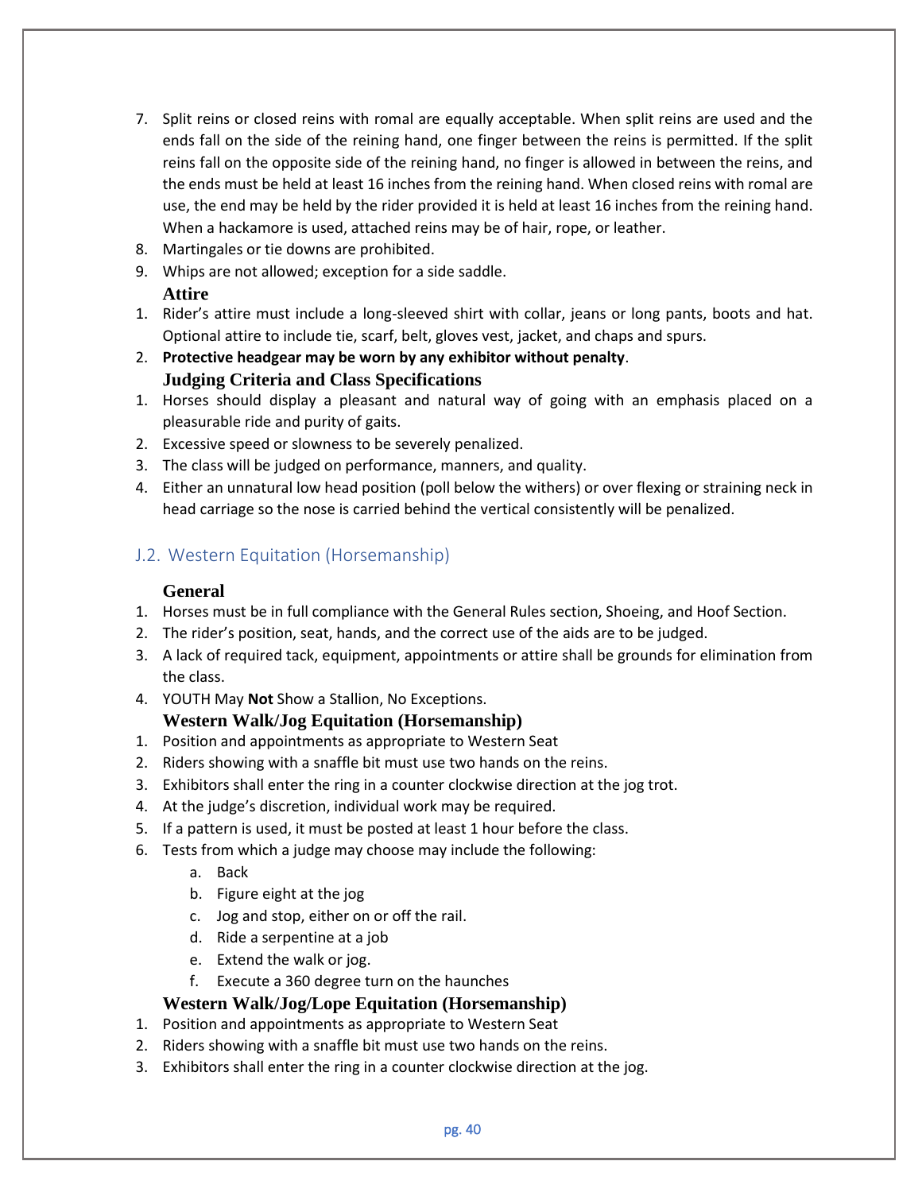7. Split reins or closed reins with romal are equally acceptable. When split reins are used and the ends fall on the side of the reining hand, one finger between the reins is permitted. If the split reins fall on the opposite side of the reining hand, no finger is allowed in between the reins, and the ends must be held at least 16 inches from the reining hand. When closed reins with romal are use, the end may be held by the rider provided it is held at least 16 inches from the reining hand. When a hackamore is used, attached reins may be of hair, rope, or leather.
8. Martingales or tie downs are prohibited.
9. Whips are not allowed; exception for a side saddle.

#### Attire

1. Rider's attire must include a long-sleeved shirt with collar, jeans or long pants, boots and hat. Optional attire to include tie, scarf, belt, gloves vest, jacket, and chaps and spurs.
2. **Protective headgear may be worn by any exhibitor without penalty**.

#### Judging Criteria and Class Specifications

1. Horses should display a pleasant and natural way of going with an emphasis placed on a pleasurable ride and purity of gaits.
2. Excessive speed or slowness to be severely penalized.
3. The class will be judged on performance, manners, and quality.
4. Either an unnatural low head position (poll below the withers) or over flexing or straining neck in head carriage so the nose is carried behind the vertical consistently will be penalized.

### J.2. Western Equitation (Horsemanship)

#### General

1. Horses must be in full compliance with the General Rules section, Shoeing, and Hoof Section.
2. The rider's position, seat, hands, and the correct use of the aids are to be judged.
3. A lack of required tack, equipment, appointments or attire shall be grounds for elimination from the class.
4. YOUTH May **Not** Show a Stallion, No Exceptions.

#### Western Walk/Jog Equitation (Horsemanship)

1. Position and appointments as appropriate to Western Seat
2. Riders showing with a snaffle bit must use two hands on the reins.
3. Exhibitors shall enter the ring in a counter clockwise direction at the jog trot.
4. At the judge's discretion, individual work may be required.
5. If a pattern is used, it must be posted at least 1 hour before the class.
6. Tests from which a judge may choose may include the following:
   a. Back
   b. Figure eight at the jog
   c. Jog and stop, either on or off the rail.
   d. Ride a serpentine at a job
   e. Extend the walk or jog.
   f. Execute a 360 degree turn on the haunches

#### Western Walk/Jog/Lope Equitation (Horsemanship)

1. Position and appointments as appropriate to Western Seat
2. Riders showing with a snaffle bit must use two hands on the reins.
3. Exhibitors shall enter the ring in a counter clockwise direction at the jog.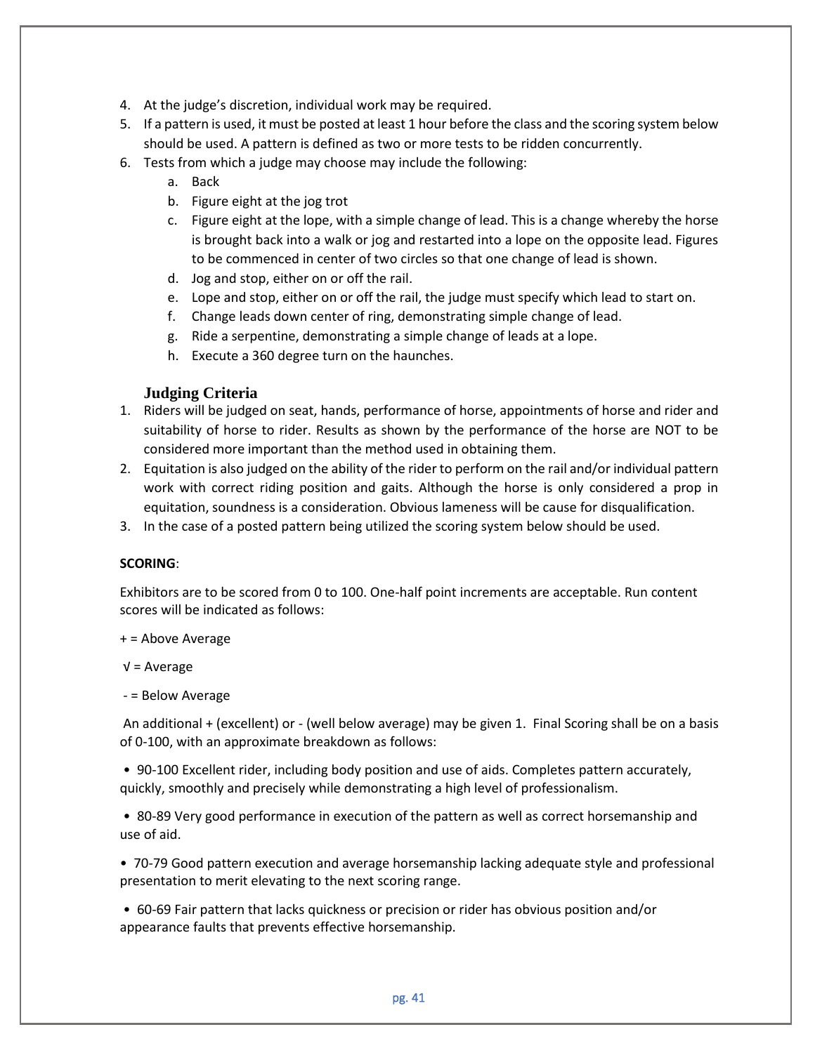4. At the judge's discretion, individual work may be required.
5. If a pattern is used, it must be posted at least 1 hour before the class and the scoring system below should be used. A pattern is defined as two or more tests to be ridden concurrently.
6. Tests from which a judge may choose may include the following:
   a. Back
   b. Figure eight at the jog trot
   c. Figure eight at the lope, with a simple change of lead. This is a change whereby the horse is brought back into a walk or jog and restarted into a lope on the opposite lead. Figures to be commenced in center of two circles so that one change of lead is shown.
   d. Jog and stop, either on or off the rail.
   e. Lope and stop, either on or off the rail, the judge must specify which lead to start on.
   f. Change leads down center of ring, demonstrating simple change of lead.
   g. Ride a serpentine, demonstrating a simple change of leads at a lope.
   h. Execute a 360 degree turn on the haunches.

### Judging Criteria

1. Riders will be judged on seat, hands, performance of horse, appointments of horse and rider and suitability of horse to rider. Results as shown by the performance of the horse are NOT to be considered more important than the method used in obtaining them.
2. Equitation is also judged on the ability of the rider to perform on the rail and/or individual pattern work with correct riding position and gaits. Although the horse is only considered a prop in equitation, soundness is a consideration. Obvious lameness will be cause for disqualification.
3. In the case of a posted pattern being utilized the scoring system below should be used.

**SCORING**:

Exhibitors are to be scored from 0 to 100. One-half point increments are acceptable. Run content scores will be indicated as follows:

+ = Above Average

√ = Average

- = Below Average

An additional + (excellent) or - (well below average) may be given 1. Final Scoring shall be on a basis of 0-100, with an approximate breakdown as follows:

• 90-100 Excellent rider, including body position and use of aids. Completes pattern accurately, quickly, smoothly and precisely while demonstrating a high level of professionalism.

• 80-89 Very good performance in execution of the pattern as well as correct horsemanship and use of aid.

• 70-79 Good pattern execution and average horsemanship lacking adequate style and professional presentation to merit elevating to the next scoring range.

• 60-69 Fair pattern that lacks quickness or precision or rider has obvious position and/or appearance faults that prevents effective horsemanship.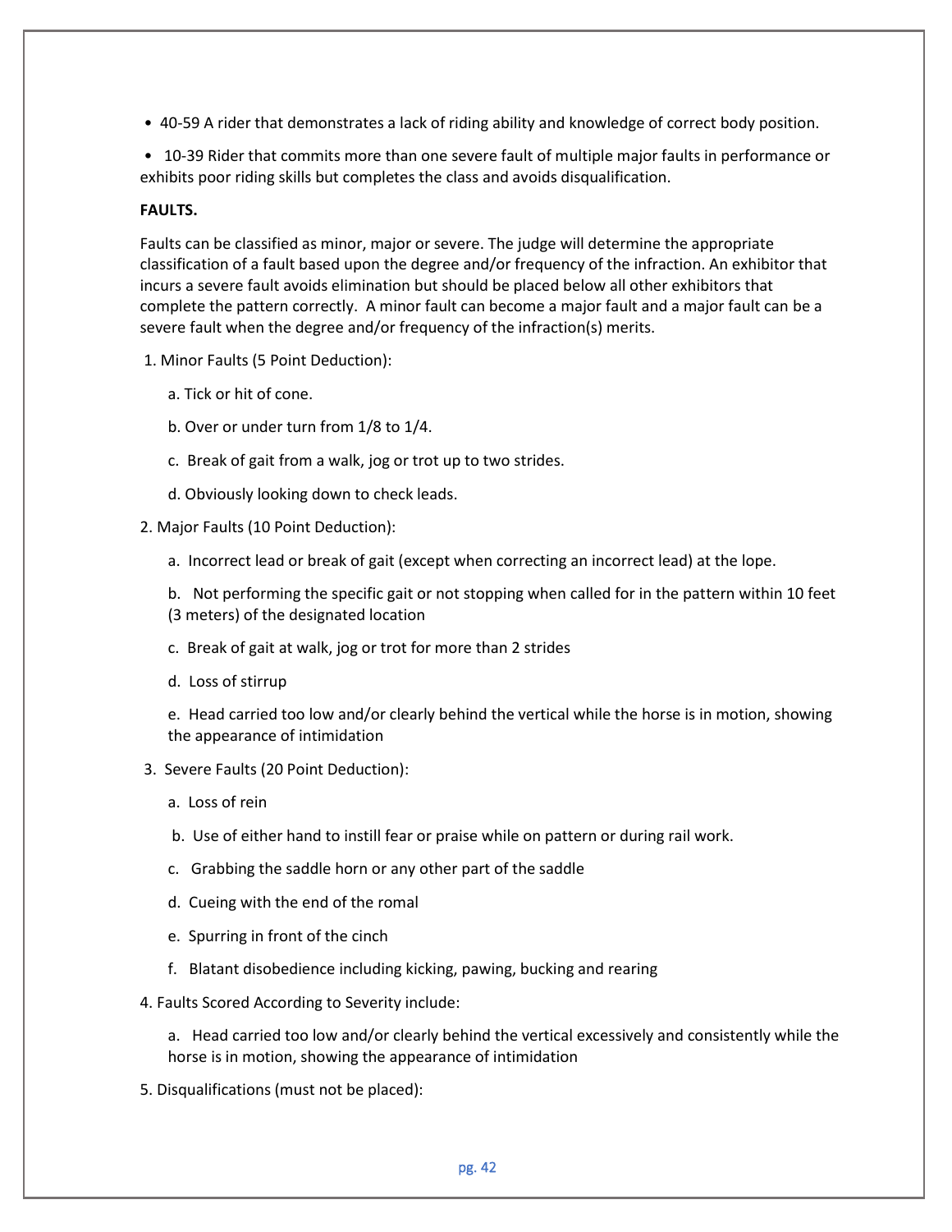- 40-59 A rider that demonstrates a lack of riding ability and knowledge of correct body position.

- 10-39 Rider that commits more than one severe fault of multiple major faults in performance or exhibits poor riding skills but completes the class and avoids disqualification.

**FAULTS.**

Faults can be classified as minor, major or severe. The judge will determine the appropriate classification of a fault based upon the degree and/or frequency of the infraction. An exhibitor that incurs a severe fault avoids elimination but should be placed below all other exhibitors that complete the pattern correctly. A minor fault can become a major fault and a major fault can be a severe fault when the degree and/or frequency of the infraction(s) merits.

1. Minor Faults (5 Point Deduction):

   a. Tick or hit of cone.

   b. Over or under turn from 1/8 to 1/4.

   c. Break of gait from a walk, jog or trot up to two strides.

   d. Obviously looking down to check leads.

2. Major Faults (10 Point Deduction):

   a. Incorrect lead or break of gait (except when correcting an incorrect lead) at the lope.

   b. Not performing the specific gait or not stopping when called for in the pattern within 10 feet (3 meters) of the designated location

   c. Break of gait at walk, jog or trot for more than 2 strides

   d. Loss of stirrup

   e. Head carried too low and/or clearly behind the vertical while the horse is in motion, showing the appearance of intimidation

3. Severe Faults (20 Point Deduction):

   a. Loss of rein

   b. Use of either hand to instill fear or praise while on pattern or during rail work.

   c. Grabbing the saddle horn or any other part of the saddle

   d. Cueing with the end of the romal

   e. Spurring in front of the cinch

   f. Blatant disobedience including kicking, pawing, bucking and rearing

4. Faults Scored According to Severity include:

   a. Head carried too low and/or clearly behind the vertical excessively and consistently while the horse is in motion, showing the appearance of intimidation

5. Disqualifications (must not be placed):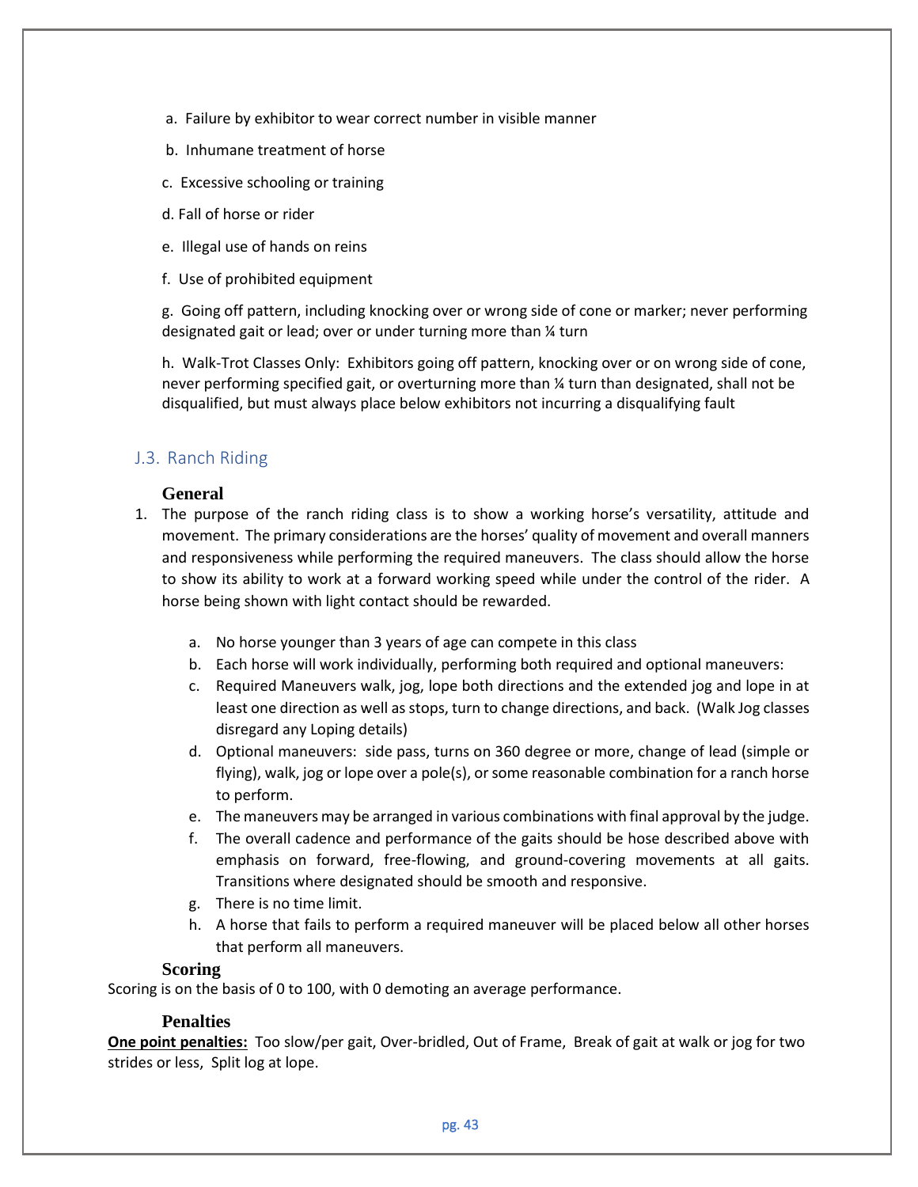a. Failure by exhibitor to wear correct number in visible manner

b. Inhumane treatment of horse

c. Excessive schooling or training

d. Fall of horse or rider

e. Illegal use of hands on reins

f. Use of prohibited equipment

g. Going off pattern, including knocking over or wrong side of cone or marker; never performing designated gait or lead; over or under turning more than ¼ turn

h. Walk-Trot Classes Only: Exhibitors going off pattern, knocking over or on wrong side of cone, never performing specified gait, or overturning more than ¼ turn than designated, shall not be disqualified, but must always place below exhibitors not incurring a disqualifying fault

## J.3. Ranch Riding

### General

1. The purpose of the ranch riding class is to show a working horse's versatility, attitude and movement. The primary considerations are the horses' quality of movement and overall manners and responsiveness while performing the required maneuvers. The class should allow the horse to show its ability to work at a forward working speed while under the control of the rider. A horse being shown with light contact should be rewarded.

   a. No horse younger than 3 years of age can compete in this class
   b. Each horse will work individually, performing both required and optional maneuvers:
   c. Required Maneuvers walk, jog, lope both directions and the extended jog and lope in at least one direction as well as stops, turn to change directions, and back. (Walk Jog classes disregard any Loping details)
   d. Optional maneuvers: side pass, turns on 360 degree or more, change of lead (simple or flying), walk, jog or lope over a pole(s), or some reasonable combination for a ranch horse to perform.
   e. The maneuvers may be arranged in various combinations with final approval by the judge.
   f. The overall cadence and performance of the gaits should be hose described above with emphasis on forward, free-flowing, and ground-covering movements at all gaits. Transitions where designated should be smooth and responsive.
   g. There is no time limit.
   h. A horse that fails to perform a required maneuver will be placed below all other horses that perform all maneuvers.

### Scoring

Scoring is on the basis of 0 to 100, with 0 demoting an average performance.

### Penalties

**One point penalties:** Too slow/per gait, Over-bridled, Out of Frame, Break of gait at walk or jog for two strides or less, Split log at lope.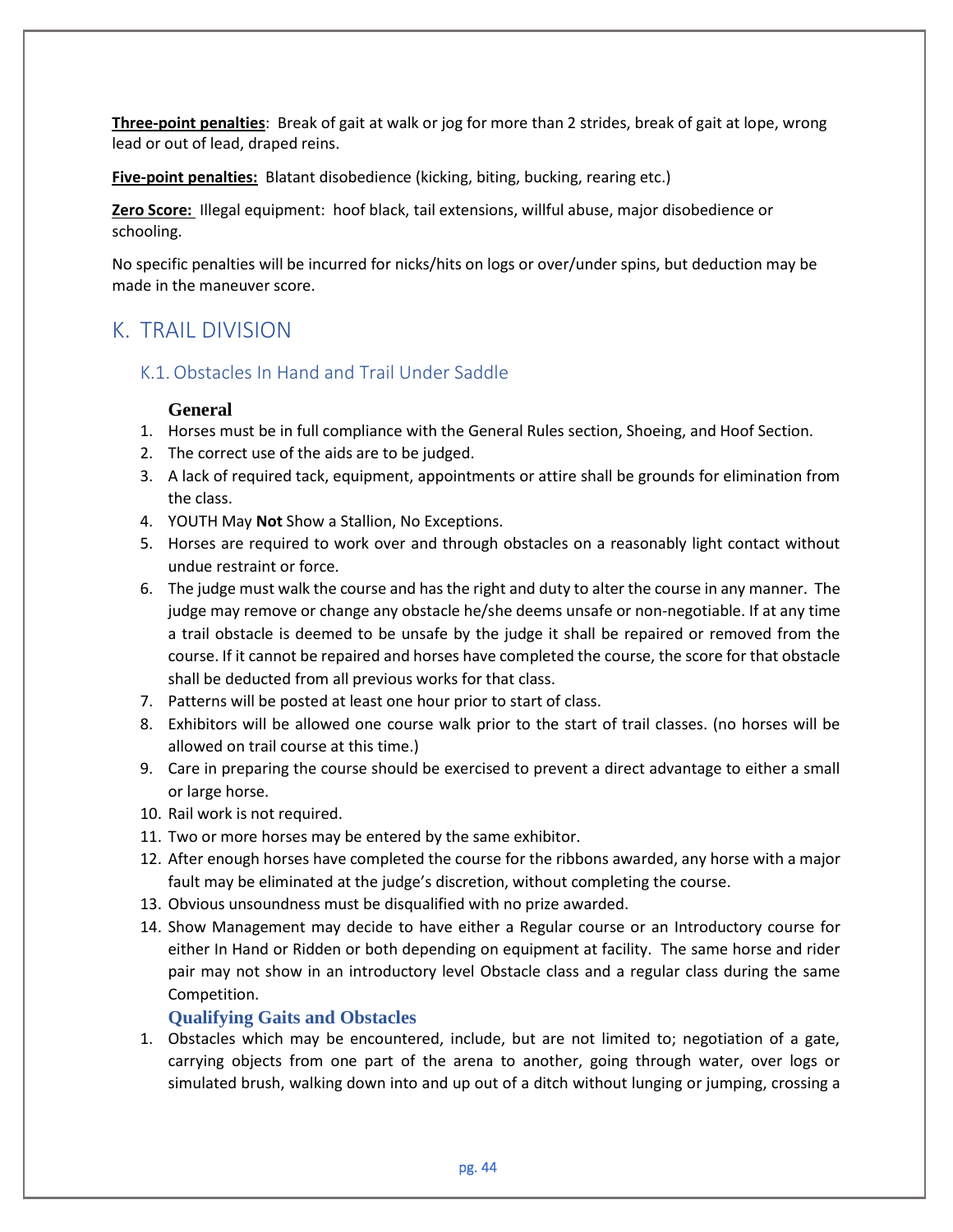**Three-point penalties**: Break of gait at walk or jog for more than 2 strides, break of gait at lope, wrong lead or out of lead, draped reins.

**Five-point penalties:** Blatant disobedience (kicking, biting, bucking, rearing etc.)

**Zero Score:** Illegal equipment: hoof black, tail extensions, willful abuse, major disobedience or schooling.

No specific penalties will be incurred for nicks/hits on logs or over/under spins, but deduction may be made in the maneuver score.

## K. TRAIL DIVISION

### K.1. Obstacles In Hand and Trail Under Saddle

#### General

1. Horses must be in full compliance with the General Rules section, Shoeing, and Hoof Section.
2. The correct use of the aids are to be judged.
3. A lack of required tack, equipment, appointments or attire shall be grounds for elimination from the class.
4. YOUTH May **Not** Show a Stallion, No Exceptions.
5. Horses are required to work over and through obstacles on a reasonably light contact without undue restraint or force.
6. The judge must walk the course and has the right and duty to alter the course in any manner. The judge may remove or change any obstacle he/she deems unsafe or non-negotiable. If at any time a trail obstacle is deemed to be unsafe by the judge it shall be repaired or removed from the course. If it cannot be repaired and horses have completed the course, the score for that obstacle shall be deducted from all previous works for that class.
7. Patterns will be posted at least one hour prior to start of class.
8. Exhibitors will be allowed one course walk prior to the start of trail classes. (no horses will be allowed on trail course at this time.)
9. Care in preparing the course should be exercised to prevent a direct advantage to either a small or large horse.
10. Rail work is not required.
11. Two or more horses may be entered by the same exhibitor.
12. After enough horses have completed the course for the ribbons awarded, any horse with a major fault may be eliminated at the judge's discretion, without completing the course.
13. Obvious unsoundness must be disqualified with no prize awarded.
14. Show Management may decide to have either a Regular course or an Introductory course for either In Hand or Ridden or both depending on equipment at facility. The same horse and rider pair may not show in an introductory level Obstacle class and a regular class during the same Competition.

#### Qualifying Gaits and Obstacles

1. Obstacles which may be encountered, include, but are not limited to; negotiation of a gate, carrying objects from one part of the arena to another, going through water, over logs or simulated brush, walking down into and up out of a ditch without lunging or jumping, crossing a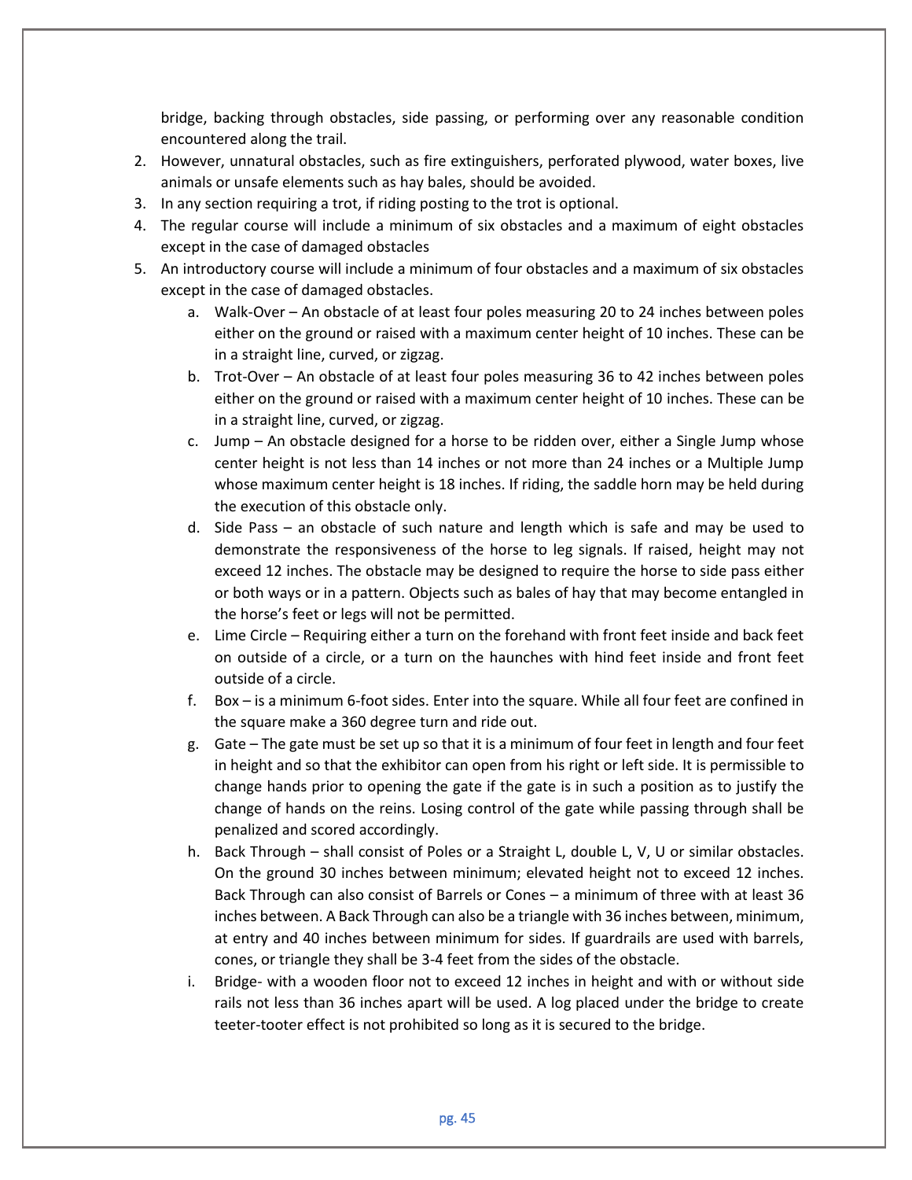bridge, backing through obstacles, side passing, or performing over any reasonable condition encountered along the trail.

2. However, unnatural obstacles, such as fire extinguishers, perforated plywood, water boxes, live animals or unsafe elements such as hay bales, should be avoided.
3. In any section requiring a trot, if riding posting to the trot is optional.
4. The regular course will include a minimum of six obstacles and a maximum of eight obstacles except in the case of damaged obstacles
5. An introductory course will include a minimum of four obstacles and a maximum of six obstacles except in the case of damaged obstacles.
    a. Walk-Over – An obstacle of at least four poles measuring 20 to 24 inches between poles either on the ground or raised with a maximum center height of 10 inches. These can be in a straight line, curved, or zigzag.
    b. Trot-Over – An obstacle of at least four poles measuring 36 to 42 inches between poles either on the ground or raised with a maximum center height of 10 inches. These can be in a straight line, curved, or zigzag.
    c. Jump – An obstacle designed for a horse to be ridden over, either a Single Jump whose center height is not less than 14 inches or not more than 24 inches or a Multiple Jump whose maximum center height is 18 inches. If riding, the saddle horn may be held during the execution of this obstacle only.
    d. Side Pass – an obstacle of such nature and length which is safe and may be used to demonstrate the responsiveness of the horse to leg signals. If raised, height may not exceed 12 inches. The obstacle may be designed to require the horse to side pass either or both ways or in a pattern. Objects such as bales of hay that may become entangled in the horse's feet or legs will not be permitted.
    e. Lime Circle – Requiring either a turn on the forehand with front feet inside and back feet on outside of a circle, or a turn on the haunches with hind feet inside and front feet outside of a circle.
    f. Box – is a minimum 6-foot sides. Enter into the square. While all four feet are confined in the square make a 360 degree turn and ride out.
    g. Gate – The gate must be set up so that it is a minimum of four feet in length and four feet in height and so that the exhibitor can open from his right or left side. It is permissible to change hands prior to opening the gate if the gate is in such a position as to justify the change of hands on the reins. Losing control of the gate while passing through shall be penalized and scored accordingly.
    h. Back Through – shall consist of Poles or a Straight L, double L, V, U or similar obstacles. On the ground 30 inches between minimum; elevated height not to exceed 12 inches. Back Through can also consist of Barrels or Cones – a minimum of three with at least 36 inches between. A Back Through can also be a triangle with 36 inches between, minimum, at entry and 40 inches between minimum for sides. If guardrails are used with barrels, cones, or triangle they shall be 3-4 feet from the sides of the obstacle.
    i. Bridge- with a wooden floor not to exceed 12 inches in height and with or without side rails not less than 36 inches apart will be used. A log placed under the bridge to create teeter-tooter effect is not prohibited so long as it is secured to the bridge.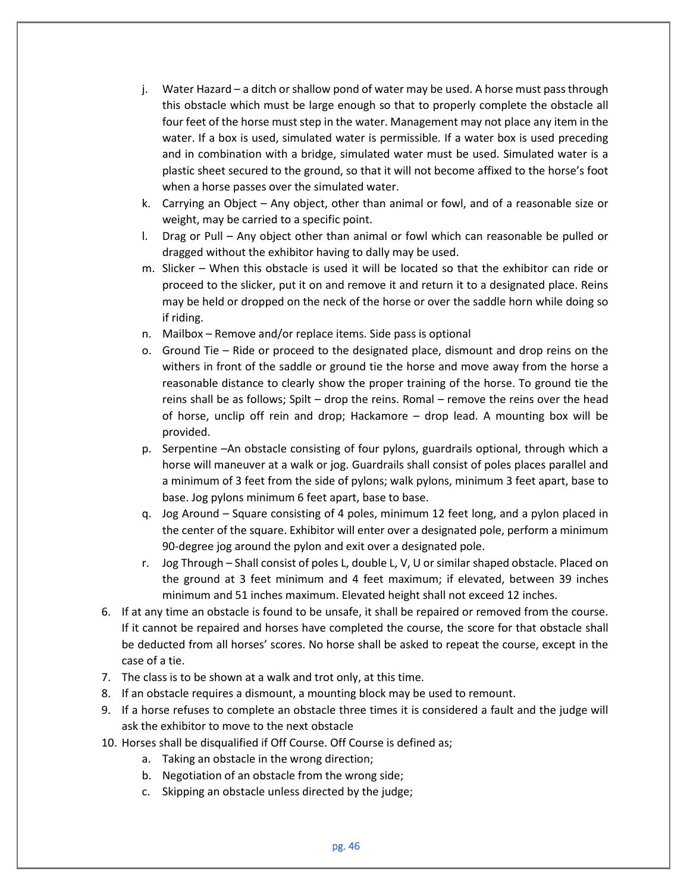j. Water Hazard – a ditch or shallow pond of water may be used. A horse must pass through this obstacle which must be large enough so that to properly complete the obstacle all four feet of the horse must step in the water. Management may not place any item in the water. If a box is used, simulated water is permissible. If a water box is used preceding and in combination with a bridge, simulated water must be used. Simulated water is a plastic sheet secured to the ground, so that it will not become affixed to the horse's foot when a horse passes over the simulated water.
   k. Carrying an Object – Any object, other than animal or fowl, and of a reasonable size or weight, may be carried to a specific point.
   l. Drag or Pull – Any object other than animal or fowl which can reasonable be pulled or dragged without the exhibitor having to dally may be used.
   m. Slicker – When this obstacle is used it will be located so that the exhibitor can ride or proceed to the slicker, put it on and remove it and return it to a designated place. Reins may be held or dropped on the neck of the horse or over the saddle horn while doing so if riding.
   n. Mailbox – Remove and/or replace items. Side pass is optional
   o. Ground Tie – Ride or proceed to the designated place, dismount and drop reins on the withers in front of the saddle or ground tie the horse and move away from the horse a reasonable distance to clearly show the proper training of the horse. To ground tie the reins shall be as follows; Spilt – drop the reins. Romal – remove the reins over the head of horse, unclip off rein and drop; Hackamore – drop lead. A mounting box will be provided.
   p. Serpentine –An obstacle consisting of four pylons, guardrails optional, through which a horse will maneuver at a walk or jog. Guardrails shall consist of poles places parallel and a minimum of 3 feet from the side of pylons; walk pylons, minimum 3 feet apart, base to base. Jog pylons minimum 6 feet apart, base to base.
   q. Jog Around – Square consisting of 4 poles, minimum 12 feet long, and a pylon placed in the center of the square. Exhibitor will enter over a designated pole, perform a minimum 90-degree jog around the pylon and exit over a designated pole.
   r. Jog Through – Shall consist of poles L, double L, V, U or similar shaped obstacle. Placed on the ground at 3 feet minimum and 4 feet maximum; if elevated, between 39 inches minimum and 51 inches maximum. Elevated height shall not exceed 12 inches.
6. If at any time an obstacle is found to be unsafe, it shall be repaired or removed from the course. If it cannot be repaired and horses have completed the course, the score for that obstacle shall be deducted from all horses' scores. No horse shall be asked to repeat the course, except in the case of a tie.
7. The class is to be shown at a walk and trot only, at this time.
8. If an obstacle requires a dismount, a mounting block may be used to remount.
9. If a horse refuses to complete an obstacle three times it is considered a fault and the judge will ask the exhibitor to move to the next obstacle
10. Horses shall be disqualified if Off Course. Off Course is defined as;
    a. Taking an obstacle in the wrong direction;
    b. Negotiation of an obstacle from the wrong side;
    c. Skipping an obstacle unless directed by the judge;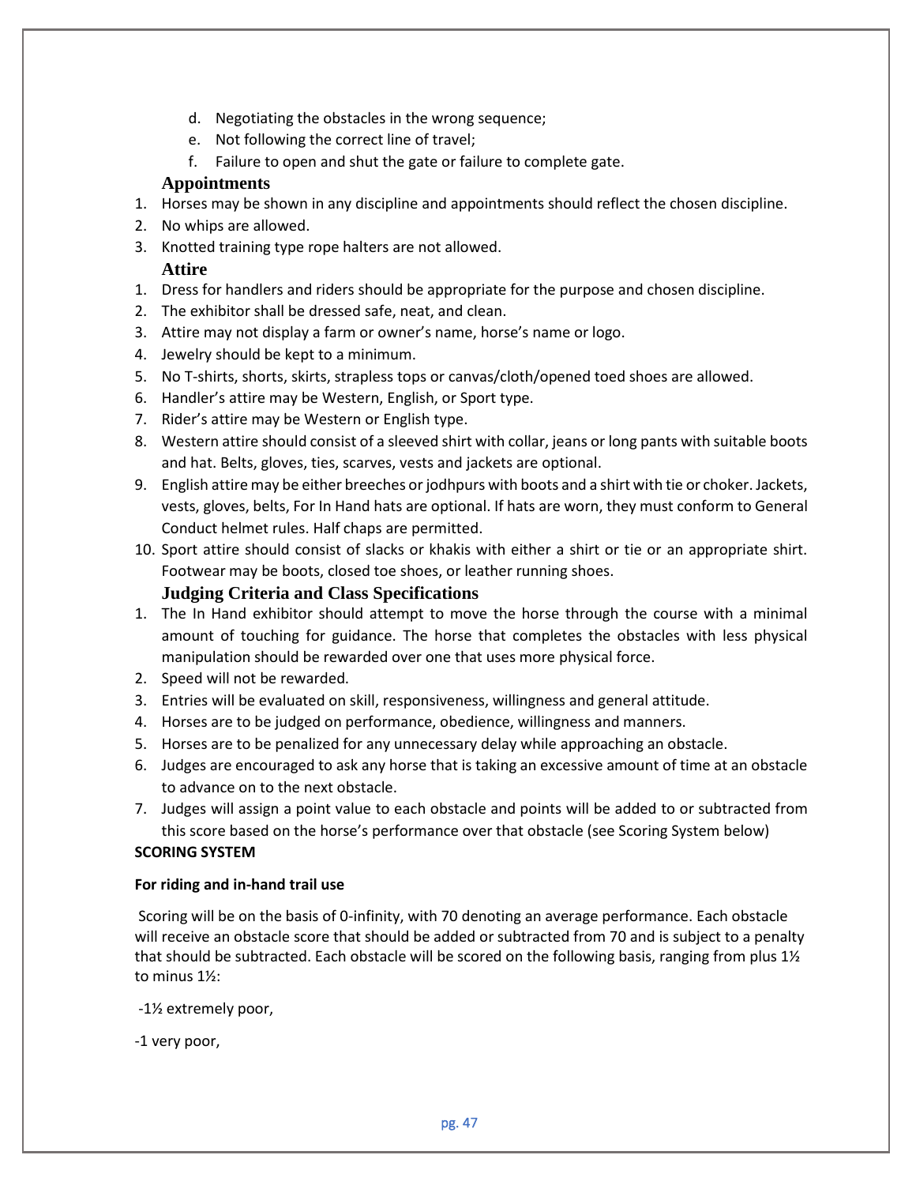d. Negotiating the obstacles in the wrong sequence;
e. Not following the correct line of travel;
f. Failure to open and shut the gate or failure to complete gate.

### Appointments

1. Horses may be shown in any discipline and appointments should reflect the chosen discipline.
2. No whips are allowed.
3. Knotted training type rope halters are not allowed.

### Attire

1. Dress for handlers and riders should be appropriate for the purpose and chosen discipline.
2. The exhibitor shall be dressed safe, neat, and clean.
3. Attire may not display a farm or owner's name, horse's name or logo.
4. Jewelry should be kept to a minimum.
5. No T-shirts, shorts, skirts, strapless tops or canvas/cloth/opened toed shoes are allowed.
6. Handler's attire may be Western, English, or Sport type.
7. Rider's attire may be Western or English type.
8. Western attire should consist of a sleeved shirt with collar, jeans or long pants with suitable boots and hat. Belts, gloves, ties, scarves, vests and jackets are optional.
9. English attire may be either breeches or jodhpurs with boots and a shirt with tie or choker. Jackets, vests, gloves, belts, For In Hand hats are optional. If hats are worn, they must conform to General Conduct helmet rules. Half chaps are permitted.
10. Sport attire should consist of slacks or khakis with either a shirt or tie or an appropriate shirt. Footwear may be boots, closed toe shoes, or leather running shoes.

### Judging Criteria and Class Specifications

1. The In Hand exhibitor should attempt to move the horse through the course with a minimal amount of touching for guidance. The horse that completes the obstacles with less physical manipulation should be rewarded over one that uses more physical force.
2. Speed will not be rewarded.
3. Entries will be evaluated on skill, responsiveness, willingness and general attitude.
4. Horses are to be judged on performance, obedience, willingness and manners.
5. Horses are to be penalized for any unnecessary delay while approaching an obstacle.
6. Judges are encouraged to ask any horse that is taking an excessive amount of time at an obstacle to advance on to the next obstacle.
7. Judges will assign a point value to each obstacle and points will be added to or subtracted from this score based on the horse's performance over that obstacle (see Scoring System below)

**SCORING SYSTEM**

**For riding and in-hand trail use**

Scoring will be on the basis of 0-infinity, with 70 denoting an average performance. Each obstacle will receive an obstacle score that should be added or subtracted from 70 and is subject to a penalty that should be subtracted. Each obstacle will be scored on the following basis, ranging from plus 1½ to minus 1½:

-1½ extremely poor,

-1 very poor,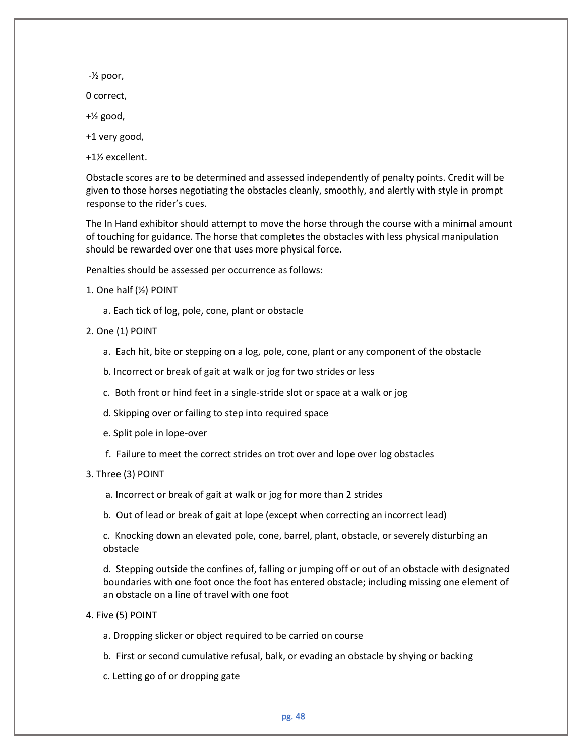-½ poor,

0 correct,

+½ good,

+1 very good,

+1½ excellent.

Obstacle scores are to be determined and assessed independently of penalty points. Credit will be given to those horses negotiating the obstacles cleanly, smoothly, and alertly with style in prompt response to the rider's cues.

The In Hand exhibitor should attempt to move the horse through the course with a minimal amount of touching for guidance. The horse that completes the obstacles with less physical manipulation should be rewarded over one that uses more physical force.

Penalties should be assessed per occurrence as follows:

1. One half (½) POINT
    a. Each tick of log, pole, cone, plant or obstacle
2. One (1) POINT
    a. Each hit, bite or stepping on a log, pole, cone, plant or any component of the obstacle
    b. Incorrect or break of gait at walk or jog for two strides or less
    c. Both front or hind feet in a single-stride slot or space at a walk or jog
    d. Skipping over or failing to step into required space
    e. Split pole in lope-over
    f. Failure to meet the correct strides on trot over and lope over log obstacles
3. Three (3) POINT
    a. Incorrect or break of gait at walk or jog for more than 2 strides
    b. Out of lead or break of gait at lope (except when correcting an incorrect lead)
    c. Knocking down an elevated pole, cone, barrel, plant, obstacle, or severely disturbing an obstacle
    d. Stepping outside the confines of, falling or jumping off or out of an obstacle with designated boundaries with one foot once the foot has entered obstacle; including missing one element of an obstacle on a line of travel with one foot
4. Five (5) POINT
    a. Dropping slicker or object required to be carried on course
    b. First or second cumulative refusal, balk, or evading an obstacle by shying or backing
    c. Letting go of or dropping gate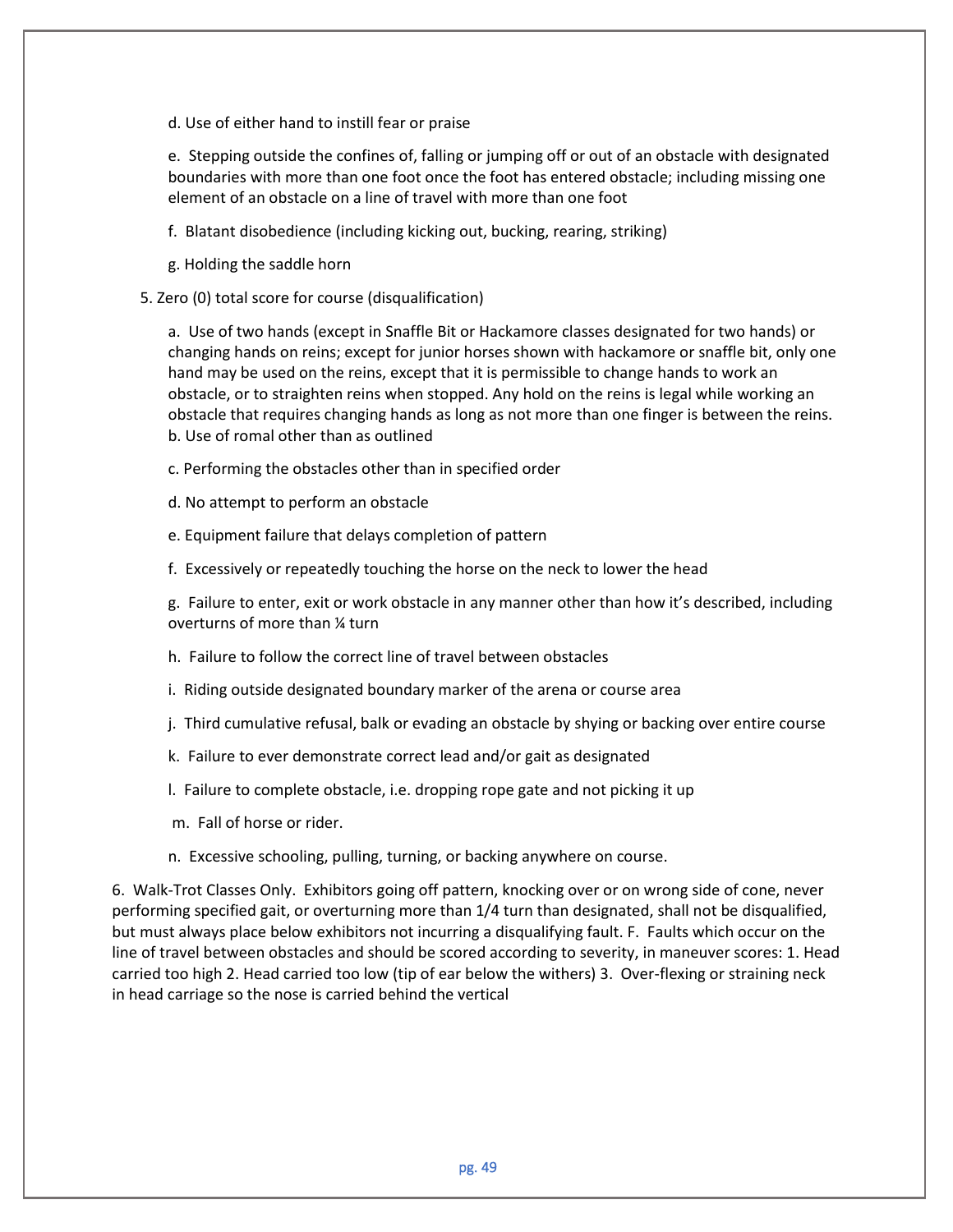d. Use of either hand to instill fear or praise

e. Stepping outside the confines of, falling or jumping off or out of an obstacle with designated boundaries with more than one foot once the foot has entered obstacle; including missing one element of an obstacle on a line of travel with more than one foot

f. Blatant disobedience (including kicking out, bucking, rearing, striking)

g. Holding the saddle horn

5. Zero (0) total score for course (disqualification)

a. Use of two hands (except in Snaffle Bit or Hackamore classes designated for two hands) or changing hands on reins; except for junior horses shown with hackamore or snaffle bit, only one hand may be used on the reins, except that it is permissible to change hands to work an obstacle, or to straighten reins when stopped. Any hold on the reins is legal while working an obstacle that requires changing hands as long as not more than one finger is between the reins.
b. Use of romal other than as outlined

c. Performing the obstacles other than in specified order

d. No attempt to perform an obstacle

e. Equipment failure that delays completion of pattern

f. Excessively or repeatedly touching the horse on the neck to lower the head

g. Failure to enter, exit or work obstacle in any manner other than how it's described, including overturns of more than ¼ turn

h. Failure to follow the correct line of travel between obstacles

i. Riding outside designated boundary marker of the arena or course area

j. Third cumulative refusal, balk or evading an obstacle by shying or backing over entire course

k. Failure to ever demonstrate correct lead and/or gait as designated

l. Failure to complete obstacle, i.e. dropping rope gate and not picking it up

m. Fall of horse or rider.

n. Excessive schooling, pulling, turning, or backing anywhere on course.

6. Walk-Trot Classes Only. Exhibitors going off pattern, knocking over or on wrong side of cone, never performing specified gait, or overturning more than 1/4 turn than designated, shall not be disqualified, but must always place below exhibitors not incurring a disqualifying fault. F. Faults which occur on the line of travel between obstacles and should be scored according to severity, in maneuver scores: 1. Head carried too high 2. Head carried too low (tip of ear below the withers) 3. Over-flexing or straining neck in head carriage so the nose is carried behind the vertical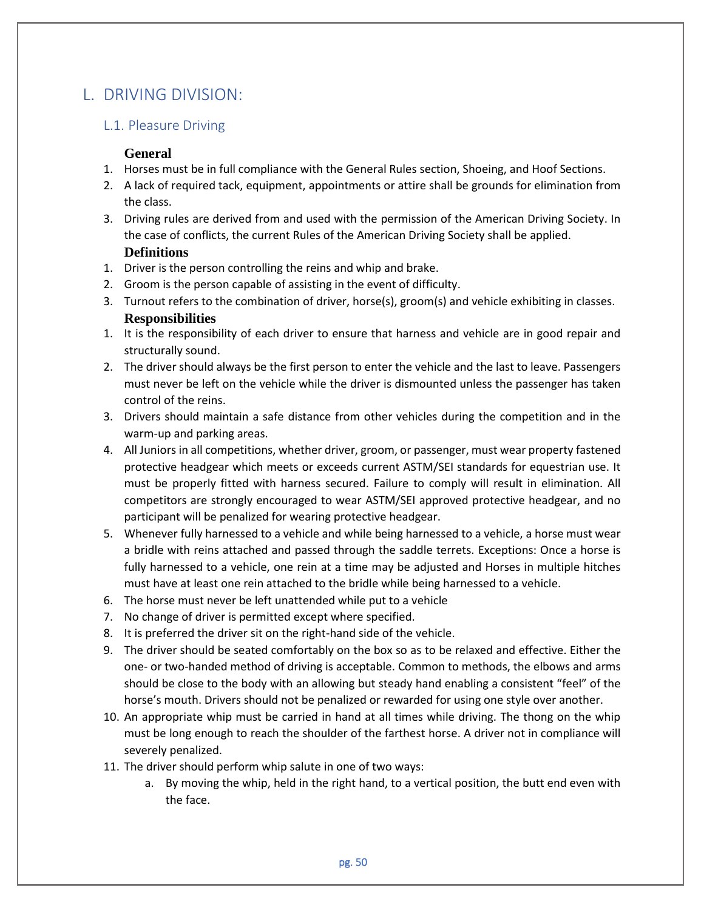# L. DRIVING DIVISION:

## L.1. Pleasure Driving

### General

1. Horses must be in full compliance with the General Rules section, Shoeing, and Hoof Sections.
2. A lack of required tack, equipment, appointments or attire shall be grounds for elimination from the class.
3. Driving rules are derived from and used with the permission of the American Driving Society. In the case of conflicts, the current Rules of the American Driving Society shall be applied.

### Definitions

1. Driver is the person controlling the reins and whip and brake.
2. Groom is the person capable of assisting in the event of difficulty.
3. Turnout refers to the combination of driver, horse(s), groom(s) and vehicle exhibiting in classes.

### Responsibilities

1. It is the responsibility of each driver to ensure that harness and vehicle are in good repair and structurally sound.
2. The driver should always be the first person to enter the vehicle and the last to leave. Passengers must never be left on the vehicle while the driver is dismounted unless the passenger has taken control of the reins.
3. Drivers should maintain a safe distance from other vehicles during the competition and in the warm-up and parking areas.
4. All Juniors in all competitions, whether driver, groom, or passenger, must wear property fastened protective headgear which meets or exceeds current ASTM/SEI standards for equestrian use. It must be properly fitted with harness secured. Failure to comply will result in elimination. All competitors are strongly encouraged to wear ASTM/SEI approved protective headgear, and no participant will be penalized for wearing protective headgear.
5. Whenever fully harnessed to a vehicle and while being harnessed to a vehicle, a horse must wear a bridle with reins attached and passed through the saddle terrets. Exceptions: Once a horse is fully harnessed to a vehicle, one rein at a time may be adjusted and Horses in multiple hitches must have at least one rein attached to the bridle while being harnessed to a vehicle.
6. The horse must never be left unattended while put to a vehicle
7. No change of driver is permitted except where specified.
8. It is preferred the driver sit on the right-hand side of the vehicle.
9. The driver should be seated comfortably on the box so as to be relaxed and effective. Either the one- or two-handed method of driving is acceptable. Common to methods, the elbows and arms should be close to the body with an allowing but steady hand enabling a consistent "feel" of the horse's mouth. Drivers should not be penalized or rewarded for using one style over another.
10. An appropriate whip must be carried in hand at all times while driving. The thong on the whip must be long enough to reach the shoulder of the farthest horse. A driver not in compliance will severely penalized.
11. The driver should perform whip salute in one of two ways:
    a. By moving the whip, held in the right hand, to a vertical position, the butt end even with the face.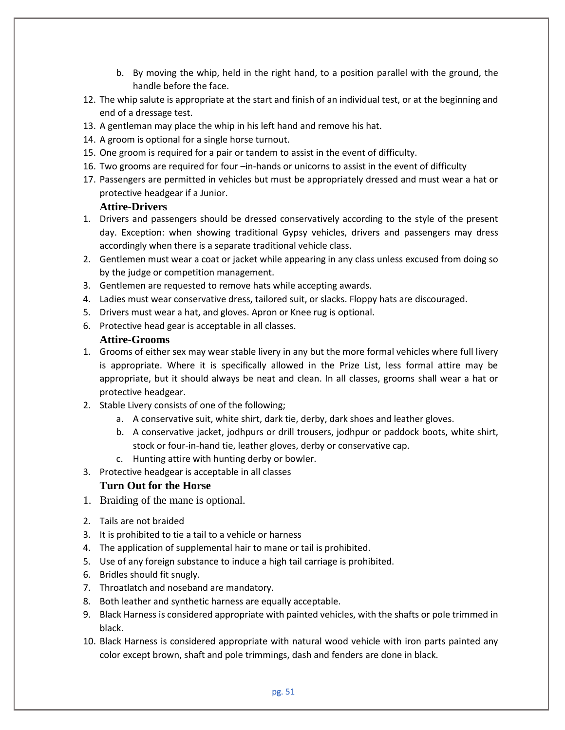b. By moving the whip, held in the right hand, to a position parallel with the ground, the handle before the face.

12. The whip salute is appropriate at the start and finish of an individual test, or at the beginning and end of a dressage test.
13. A gentleman may place the whip in his left hand and remove his hat.
14. A groom is optional for a single horse turnout.
15. One groom is required for a pair or tandem to assist in the event of difficulty.
16. Two grooms are required for four –in-hands or unicorns to assist in the event of difficulty
17. Passengers are permitted in vehicles but must be appropriately dressed and must wear a hat or protective headgear if a Junior.

### Attire-Drivers

1. Drivers and passengers should be dressed conservatively according to the style of the present day. Exception: when showing traditional Gypsy vehicles, drivers and passengers may dress accordingly when there is a separate traditional vehicle class.
2. Gentlemen must wear a coat or jacket while appearing in any class unless excused from doing so by the judge or competition management.
3. Gentlemen are requested to remove hats while accepting awards.
4. Ladies must wear conservative dress, tailored suit, or slacks. Floppy hats are discouraged.
5. Drivers must wear a hat, and gloves. Apron or Knee rug is optional.
6. Protective head gear is acceptable in all classes.

### Attire-Grooms

1. Grooms of either sex may wear stable livery in any but the more formal vehicles where full livery is appropriate. Where it is specifically allowed in the Prize List, less formal attire may be appropriate, but it should always be neat and clean. In all classes, grooms shall wear a hat or protective headgear.
2. Stable Livery consists of one of the following;
    a. A conservative suit, white shirt, dark tie, derby, dark shoes and leather gloves.
    b. A conservative jacket, jodhpurs or drill trousers, jodhpur or paddock boots, white shirt, stock or four-in-hand tie, leather gloves, derby or conservative cap.
    c. Hunting attire with hunting derby or bowler.
3. Protective headgear is acceptable in all classes

### Turn Out for the Horse

1. Braiding of the mane is optional.
2. Tails are not braided
3. It is prohibited to tie a tail to a vehicle or harness
4. The application of supplemental hair to mane or tail is prohibited.
5. Use of any foreign substance to induce a high tail carriage is prohibited.
6. Bridles should fit snugly.
7. Throatlatch and noseband are mandatory.
8. Both leather and synthetic harness are equally acceptable.
9. Black Harness is considered appropriate with painted vehicles, with the shafts or pole trimmed in black.
10. Black Harness is considered appropriate with natural wood vehicle with iron parts painted any color except brown, shaft and pole trimmings, dash and fenders are done in black.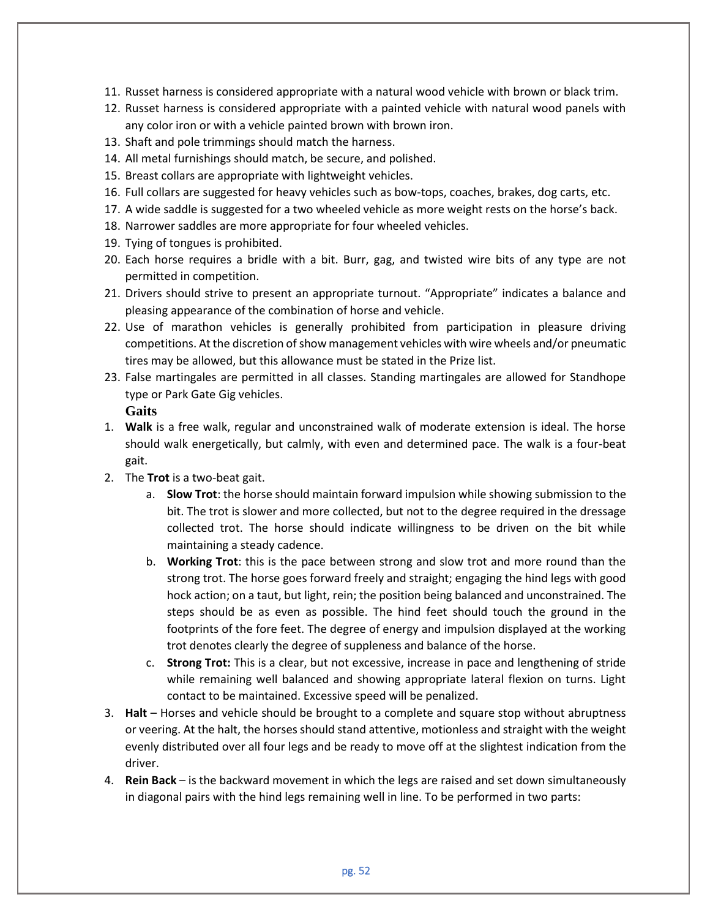11. Russet harness is considered appropriate with a natural wood vehicle with brown or black trim.
12. Russet harness is considered appropriate with a painted vehicle with natural wood panels with any color iron or with a vehicle painted brown with brown iron.
13. Shaft and pole trimmings should match the harness.
14. All metal furnishings should match, be secure, and polished.
15. Breast collars are appropriate with lightweight vehicles.
16. Full collars are suggested for heavy vehicles such as bow-tops, coaches, brakes, dog carts, etc.
17. A wide saddle is suggested for a two wheeled vehicle as more weight rests on the horse's back.
18. Narrower saddles are more appropriate for four wheeled vehicles.
19. Tying of tongues is prohibited.
20. Each horse requires a bridle with a bit. Burr, gag, and twisted wire bits of any type are not permitted in competition.
21. Drivers should strive to present an appropriate turnout. "Appropriate" indicates a balance and pleasing appearance of the combination of horse and vehicle.
22. Use of marathon vehicles is generally prohibited from participation in pleasure driving competitions. At the discretion of show management vehicles with wire wheels and/or pneumatic tires may be allowed, but this allowance must be stated in the Prize list.
23. False martingales are permitted in all classes. Standing martingales are allowed for Standhope type or Park Gate Gig vehicles.

### Gaits

1. **Walk** is a free walk, regular and unconstrained walk of moderate extension is ideal. The horse should walk energetically, but calmly, with even and determined pace. The walk is a four-beat gait.
2. The **Trot** is a two-beat gait.
   a. **Slow Trot**: the horse should maintain forward impulsion while showing submission to the bit. The trot is slower and more collected, but not to the degree required in the dressage collected trot. The horse should indicate willingness to be driven on the bit while maintaining a steady cadence.
   b. **Working Trot**: this is the pace between strong and slow trot and more round than the strong trot. The horse goes forward freely and straight; engaging the hind legs with good hock action; on a taut, but light, rein; the position being balanced and unconstrained. The steps should be as even as possible. The hind feet should touch the ground in the footprints of the fore feet. The degree of energy and impulsion displayed at the working trot denotes clearly the degree of suppleness and balance of the horse.
   c. **Strong Trot:** This is a clear, but not excessive, increase in pace and lengthening of stride while remaining well balanced and showing appropriate lateral flexion on turns. Light contact to be maintained. Excessive speed will be penalized.
3. **Halt** – Horses and vehicle should be brought to a complete and square stop without abruptness or veering. At the halt, the horses should stand attentive, motionless and straight with the weight evenly distributed over all four legs and be ready to move off at the slightest indication from the driver.
4. **Rein Back** – is the backward movement in which the legs are raised and set down simultaneously in diagonal pairs with the hind legs remaining well in line. To be performed in two parts: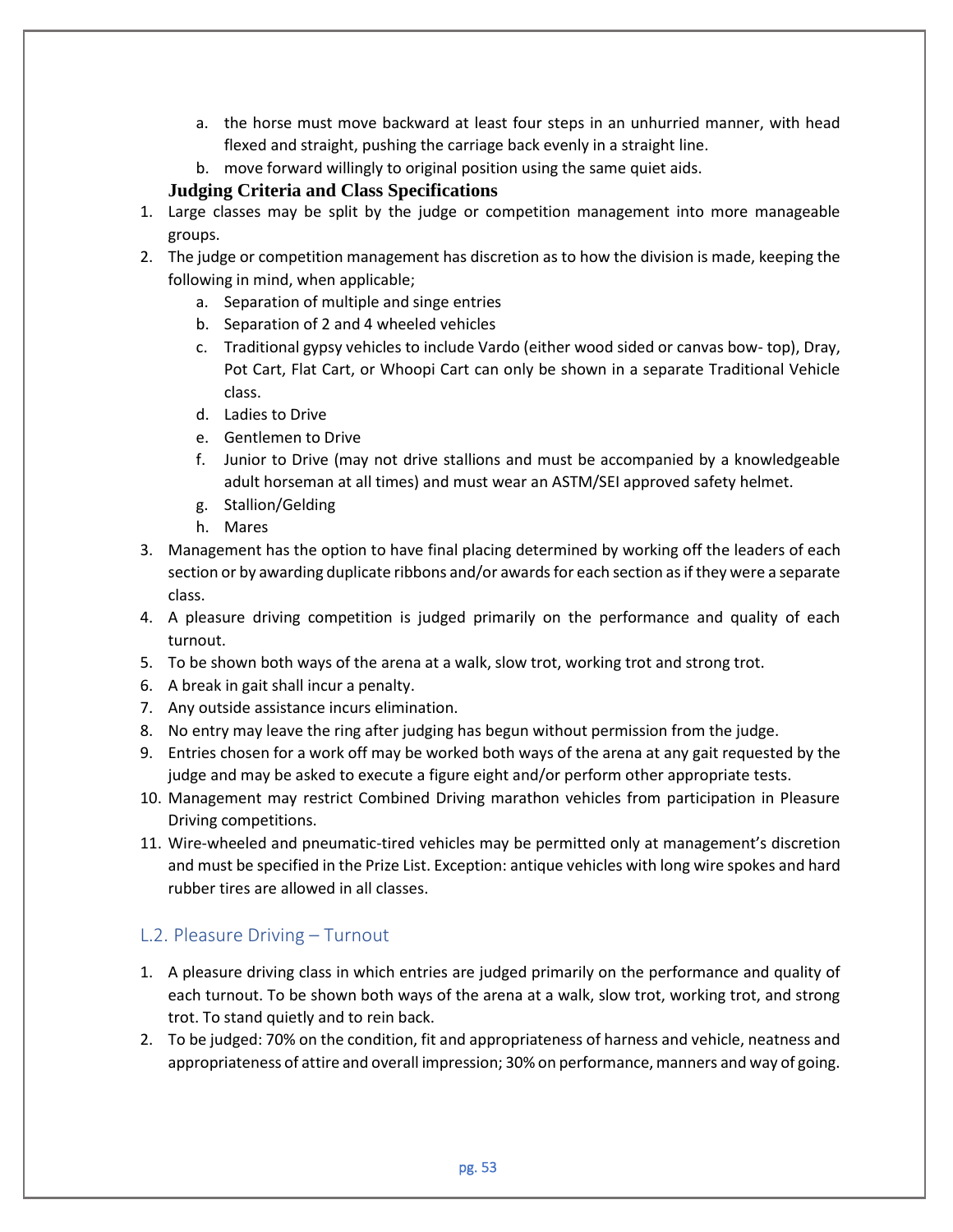a. the horse must move backward at least four steps in an unhurried manner, with head flexed and straight, pushing the carriage back evenly in a straight line.
   b. move forward willingly to original position using the same quiet aids.

**Judging Criteria and Class Specifications**

1. Large classes may be split by the judge or competition management into more manageable groups.
2. The judge or competition management has discretion as to how the division is made, keeping the following in mind, when applicable;
   a. Separation of multiple and singe entries
   b. Separation of 2 and 4 wheeled vehicles
   c. Traditional gypsy vehicles to include Vardo (either wood sided or canvas bow- top), Dray, Pot Cart, Flat Cart, or Whoopi Cart can only be shown in a separate Traditional Vehicle class.
   d. Ladies to Drive
   e. Gentlemen to Drive
   f. Junior to Drive (may not drive stallions and must be accompanied by a knowledgeable adult horseman at all times) and must wear an ASTM/SEI approved safety helmet.
   g. Stallion/Gelding
   h. Mares
3. Management has the option to have final placing determined by working off the leaders of each section or by awarding duplicate ribbons and/or awards for each section as if they were a separate class.
4. A pleasure driving competition is judged primarily on the performance and quality of each turnout.
5. To be shown both ways of the arena at a walk, slow trot, working trot and strong trot.
6. A break in gait shall incur a penalty.
7. Any outside assistance incurs elimination.
8. No entry may leave the ring after judging has begun without permission from the judge.
9. Entries chosen for a work off may be worked both ways of the arena at any gait requested by the judge and may be asked to execute a figure eight and/or perform other appropriate tests.
10. Management may restrict Combined Driving marathon vehicles from participation in Pleasure Driving competitions.
11. Wire-wheeled and pneumatic-tired vehicles may be permitted only at management's discretion and must be specified in the Prize List. Exception: antique vehicles with long wire spokes and hard rubber tires are allowed in all classes.

## L.2. Pleasure Driving – Turnout

1. A pleasure driving class in which entries are judged primarily on the performance and quality of each turnout. To be shown both ways of the arena at a walk, slow trot, working trot, and strong trot. To stand quietly and to rein back.
2. To be judged: 70% on the condition, fit and appropriateness of harness and vehicle, neatness and appropriateness of attire and overall impression; 30% on performance, manners and way of going.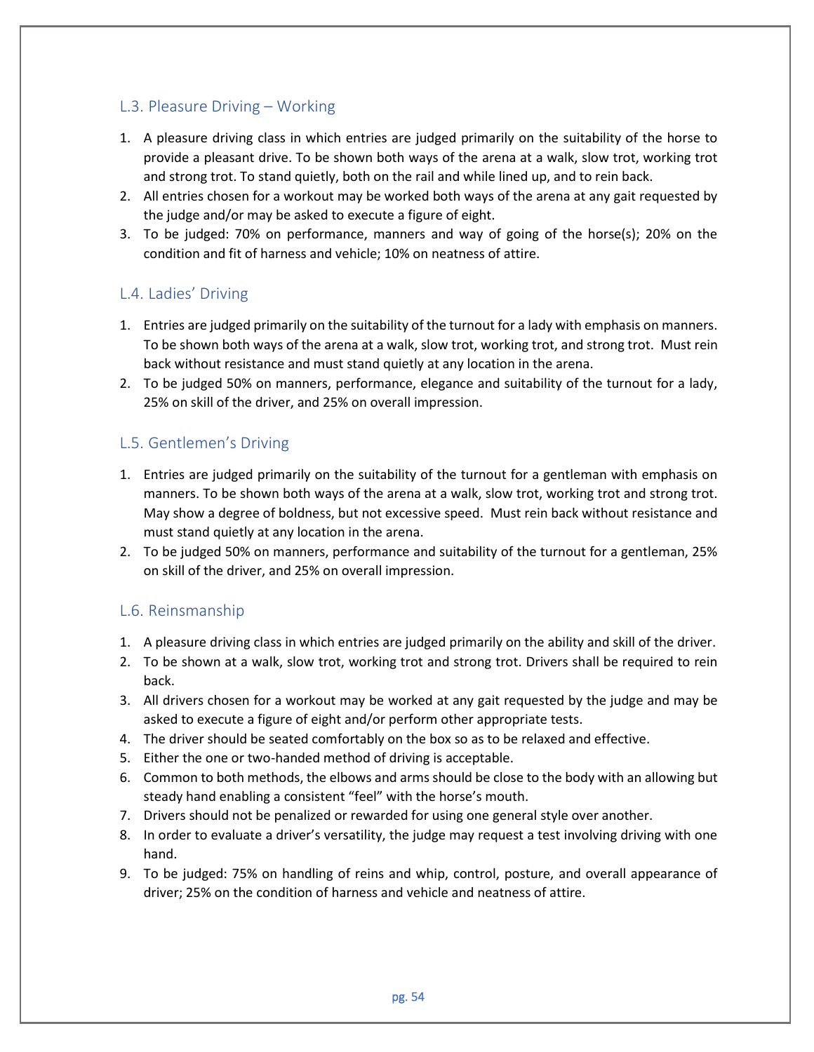### L.3. Pleasure Driving – Working

1. A pleasure driving class in which entries are judged primarily on the suitability of the horse to provide a pleasant drive. To be shown both ways of the arena at a walk, slow trot, working trot and strong trot. To stand quietly, both on the rail and while lined up, and to rein back.
2. All entries chosen for a workout may be worked both ways of the arena at any gait requested by the judge and/or may be asked to execute a figure of eight.
3. To be judged: 70% on performance, manners and way of going of the horse(s); 20% on the condition and fit of harness and vehicle; 10% on neatness of attire.

### L.4. Ladies' Driving

1. Entries are judged primarily on the suitability of the turnout for a lady with emphasis on manners. To be shown both ways of the arena at a walk, slow trot, working trot, and strong trot. Must rein back without resistance and must stand quietly at any location in the arena.
2. To be judged 50% on manners, performance, elegance and suitability of the turnout for a lady, 25% on skill of the driver, and 25% on overall impression.

### L.5. Gentlemen's Driving

1. Entries are judged primarily on the suitability of the turnout for a gentleman with emphasis on manners. To be shown both ways of the arena at a walk, slow trot, working trot and strong trot. May show a degree of boldness, but not excessive speed. Must rein back without resistance and must stand quietly at any location in the arena.
2. To be judged 50% on manners, performance and suitability of the turnout for a gentleman, 25% on skill of the driver, and 25% on overall impression.

### L.6. Reinsmanship

1. A pleasure driving class in which entries are judged primarily on the ability and skill of the driver.
2. To be shown at a walk, slow trot, working trot and strong trot. Drivers shall be required to rein back.
3. All drivers chosen for a workout may be worked at any gait requested by the judge and may be asked to execute a figure of eight and/or perform other appropriate tests.
4. The driver should be seated comfortably on the box so as to be relaxed and effective.
5. Either the one or two-handed method of driving is acceptable.
6. Common to both methods, the elbows and arms should be close to the body with an allowing but steady hand enabling a consistent "feel" with the horse's mouth.
7. Drivers should not be penalized or rewarded for using one general style over another.
8. In order to evaluate a driver's versatility, the judge may request a test involving driving with one hand.
9. To be judged: 75% on handling of reins and whip, control, posture, and overall appearance of driver; 25% on the condition of harness and vehicle and neatness of attire.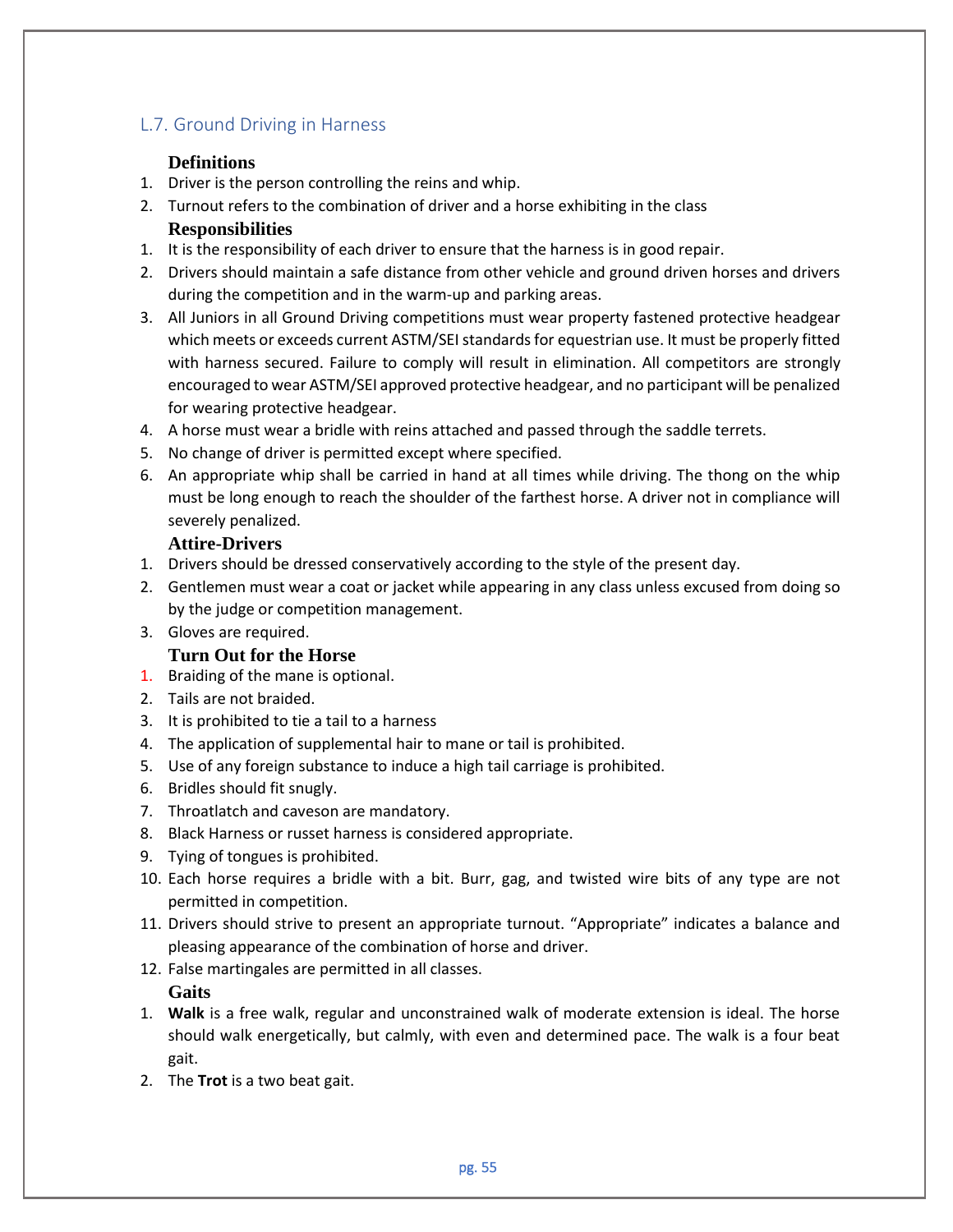## L.7. Ground Driving in Harness

### Definitions

1. Driver is the person controlling the reins and whip.
2. Turnout refers to the combination of driver and a horse exhibiting in the class

### Responsibilities

1. It is the responsibility of each driver to ensure that the harness is in good repair.
2. Drivers should maintain a safe distance from other vehicle and ground driven horses and drivers during the competition and in the warm-up and parking areas.
3. All Juniors in all Ground Driving competitions must wear property fastened protective headgear which meets or exceeds current ASTM/SEI standards for equestrian use. It must be properly fitted with harness secured. Failure to comply will result in elimination. All competitors are strongly encouraged to wear ASTM/SEI approved protective headgear, and no participant will be penalized for wearing protective headgear.
4. A horse must wear a bridle with reins attached and passed through the saddle terrets.
5. No change of driver is permitted except where specified.
6. An appropriate whip shall be carried in hand at all times while driving. The thong on the whip must be long enough to reach the shoulder of the farthest horse. A driver not in compliance will severely penalized.

### Attire-Drivers

1. Drivers should be dressed conservatively according to the style of the present day.
2. Gentlemen must wear a coat or jacket while appearing in any class unless excused from doing so by the judge or competition management.
3. Gloves are required.

### Turn Out for the Horse

1. Braiding of the mane is optional.
2. Tails are not braided.
3. It is prohibited to tie a tail to a harness
4. The application of supplemental hair to mane or tail is prohibited.
5. Use of any foreign substance to induce a high tail carriage is prohibited.
6. Bridles should fit snugly.
7. Throatlatch and caveson are mandatory.
8. Black Harness or russet harness is considered appropriate.
9. Tying of tongues is prohibited.
10. Each horse requires a bridle with a bit. Burr, gag, and twisted wire bits of any type are not permitted in competition.
11. Drivers should strive to present an appropriate turnout. "Appropriate" indicates a balance and pleasing appearance of the combination of horse and driver.
12. False martingales are permitted in all classes.

### Gaits

1. **Walk** is a free walk, regular and unconstrained walk of moderate extension is ideal. The horse should walk energetically, but calmly, with even and determined pace. The walk is a four beat gait.
2. The **Trot** is a two beat gait.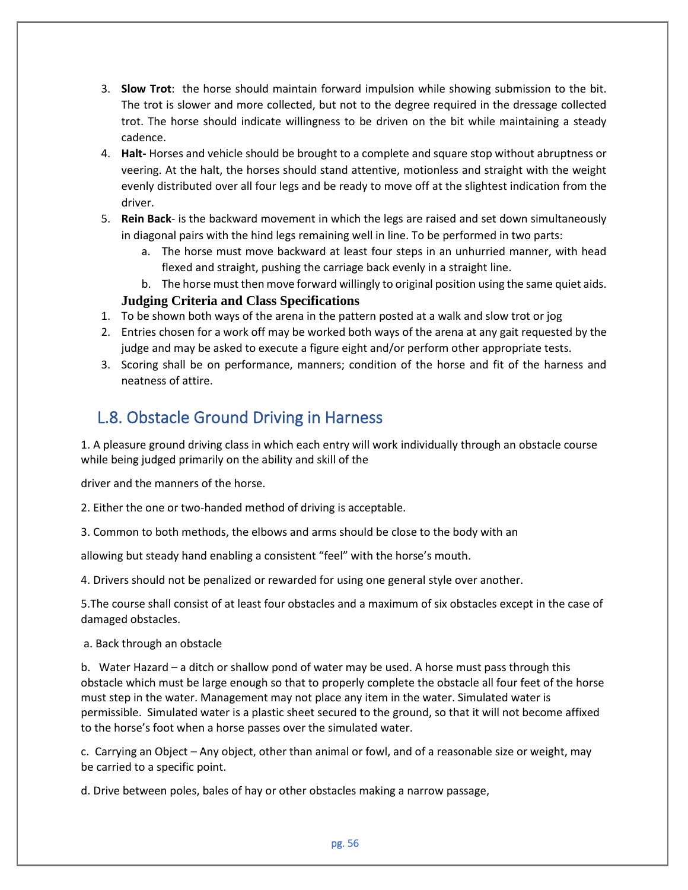3. **Slow Trot**: the horse should maintain forward impulsion while showing submission to the bit. The trot is slower and more collected, but not to the degree required in the dressage collected trot. The horse should indicate willingness to be driven on the bit while maintaining a steady cadence.
4. **Halt-** Horses and vehicle should be brought to a complete and square stop without abruptness or veering. At the halt, the horses should stand attentive, motionless and straight with the weight evenly distributed over all four legs and be ready to move off at the slightest indication from the driver.
5. **Rein Back**- is the backward movement in which the legs are raised and set down simultaneously in diagonal pairs with the hind legs remaining well in line. To be performed in two parts:
    a. The horse must move backward at least four steps in an unhurried manner, with head flexed and straight, pushing the carriage back evenly in a straight line.
    b. The horse must then move forward willingly to original position using the same quiet aids.

**Judging Criteria and Class Specifications**

1. To be shown both ways of the arena in the pattern posted at a walk and slow trot or jog
2. Entries chosen for a work off may be worked both ways of the arena at any gait requested by the judge and may be asked to execute a figure eight and/or perform other appropriate tests.
3. Scoring shall be on performance, manners; condition of the horse and fit of the harness and neatness of attire.

## L.8. Obstacle Ground Driving in Harness

1. A pleasure ground driving class in which each entry will work individually through an obstacle course while being judged primarily on the ability and skill of the

driver and the manners of the horse.

2. Either the one or two-handed method of driving is acceptable.

3. Common to both methods, the elbows and arms should be close to the body with an

allowing but steady hand enabling a consistent “feel” with the horse’s mouth.

4. Drivers should not be penalized or rewarded for using one general style over another.

5.The course shall consist of at least four obstacles and a maximum of six obstacles except in the case of damaged obstacles.

a. Back through an obstacle

b. Water Hazard – a ditch or shallow pond of water may be used. A horse must pass through this obstacle which must be large enough so that to properly complete the obstacle all four feet of the horse must step in the water. Management may not place any item in the water. Simulated water is permissible. Simulated water is a plastic sheet secured to the ground, so that it will not become affixed to the horse’s foot when a horse passes over the simulated water.

c. Carrying an Object – Any object, other than animal or fowl, and of a reasonable size or weight, may be carried to a specific point.

d. Drive between poles, bales of hay or other obstacles making a narrow passage,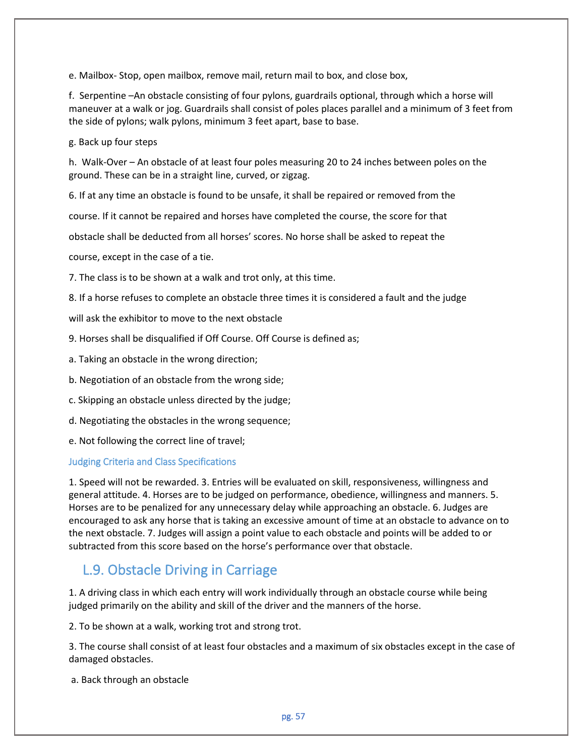e. Mailbox- Stop, open mailbox, remove mail, return mail to box, and close box,

f. Serpentine –An obstacle consisting of four pylons, guardrails optional, through which a horse will maneuver at a walk or jog. Guardrails shall consist of poles places parallel and a minimum of 3 feet from the side of pylons; walk pylons, minimum 3 feet apart, base to base.

g. Back up four steps

h. Walk-Over – An obstacle of at least four poles measuring 20 to 24 inches between poles on the ground. These can be in a straight line, curved, or zigzag.

6. If at any time an obstacle is found to be unsafe, it shall be repaired or removed from the course. If it cannot be repaired and horses have completed the course, the score for that obstacle shall be deducted from all horses' scores. No horse shall be asked to repeat the course, except in the case of a tie.

7. The class is to be shown at a walk and trot only, at this time.

8. If a horse refuses to complete an obstacle three times it is considered a fault and the judge will ask the exhibitor to move to the next obstacle

9. Horses shall be disqualified if Off Course. Off Course is defined as;

a. Taking an obstacle in the wrong direction;

b. Negotiation of an obstacle from the wrong side;

c. Skipping an obstacle unless directed by the judge;

d. Negotiating the obstacles in the wrong sequence;

e. Not following the correct line of travel;

### Judging Criteria and Class Specifications

1. Speed will not be rewarded. 3. Entries will be evaluated on skill, responsiveness, willingness and general attitude. 4. Horses are to be judged on performance, obedience, willingness and manners. 5. Horses are to be penalized for any unnecessary delay while approaching an obstacle. 6. Judges are encouraged to ask any horse that is taking an excessive amount of time at an obstacle to advance on to the next obstacle. 7. Judges will assign a point value to each obstacle and points will be added to or subtracted from this score based on the horse's performance over that obstacle.

## L.9. Obstacle Driving in Carriage

1. A driving class in which each entry will work individually through an obstacle course while being judged primarily on the ability and skill of the driver and the manners of the horse.

2. To be shown at a walk, working trot and strong trot.

3. The course shall consist of at least four obstacles and a maximum of six obstacles except in the case of damaged obstacles.

a. Back through an obstacle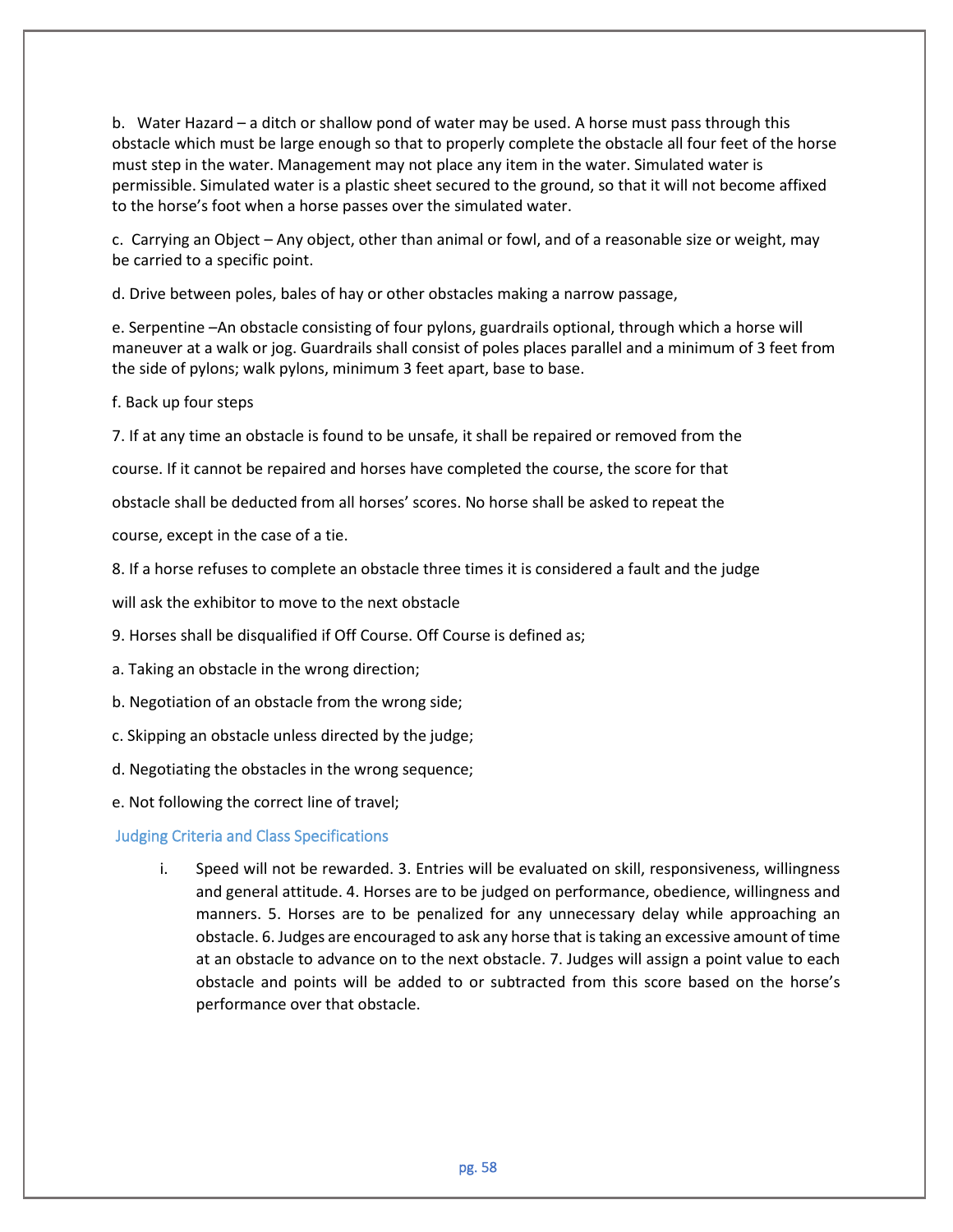b. Water Hazard – a ditch or shallow pond of water may be used. A horse must pass through this obstacle which must be large enough so that to properly complete the obstacle all four feet of the horse must step in the water. Management may not place any item in the water. Simulated water is permissible. Simulated water is a plastic sheet secured to the ground, so that it will not become affixed to the horse's foot when a horse passes over the simulated water.

c. Carrying an Object – Any object, other than animal or fowl, and of a reasonable size or weight, may be carried to a specific point.

d. Drive between poles, bales of hay or other obstacles making a narrow passage,

e. Serpentine –An obstacle consisting of four pylons, guardrails optional, through which a horse will maneuver at a walk or jog. Guardrails shall consist of poles places parallel and a minimum of 3 feet from the side of pylons; walk pylons, minimum 3 feet apart, base to base.

f. Back up four steps

7. If at any time an obstacle is found to be unsafe, it shall be repaired or removed from the course. If it cannot be repaired and horses have completed the course, the score for that obstacle shall be deducted from all horses' scores. No horse shall be asked to repeat the course, except in the case of a tie.

8. If a horse refuses to complete an obstacle three times it is considered a fault and the judge will ask the exhibitor to move to the next obstacle

9. Horses shall be disqualified if Off Course. Off Course is defined as;

a. Taking an obstacle in the wrong direction;

b. Negotiation of an obstacle from the wrong side;

c. Skipping an obstacle unless directed by the judge;

d. Negotiating the obstacles in the wrong sequence;

e. Not following the correct line of travel;

### Judging Criteria and Class Specifications

i. Speed will not be rewarded. 3. Entries will be evaluated on skill, responsiveness, willingness and general attitude. 4. Horses are to be judged on performance, obedience, willingness and manners. 5. Horses are to be penalized for any unnecessary delay while approaching an obstacle. 6. Judges are encouraged to ask any horse that is taking an excessive amount of time at an obstacle to advance on to the next obstacle. 7. Judges will assign a point value to each obstacle and points will be added to or subtracted from this score based on the horse's performance over that obstacle.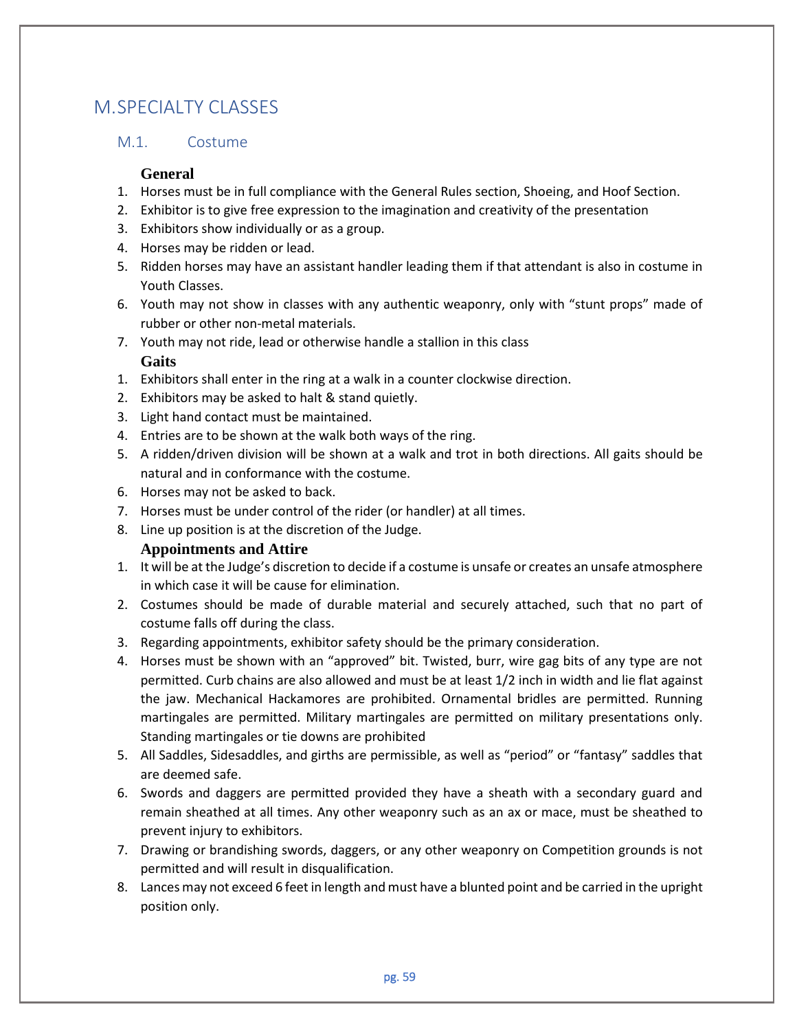# M. SPECIALTY CLASSES

## M.1. Costume

### General

1. Horses must be in full compliance with the General Rules section, Shoeing, and Hoof Section.
2. Exhibitor is to give free expression to the imagination and creativity of the presentation
3. Exhibitors show individually or as a group.
4. Horses may be ridden or lead.
5. Ridden horses may have an assistant handler leading them if that attendant is also in costume in Youth Classes.
6. Youth may not show in classes with any authentic weaponry, only with "stunt props" made of rubber or other non-metal materials.
7. Youth may not ride, lead or otherwise handle a stallion in this class

### Gaits

1. Exhibitors shall enter in the ring at a walk in a counter clockwise direction.
2. Exhibitors may be asked to halt & stand quietly.
3. Light hand contact must be maintained.
4. Entries are to be shown at the walk both ways of the ring.
5. A ridden/driven division will be shown at a walk and trot in both directions. All gaits should be natural and in conformance with the costume.
6. Horses may not be asked to back.
7. Horses must be under control of the rider (or handler) at all times.
8. Line up position is at the discretion of the Judge.

### Appointments and Attire

1. It will be at the Judge's discretion to decide if a costume is unsafe or creates an unsafe atmosphere in which case it will be cause for elimination.
2. Costumes should be made of durable material and securely attached, such that no part of costume falls off during the class.
3. Regarding appointments, exhibitor safety should be the primary consideration.
4. Horses must be shown with an "approved" bit. Twisted, burr, wire gag bits of any type are not permitted. Curb chains are also allowed and must be at least 1/2 inch in width and lie flat against the jaw. Mechanical Hackamores are prohibited. Ornamental bridles are permitted. Running martingales are permitted. Military martingales are permitted on military presentations only. Standing martingales or tie downs are prohibited
5. All Saddles, Sidesaddles, and girths are permissible, as well as "period" or "fantasy" saddles that are deemed safe.
6. Swords and daggers are permitted provided they have a sheath with a secondary guard and remain sheathed at all times. Any other weaponry such as an ax or mace, must be sheathed to prevent injury to exhibitors.
7. Drawing or brandishing swords, daggers, or any other weaponry on Competition grounds is not permitted and will result in disqualification.
8. Lances may not exceed 6 feet in length and must have a blunted point and be carried in the upright position only.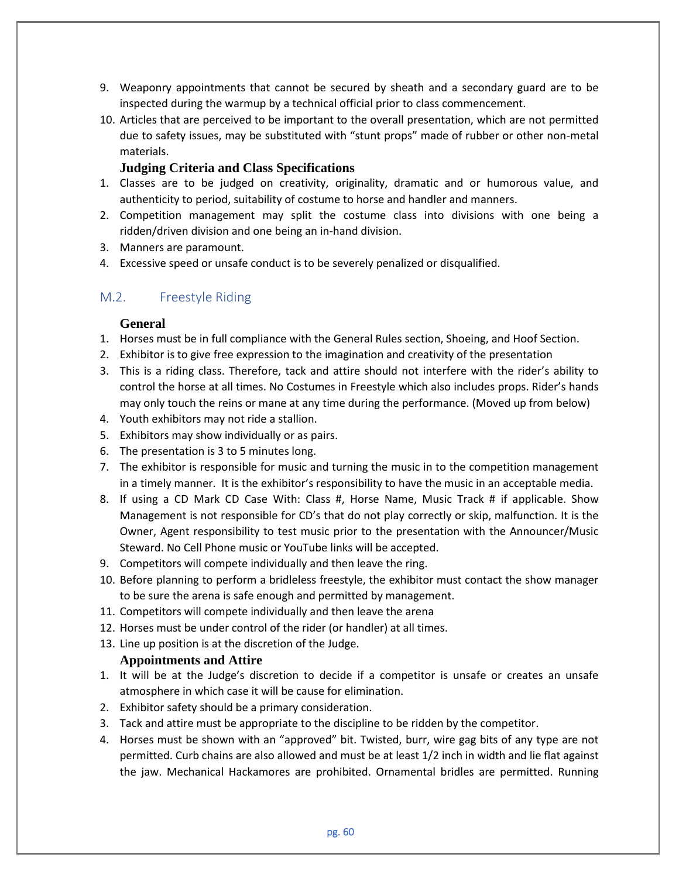9. Weaponry appointments that cannot be secured by sheath and a secondary guard are to be inspected during the warmup by a technical official prior to class commencement.
10. Articles that are perceived to be important to the overall presentation, which are not permitted due to safety issues, may be substituted with "stunt props" made of rubber or other non-metal materials.

**Judging Criteria and Class Specifications**

1. Classes are to be judged on creativity, originality, dramatic and or humorous value, and authenticity to period, suitability of costume to horse and handler and manners.
2. Competition management may split the costume class into divisions with one being a ridden/driven division and one being an in-hand division.
3. Manners are paramount.
4. Excessive speed or unsafe conduct is to be severely penalized or disqualified.

## M.2. Freestyle Riding

**General**

1. Horses must be in full compliance with the General Rules section, Shoeing, and Hoof Section.
2. Exhibitor is to give free expression to the imagination and creativity of the presentation
3. This is a riding class. Therefore, tack and attire should not interfere with the rider's ability to control the horse at all times. No Costumes in Freestyle which also includes props. Rider's hands may only touch the reins or mane at any time during the performance. (Moved up from below)
4. Youth exhibitors may not ride a stallion.
5. Exhibitors may show individually or as pairs.
6. The presentation is 3 to 5 minutes long.
7. The exhibitor is responsible for music and turning the music in to the competition management in a timely manner. It is the exhibitor's responsibility to have the music in an acceptable media.
8. If using a CD Mark CD Case With: Class #, Horse Name, Music Track # if applicable. Show Management is not responsible for CD's that do not play correctly or skip, malfunction. It is the Owner, Agent responsibility to test music prior to the presentation with the Announcer/Music Steward. No Cell Phone music or YouTube links will be accepted.
9. Competitors will compete individually and then leave the ring.
10. Before planning to perform a bridleless freestyle, the exhibitor must contact the show manager to be sure the arena is safe enough and permitted by management.
11. Competitors will compete individually and then leave the arena
12. Horses must be under control of the rider (or handler) at all times.
13. Line up position is at the discretion of the Judge.

**Appointments and Attire**

1. It will be at the Judge's discretion to decide if a competitor is unsafe or creates an unsafe atmosphere in which case it will be cause for elimination.
2. Exhibitor safety should be a primary consideration.
3. Tack and attire must be appropriate to the discipline to be ridden by the competitor.
4. Horses must be shown with an "approved" bit. Twisted, burr, wire gag bits of any type are not permitted. Curb chains are also allowed and must be at least 1/2 inch in width and lie flat against the jaw. Mechanical Hackamores are prohibited. Ornamental bridles are permitted. Running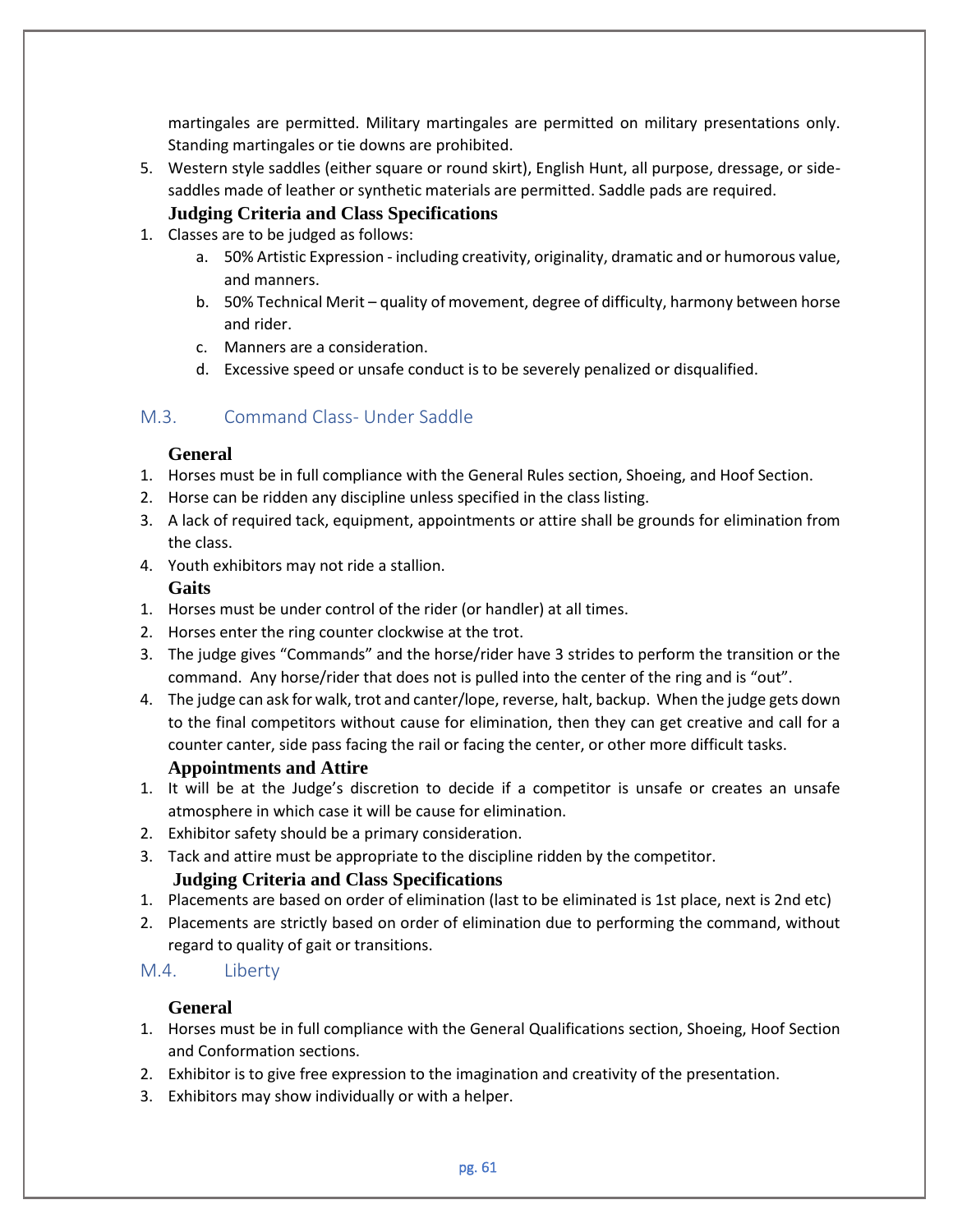martingales are permitted. Military martingales are permitted on military presentations only. Standing martingales or tie downs are prohibited.

5. Western style saddles (either square or round skirt), English Hunt, all purpose, dressage, or side-saddles made of leather or synthetic materials are permitted. Saddle pads are required.

**Judging Criteria and Class Specifications**

1. Classes are to be judged as follows:
    a. 50% Artistic Expression - including creativity, originality, dramatic and or humorous value, and manners.
    b. 50% Technical Merit – quality of movement, degree of difficulty, harmony between horse and rider.
    c. Manners are a consideration.
    d. Excessive speed or unsafe conduct is to be severely penalized or disqualified.

## M.3. Command Class- Under Saddle

**General**

1. Horses must be in full compliance with the General Rules section, Shoeing, and Hoof Section.
2. Horse can be ridden any discipline unless specified in the class listing.
3. A lack of required tack, equipment, appointments or attire shall be grounds for elimination from the class.
4. Youth exhibitors may not ride a stallion.

**Gaits**

1. Horses must be under control of the rider (or handler) at all times.
2. Horses enter the ring counter clockwise at the trot.
3. The judge gives "Commands" and the horse/rider have 3 strides to perform the transition or the command. Any horse/rider that does not is pulled into the center of the ring and is "out".
4. The judge can ask for walk, trot and canter/lope, reverse, halt, backup. When the judge gets down to the final competitors without cause for elimination, then they can get creative and call for a counter canter, side pass facing the rail or facing the center, or other more difficult tasks.

**Appointments and Attire**

1. It will be at the Judge's discretion to decide if a competitor is unsafe or creates an unsafe atmosphere in which case it will be cause for elimination.
2. Exhibitor safety should be a primary consideration.
3. Tack and attire must be appropriate to the discipline ridden by the competitor.

**Judging Criteria and Class Specifications**

1. Placements are based on order of elimination (last to be eliminated is 1st place, next is 2nd etc)
2. Placements are strictly based on order of elimination due to performing the command, without regard to quality of gait or transitions.

## M.4. Liberty

**General**

1. Horses must be in full compliance with the General Qualifications section, Shoeing, Hoof Section and Conformation sections.
2. Exhibitor is to give free expression to the imagination and creativity of the presentation.
3. Exhibitors may show individually or with a helper.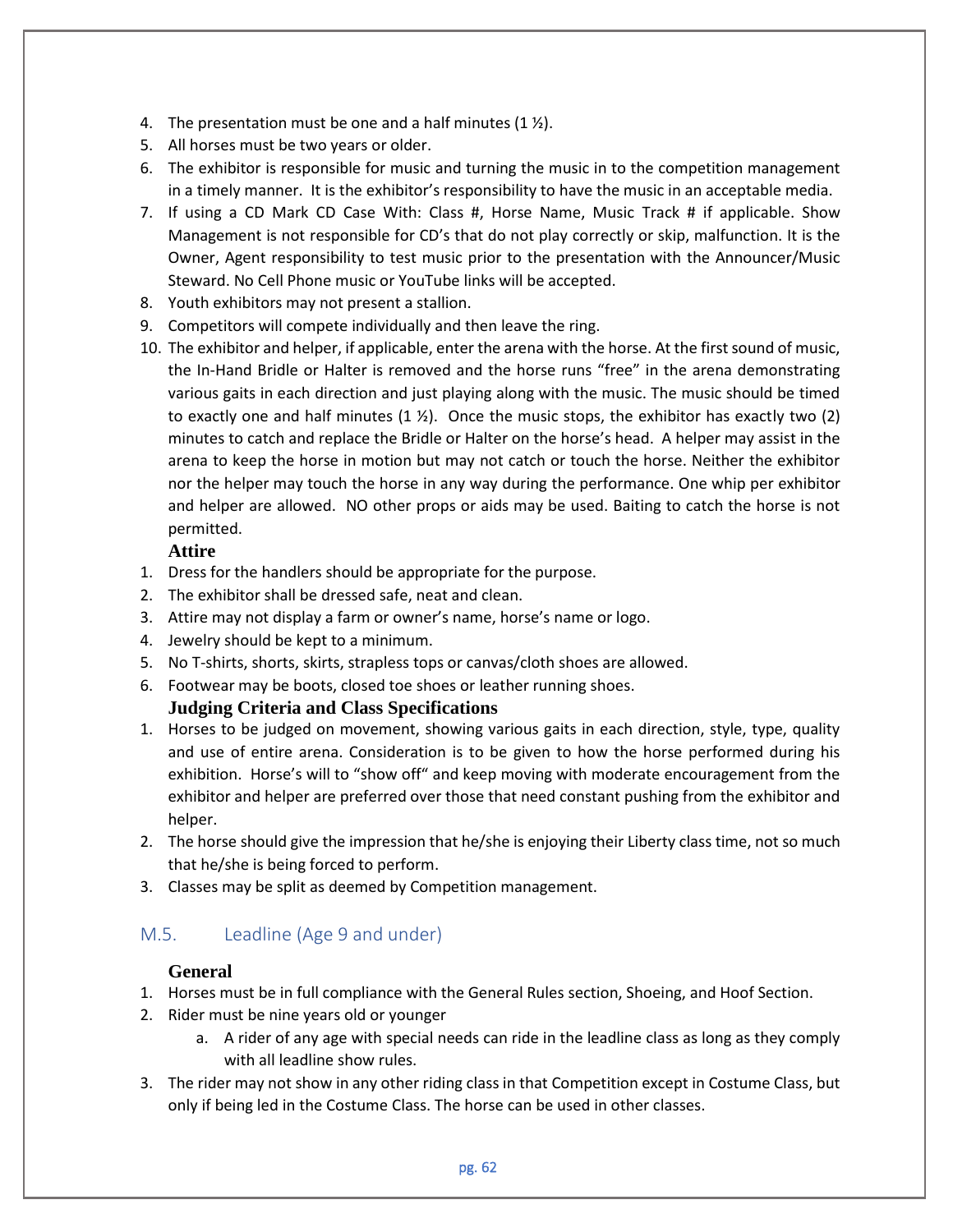4. The presentation must be one and a half minutes (1 ½).
5. All horses must be two years or older.
6. The exhibitor is responsible for music and turning the music in to the competition management in a timely manner. It is the exhibitor's responsibility to have the music in an acceptable media.
7. If using a CD Mark CD Case With: Class #, Horse Name, Music Track # if applicable. Show Management is not responsible for CD's that do not play correctly or skip, malfunction. It is the Owner, Agent responsibility to test music prior to the presentation with the Announcer/Music Steward. No Cell Phone music or YouTube links will be accepted.
8. Youth exhibitors may not present a stallion.
9. Competitors will compete individually and then leave the ring.
10. The exhibitor and helper, if applicable, enter the arena with the horse. At the first sound of music, the In-Hand Bridle or Halter is removed and the horse runs "free" in the arena demonstrating various gaits in each direction and just playing along with the music. The music should be timed to exactly one and half minutes (1 ½). Once the music stops, the exhibitor has exactly two (2) minutes to catch and replace the Bridle or Halter on the horse's head. A helper may assist in the arena to keep the horse in motion but may not catch or touch the horse. Neither the exhibitor nor the helper may touch the horse in any way during the performance. One whip per exhibitor and helper are allowed. NO other props or aids may be used. Baiting to catch the horse is not permitted.

**Attire**

1. Dress for the handlers should be appropriate for the purpose.
2. The exhibitor shall be dressed safe, neat and clean.
3. Attire may not display a farm or owner's name, horse's name or logo.
4. Jewelry should be kept to a minimum.
5. No T-shirts, shorts, skirts, strapless tops or canvas/cloth shoes are allowed.
6. Footwear may be boots, closed toe shoes or leather running shoes.

**Judging Criteria and Class Specifications**

1. Horses to be judged on movement, showing various gaits in each direction, style, type, quality and use of entire arena. Consideration is to be given to how the horse performed during his exhibition. Horse's will to "show off" and keep moving with moderate encouragement from the exhibitor and helper are preferred over those that need constant pushing from the exhibitor and helper.
2. The horse should give the impression that he/she is enjoying their Liberty class time, not so much that he/she is being forced to perform.
3. Classes may be split as deemed by Competition management.

## M.5. Leadline (Age 9 and under)

**General**

1. Horses must be in full compliance with the General Rules section, Shoeing, and Hoof Section.
2. Rider must be nine years old or younger
   a. A rider of any age with special needs can ride in the leadline class as long as they comply with all leadline show rules.
3. The rider may not show in any other riding class in that Competition except in Costume Class, but only if being led in the Costume Class. The horse can be used in other classes.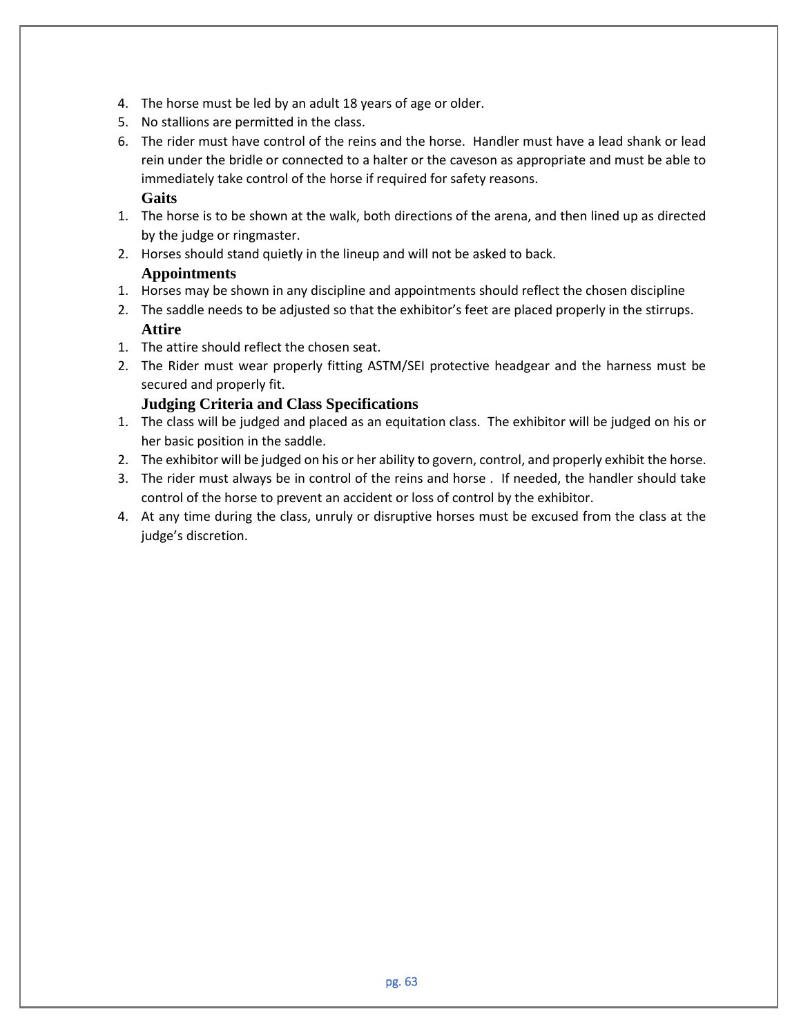4. The horse must be led by an adult 18 years of age or older.
5. No stallions are permitted in the class.
6. The rider must have control of the reins and the horse. Handler must have a lead shank or lead rein under the bridle or connected to a halter or the caveson as appropriate and must be able to immediately take control of the horse if required for safety reasons.

### Gaits

1. The horse is to be shown at the walk, both directions of the arena, and then lined up as directed by the judge or ringmaster.
2. Horses should stand quietly in the lineup and will not be asked to back.

### Appointments

1. Horses may be shown in any discipline and appointments should reflect the chosen discipline
2. The saddle needs to be adjusted so that the exhibitor's feet are placed properly in the stirrups.

### Attire

1. The attire should reflect the chosen seat.
2. The Rider must wear properly fitting ASTM/SEI protective headgear and the harness must be secured and properly fit.

### Judging Criteria and Class Specifications

1. The class will be judged and placed as an equitation class. The exhibitor will be judged on his or her basic position in the saddle.
2. The exhibitor will be judged on his or her ability to govern, control, and properly exhibit the horse.
3. The rider must always be in control of the reins and horse . If needed, the handler should take control of the horse to prevent an accident or loss of control by the exhibitor.
4. At any time during the class, unruly or disruptive horses must be excused from the class at the judge's discretion.